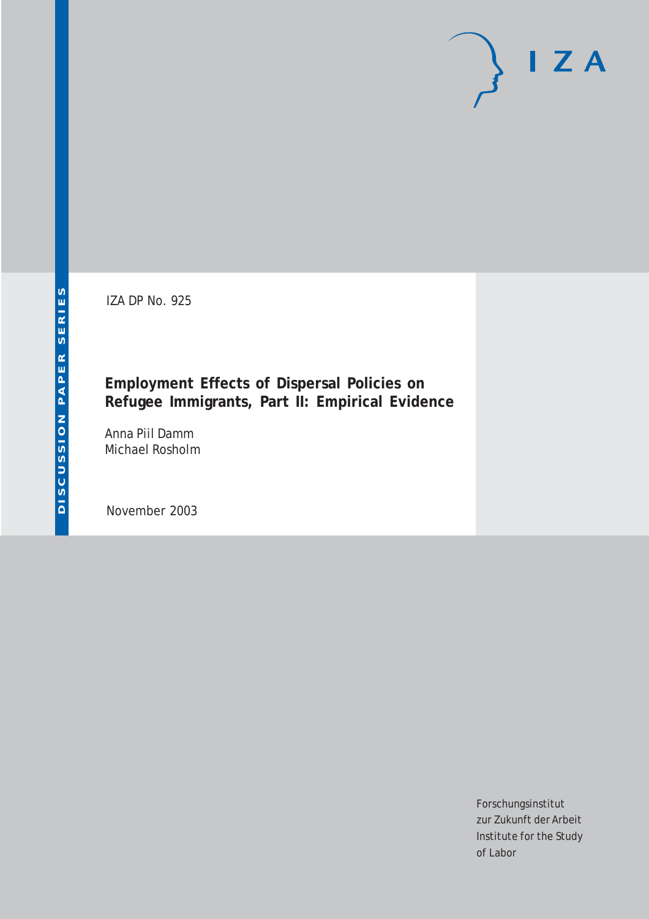IZA DP No. 925

# Employment Effects of Dispersal Policies on Refugee Immigrants, Part II: Empirical Evidence

Anna Piil Damm
Michael Rosholm

November 2003

DISCUSSION PAPER SERIES

Forschungsinstitut
zur Zukunft der Arbeit
Institute for the Study
of Labor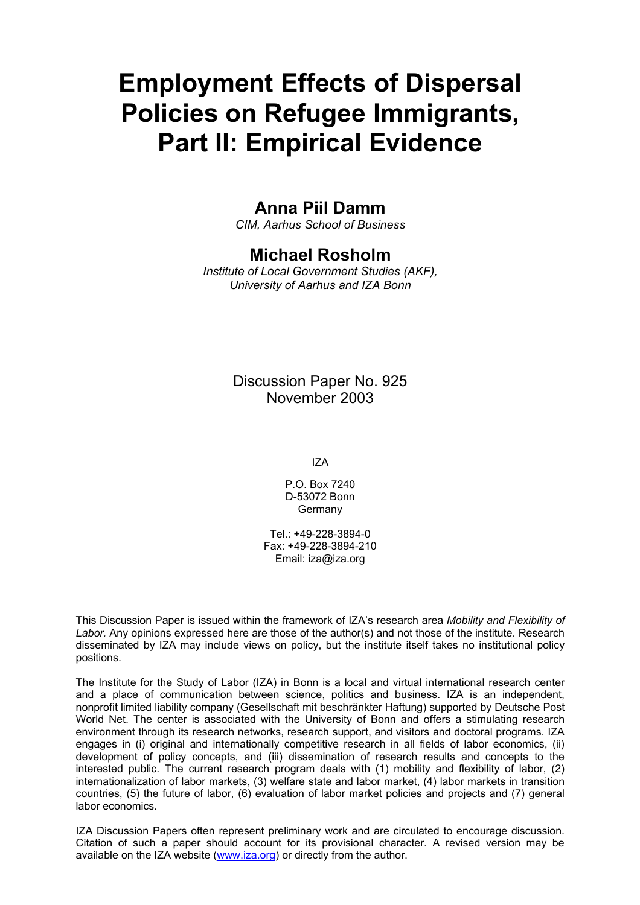# Employment Effects of Dispersal Policies on Refugee Immigrants, Part II: Empirical Evidence

## Anna Piil Damm

*CIM, Aarhus School of Business*

## Michael Rosholm

*Institute of Local Government Studies (AKF), University of Aarhus and IZA Bonn*

Discussion Paper No. 925
November 2003

IZA

P.O. Box 7240
D-53072 Bonn
Germany

Tel.: +49-228-3894-0
Fax: +49-228-3894-210
Email: iza@iza.org

This Discussion Paper is issued within the framework of IZA's research area *Mobility and Flexibility of Labor.* Any opinions expressed here are those of the author(s) and not those of the institute. Research disseminated by IZA may include views on policy, but the institute itself takes no institutional policy positions.

The Institute for the Study of Labor (IZA) in Bonn is a local and virtual international research center and a place of communication between science, politics and business. IZA is an independent, nonprofit limited liability company (Gesellschaft mit beschränkter Haftung) supported by Deutsche Post World Net. The center is associated with the University of Bonn and offers a stimulating research environment through its research networks, research support, and visitors and doctoral programs. IZA engages in (i) original and internationally competitive research in all fields of labor economics, (ii) development of policy concepts, and (iii) dissemination of research results and concepts to the interested public. The current research program deals with (1) mobility and flexibility of labor, (2) internationalization of labor markets, (3) welfare state and labor market, (4) labor markets in transition countries, (5) the future of labor, (6) evaluation of labor market policies and projects and (7) general labor economics.

IZA Discussion Papers often represent preliminary work and are circulated to encourage discussion. Citation of such a paper should account for its provisional character. A revised version may be available on the IZA website (www.iza.org) or directly from the author.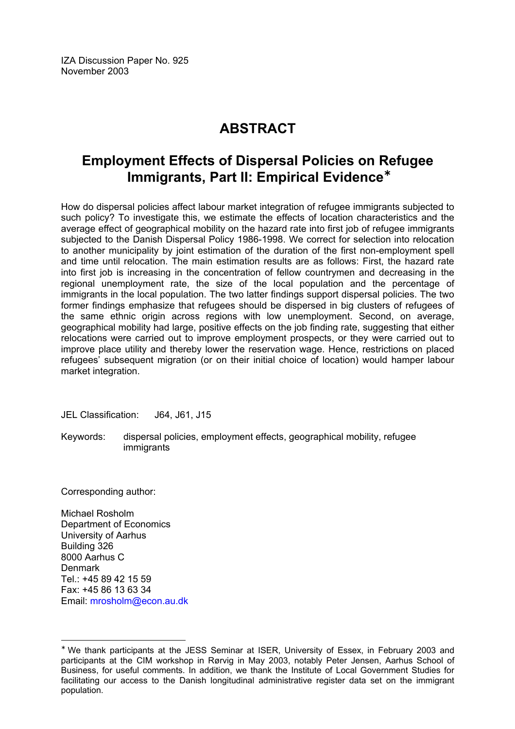IZA Discussion Paper No. 925
November 2003

# ABSTRACT

## Employment Effects of Dispersal Policies on Refugee Immigrants, Part II: Empirical Evidence*

How do dispersal policies affect labour market integration of refugee immigrants subjected to such policy? To investigate this, we estimate the effects of location characteristics and the average effect of geographical mobility on the hazard rate into first job of refugee immigrants subjected to the Danish Dispersal Policy 1986-1998. We correct for selection into relocation to another municipality by joint estimation of the duration of the first non-employment spell and time until relocation. The main estimation results are as follows: First, the hazard rate into first job is increasing in the concentration of fellow countrymen and decreasing in the regional unemployment rate, the size of the local population and the percentage of immigrants in the local population. The two latter findings support dispersal policies. The two former findings emphasize that refugees should be dispersed in big clusters of refugees of the same ethnic origin across regions with low unemployment. Second, on average, geographical mobility had large, positive effects on the job finding rate, suggesting that either relocations were carried out to improve employment prospects, or they were carried out to improve place utility and thereby lower the reservation wage. Hence, restrictions on placed refugees' subsequent migration (or on their initial choice of location) would hamper labour market integration.

JEL Classification: J64, J61, J15

Keywords: dispersal policies, employment effects, geographical mobility, refugee immigrants

Corresponding author:

Michael Rosholm
Department of Economics
University of Aarhus
Building 326
8000 Aarhus C
Denmark
Tel.: +45 89 42 15 59
Fax: +45 86 13 63 34
Email: mrosholm@econ.au.dk

---

* We thank participants at the JESS Seminar at ISER, University of Essex, in February 2003 and participants at the CIM workshop in Rørvig in May 2003, notably Peter Jensen, Aarhus School of Business, for useful comments. In addition, we thank the Institute of Local Government Studies for facilitating our access to the Danish longitudinal administrative register data set on the immigrant population.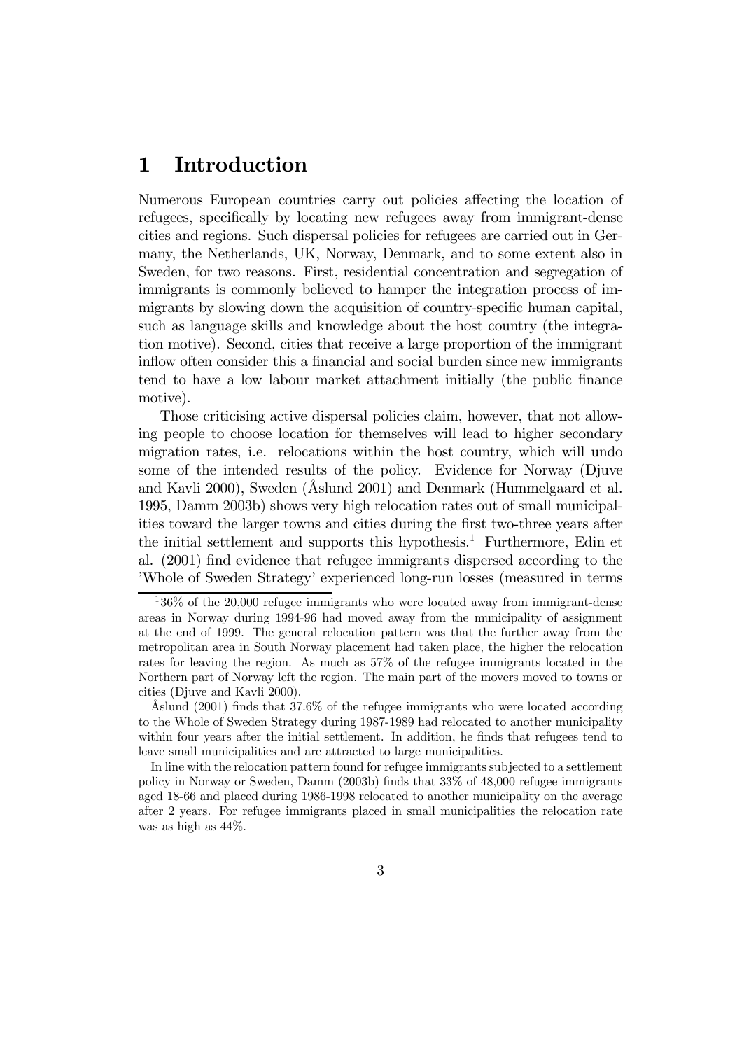# 1 Introduction

Numerous European countries carry out policies affecting the location of refugees, specifically by locating new refugees away from immigrant-dense cities and regions. Such dispersal policies for refugees are carried out in Germany, the Netherlands, UK, Norway, Denmark, and to some extent also in Sweden, for two reasons. First, residential concentration and segregation of immigrants is commonly believed to hamper the integration process of immigrants by slowing down the acquisition of country-specific human capital, such as language skills and knowledge about the host country (the integration motive). Second, cities that receive a large proportion of the immigrant inflow often consider this a financial and social burden since new immigrants tend to have a low labour market attachment initially (the public finance motive).

Those criticising active dispersal policies claim, however, that not allowing people to choose location for themselves will lead to higher secondary migration rates, i.e. relocations within the host country, which will undo some of the intended results of the policy. Evidence for Norway (Djuve and Kavli 2000), Sweden (Åslund 2001) and Denmark (Hummelgaard et al. 1995, Damm 2003b) shows very high relocation rates out of small municipalities toward the larger towns and cities during the first two-three years after the initial settlement and supports this hypothesis.[1] Furthermore, Edin et al. (2001) find evidence that refugee immigrants dispersed according to the 'Whole of Sweden Strategy' experienced long-run losses (measured in terms

[1] 36% of the 20,000 refugee immigrants who were located away from immigrant-dense areas in Norway during 1994-96 had moved away from the municipality of assignment at the end of 1999. The general relocation pattern was that the further away from the metropolitan area in South Norway placement had taken place, the higher the relocation rates for leaving the region. As much as 57% of the refugee immigrants located in the Northern part of Norway left the region. The main part of the movers moved to towns or cities (Djuve and Kavli 2000).

Åslund (2001) finds that 37.6% of the refugee immigrants who were located according to the Whole of Sweden Strategy during 1987-1989 had relocated to another municipality within four years after the initial settlement. In addition, he finds that refugees tend to leave small municipalities and are attracted to large municipalities.

In line with the relocation pattern found for refugee immigrants subjected to a settlement policy in Norway or Sweden, Damm (2003b) finds that 33% of 48,000 refugee immigrants aged 18-66 and placed during 1986-1998 relocated to another municipality on the average after 2 years. For refugee immigrants placed in small municipalities the relocation rate was as high as 44%.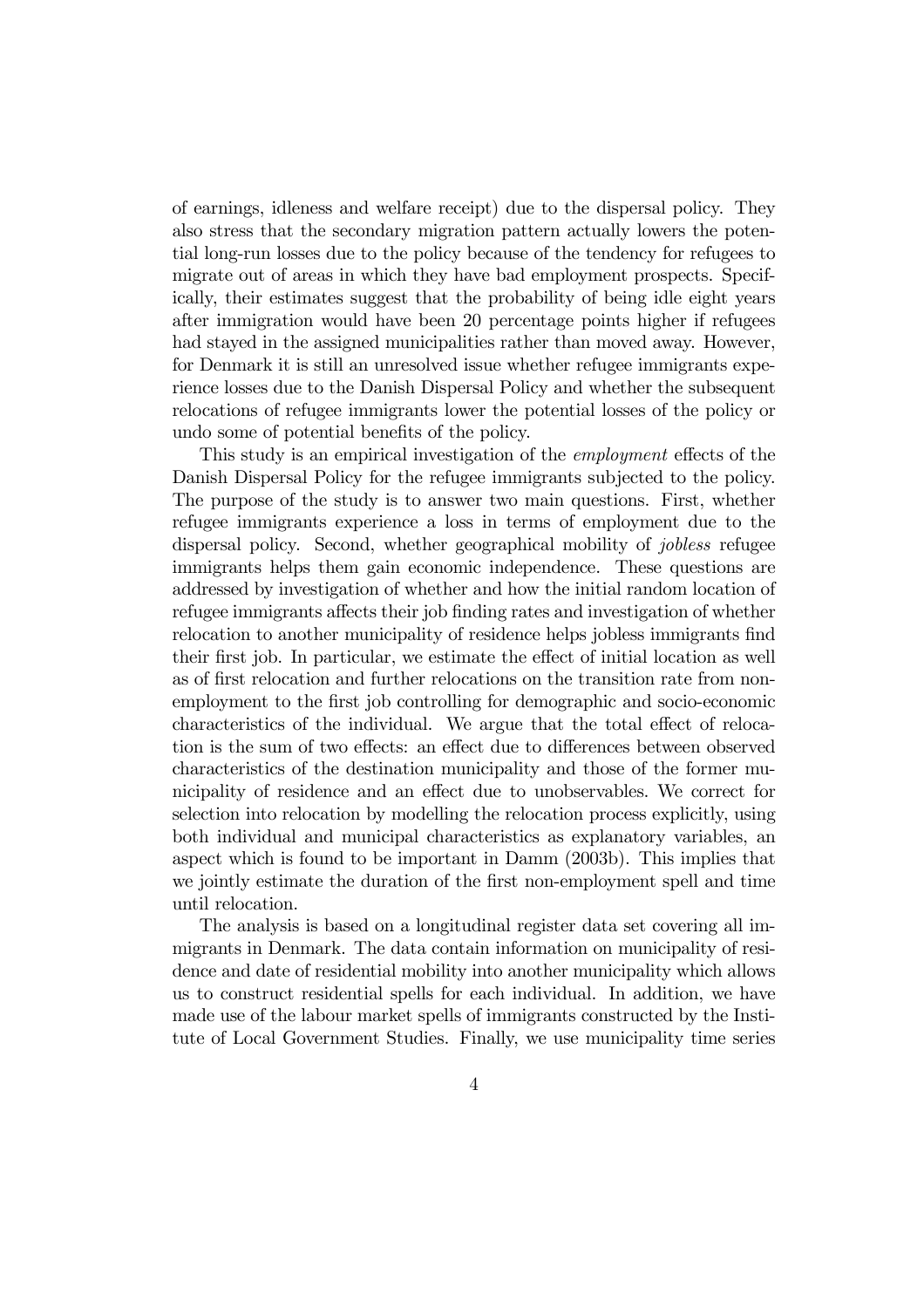of earnings, idleness and welfare receipt) due to the dispersal policy. They also stress that the secondary migration pattern actually lowers the potential long-run losses due to the policy because of the tendency for refugees to migrate out of areas in which they have bad employment prospects. Specifically, their estimates suggest that the probability of being idle eight years after immigration would have been 20 percentage points higher if refugees had stayed in the assigned municipalities rather than moved away. However, for Denmark it is still an unresolved issue whether refugee immigrants experience losses due to the Danish Dispersal Policy and whether the subsequent relocations of refugee immigrants lower the potential losses of the policy or undo some of potential benefits of the policy.

This study is an empirical investigation of the *employment* effects of the Danish Dispersal Policy for the refugee immigrants subjected to the policy. The purpose of the study is to answer two main questions. First, whether refugee immigrants experience a loss in terms of employment due to the dispersal policy. Second, whether geographical mobility of *jobless* refugee immigrants helps them gain economic independence. These questions are addressed by investigation of whether and how the initial random location of refugee immigrants affects their job finding rates and investigation of whether relocation to another municipality of residence helps jobless immigrants find their first job. In particular, we estimate the effect of initial location as well as of first relocation and further relocations on the transition rate from non-employment to the first job controlling for demographic and socio-economic characteristics of the individual. We argue that the total effect of relocation is the sum of two effects: an effect due to differences between observed characteristics of the destination municipality and those of the former municipality of residence and an effect due to unobservables. We correct for selection into relocation by modelling the relocation process explicitly, using both individual and municipal characteristics as explanatory variables, an aspect which is found to be important in Damm (2003b). This implies that we jointly estimate the duration of the first non-employment spell and time until relocation.

The analysis is based on a longitudinal register data set covering all immigrants in Denmark. The data contain information on municipality of residence and date of residential mobility into another municipality which allows us to construct residential spells for each individual. In addition, we have made use of the labour market spells of immigrants constructed by the Institute of Local Government Studies. Finally, we use municipality time series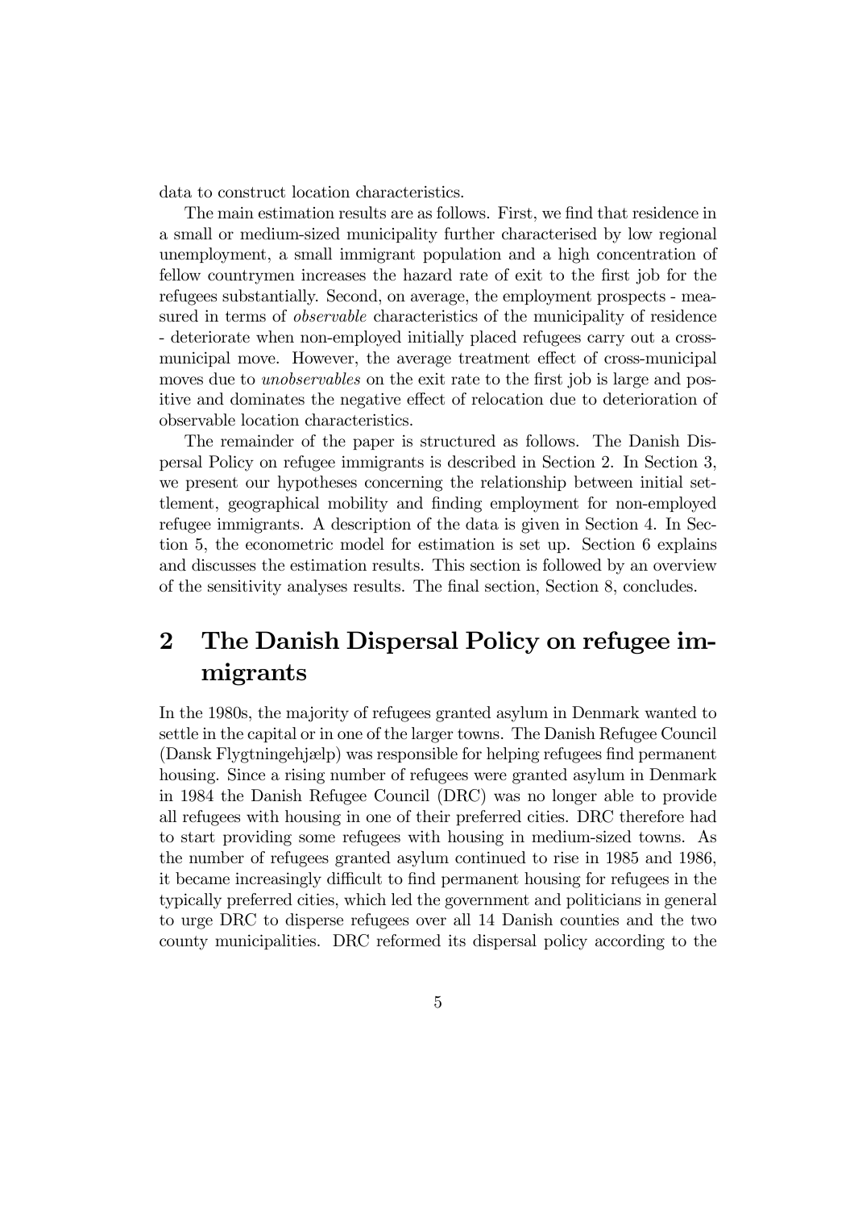data to construct location characteristics.

The main estimation results are as follows. First, we find that residence in a small or medium-sized municipality further characterised by low regional unemployment, a small immigrant population and a high concentration of fellow countrymen increases the hazard rate of exit to the first job for the refugees substantially. Second, on average, the employment prospects - measured in terms of *observable* characteristics of the municipality of residence - deteriorate when non-employed initially placed refugees carry out a cross-municipal move. However, the average treatment effect of cross-municipal moves due to *unobservables* on the exit rate to the first job is large and positive and dominates the negative effect of relocation due to deterioration of observable location characteristics.

The remainder of the paper is structured as follows. The Danish Dispersal Policy on refugee immigrants is described in Section 2. In Section 3, we present our hypotheses concerning the relationship between initial settlement, geographical mobility and finding employment for non-employed refugee immigrants. A description of the data is given in Section 4. In Section 5, the econometric model for estimation is set up. Section 6 explains and discusses the estimation results. This section is followed by an overview of the sensitivity analyses results. The final section, Section 8, concludes.

# 2 The Danish Dispersal Policy on refugee immigrants

In the 1980s, the majority of refugees granted asylum in Denmark wanted to settle in the capital or in one of the larger towns. The Danish Refugee Council (Dansk Flygtningehjælp) was responsible for helping refugees find permanent housing. Since a rising number of refugees were granted asylum in Denmark in 1984 the Danish Refugee Council (DRC) was no longer able to provide all refugees with housing in one of their preferred cities. DRC therefore had to start providing some refugees with housing in medium-sized towns. As the number of refugees granted asylum continued to rise in 1985 and 1986, it became increasingly difficult to find permanent housing for refugees in the typically preferred cities, which led the government and politicians in general to urge DRC to disperse refugees over all 14 Danish counties and the two county municipalities. DRC reformed its dispersal policy according to the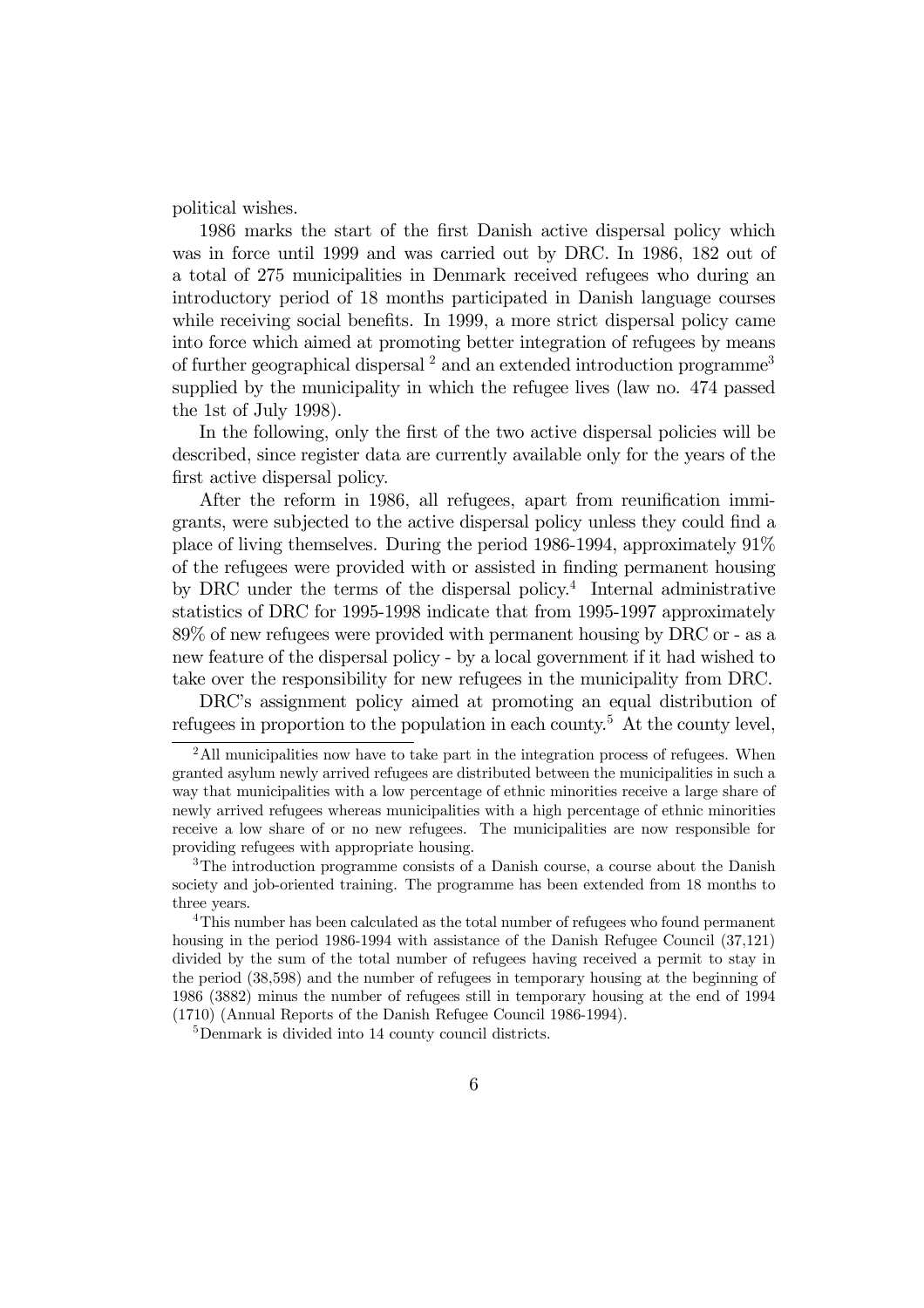political wishes.

1986 marks the start of the first Danish active dispersal policy which was in force until 1999 and was carried out by DRC. In 1986, 182 out of a total of 275 municipalities in Denmark received refugees who during an introductory period of 18 months participated in Danish language courses while receiving social benefits. In 1999, a more strict dispersal policy came into force which aimed at promoting better integration of refugees by means of further geographical dispersal [2] and an extended introduction programme[3] supplied by the municipality in which the refugee lives (law no. 474 passed the 1st of July 1998).

In the following, only the first of the two active dispersal policies will be described, since register data are currently available only for the years of the first active dispersal policy.

After the reform in 1986, all refugees, apart from reunification immigrants, were subjected to the active dispersal policy unless they could find a place of living themselves. During the period 1986-1994, approximately 91% of the refugees were provided with or assisted in finding permanent housing by DRC under the terms of the dispersal policy.[4] Internal administrative statistics of DRC for 1995-1998 indicate that from 1995-1997 approximately 89% of new refugees were provided with permanent housing by DRC or - as a new feature of the dispersal policy - by a local government if it had wished to take over the responsibility for new refugees in the municipality from DRC.

DRC's assignment policy aimed at promoting an equal distribution of refugees in proportion to the population in each county.[5] At the county level,

---

[2] All municipalities now have to take part in the integration process of refugees. When granted asylum newly arrived refugees are distributed between the municipalities in such a way that municipalities with a low percentage of ethnic minorities receive a large share of newly arrived refugees whereas municipalities with a high percentage of ethnic minorities receive a low share of or no new refugees. The municipalities are now responsible for providing refugees with appropriate housing.

[3] The introduction programme consists of a Danish course, a course about the Danish society and job-oriented training. The programme has been extended from 18 months to three years.

[4] This number has been calculated as the total number of refugees who found permanent housing in the period 1986-1994 with assistance of the Danish Refugee Council (37,121) divided by the sum of the total number of refugees having received a permit to stay in the period (38,598) and the number of refugees in temporary housing at the beginning of 1986 (3882) minus the number of refugees still in temporary housing at the end of 1994 (1710) (Annual Reports of the Danish Refugee Council 1986-1994).

[5] Denmark is divided into 14 county council districts.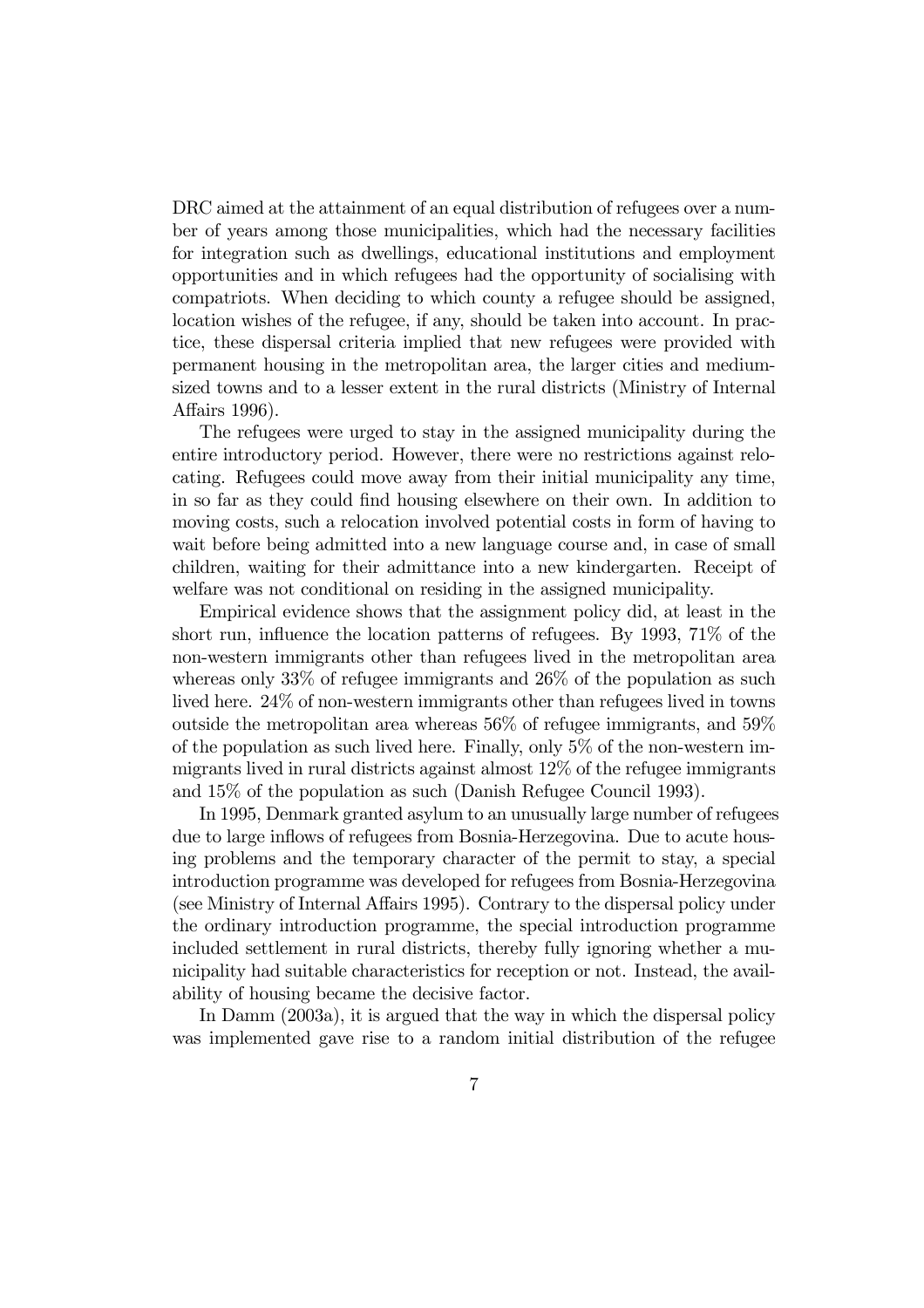DRC aimed at the attainment of an equal distribution of refugees over a number of years among those municipalities, which had the necessary facilities for integration such as dwellings, educational institutions and employment opportunities and in which refugees had the opportunity of socialising with compatriots. When deciding to which county a refugee should be assigned, location wishes of the refugee, if any, should be taken into account. In practice, these dispersal criteria implied that new refugees were provided with permanent housing in the metropolitan area, the larger cities and medium-sized towns and to a lesser extent in the rural districts (Ministry of Internal Affairs 1996).

The refugees were urged to stay in the assigned municipality during the entire introductory period. However, there were no restrictions against relocating. Refugees could move away from their initial municipality any time, in so far as they could find housing elsewhere on their own. In addition to moving costs, such a relocation involved potential costs in form of having to wait before being admitted into a new language course and, in case of small children, waiting for their admittance into a new kindergarten. Receipt of welfare was not conditional on residing in the assigned municipality.

Empirical evidence shows that the assignment policy did, at least in the short run, influence the location patterns of refugees. By 1993, 71% of the non-western immigrants other than refugees lived in the metropolitan area whereas only 33% of refugee immigrants and 26% of the population as such lived here. 24% of non-western immigrants other than refugees lived in towns outside the metropolitan area whereas 56% of refugee immigrants, and 59% of the population as such lived here. Finally, only 5% of the non-western immigrants lived in rural districts against almost 12% of the refugee immigrants and 15% of the population as such (Danish Refugee Council 1993).

In 1995, Denmark granted asylum to an unusually large number of refugees due to large inflows of refugees from Bosnia-Herzegovina. Due to acute housing problems and the temporary character of the permit to stay, a special introduction programme was developed for refugees from Bosnia-Herzegovina (see Ministry of Internal Affairs 1995). Contrary to the dispersal policy under the ordinary introduction programme, the special introduction programme included settlement in rural districts, thereby fully ignoring whether a municipality had suitable characteristics for reception or not. Instead, the availability of housing became the decisive factor.

In Damm (2003a), it is argued that the way in which the dispersal policy was implemented gave rise to a random initial distribution of the refugee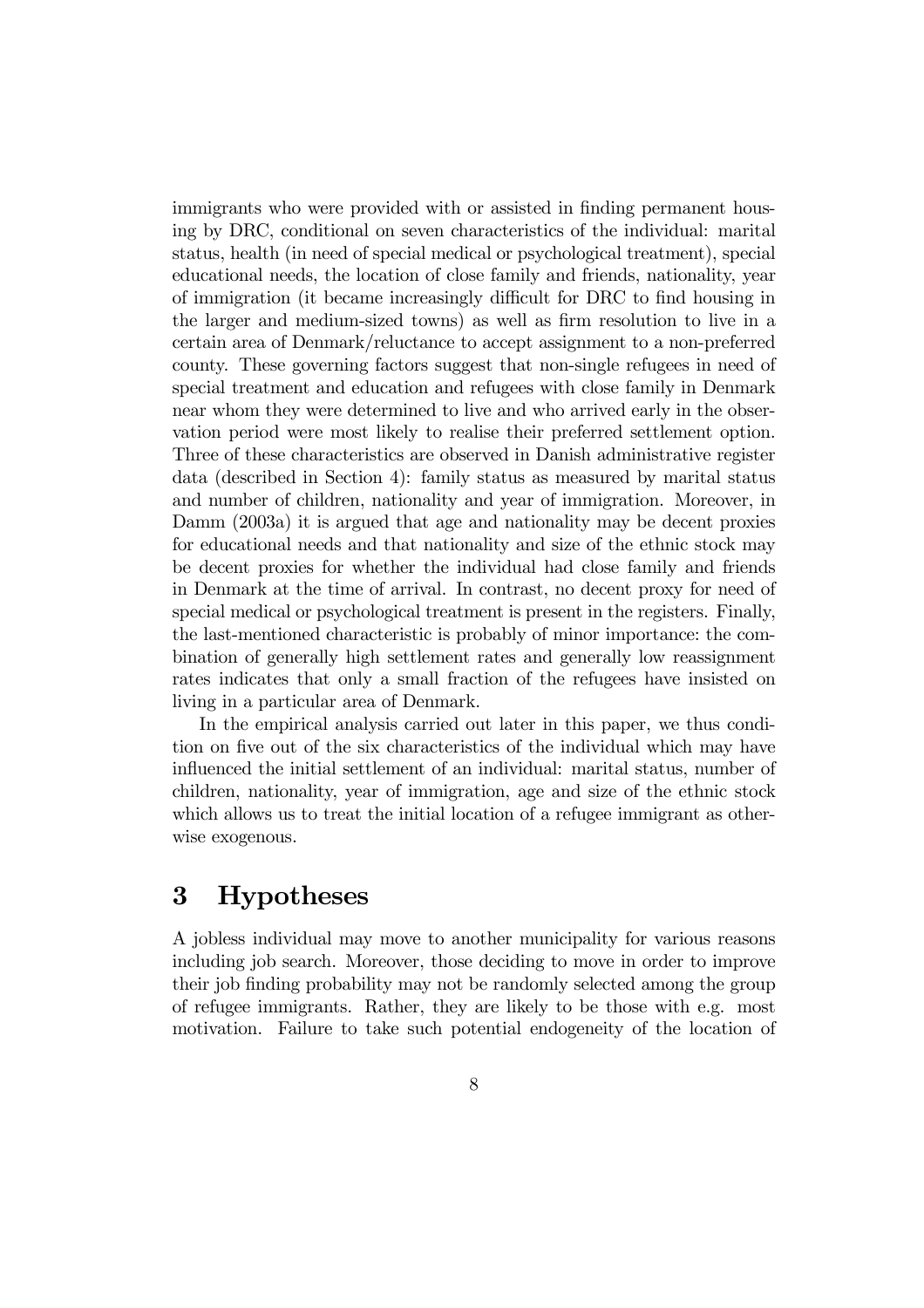immigrants who were provided with or assisted in finding permanent housing by DRC, conditional on seven characteristics of the individual: marital status, health (in need of special medical or psychological treatment), special educational needs, the location of close family and friends, nationality, year of immigration (it became increasingly difficult for DRC to find housing in the larger and medium-sized towns) as well as firm resolution to live in a certain area of Denmark/reluctance to accept assignment to a non-preferred county. These governing factors suggest that non-single refugees in need of special treatment and education and refugees with close family in Denmark near whom they were determined to live and who arrived early in the observation period were most likely to realise their preferred settlement option. Three of these characteristics are observed in Danish administrative register data (described in Section 4): family status as measured by marital status and number of children, nationality and year of immigration. Moreover, in Damm (2003a) it is argued that age and nationality may be decent proxies for educational needs and that nationality and size of the ethnic stock may be decent proxies for whether the individual had close family and friends in Denmark at the time of arrival. In contrast, no decent proxy for need of special medical or psychological treatment is present in the registers. Finally, the last-mentioned characteristic is probably of minor importance: the combination of generally high settlement rates and generally low reassignment rates indicates that only a small fraction of the refugees have insisted on living in a particular area of Denmark.

In the empirical analysis carried out later in this paper, we thus condition on five out of the six characteristics of the individual which may have influenced the initial settlement of an individual: marital status, number of children, nationality, year of immigration, age and size of the ethnic stock which allows us to treat the initial location of a refugee immigrant as otherwise exogenous.

# 3 Hypotheses

A jobless individual may move to another municipality for various reasons including job search. Moreover, those deciding to move in order to improve their job finding probability may not be randomly selected among the group of refugee immigrants. Rather, they are likely to be those with e.g. most motivation. Failure to take such potential endogeneity of the location of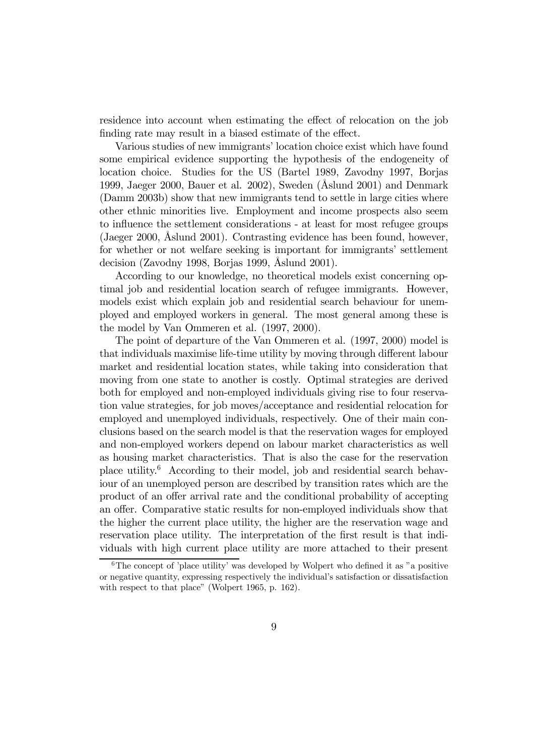residence into account when estimating the effect of relocation on the job finding rate may result in a biased estimate of the effect.

Various studies of new immigrants' location choice exist which have found some empirical evidence supporting the hypothesis of the endogeneity of location choice. Studies for the US (Bartel 1989, Zavodny 1997, Borjas 1999, Jaeger 2000, Bauer et al. 2002), Sweden (Åslund 2001) and Denmark (Damm 2003b) show that new immigrants tend to settle in large cities where other ethnic minorities live. Employment and income prospects also seem to influence the settlement considerations - at least for most refugee groups (Jaeger 2000, Åslund 2001). Contrasting evidence has been found, however, for whether or not welfare seeking is important for immigrants' settlement decision (Zavodny 1998, Borjas 1999, Åslund 2001).

According to our knowledge, no theoretical models exist concerning optimal job and residential location search of refugee immigrants. However, models exist which explain job and residential search behaviour for unemployed and employed workers in general. The most general among these is the model by Van Ommeren et al. (1997, 2000).

The point of departure of the Van Ommeren et al. (1997, 2000) model is that individuals maximise life-time utility by moving through different labour market and residential location states, while taking into consideration that moving from one state to another is costly. Optimal strategies are derived both for employed and non-employed individuals giving rise to four reservation value strategies, for job moves/acceptance and residential relocation for employed and unemployed individuals, respectively. One of their main conclusions based on the search model is that the reservation wages for employed and non-employed workers depend on labour market characteristics as well as housing market characteristics. That is also the case for the reservation place utility.[6] According to their model, job and residential search behaviour of an unemployed person are described by transition rates which are the product of an offer arrival rate and the conditional probability of accepting an offer. Comparative static results for non-employed individuals show that the higher the current place utility, the higher are the reservation wage and reservation place utility. The interpretation of the first result is that individuals with high current place utility are more attached to their present

[6] The concept of 'place utility' was developed by Wolpert who defined it as "a positive or negative quantity, expressing respectively the individual's satisfaction or dissatisfaction with respect to that place" (Wolpert 1965, p. 162).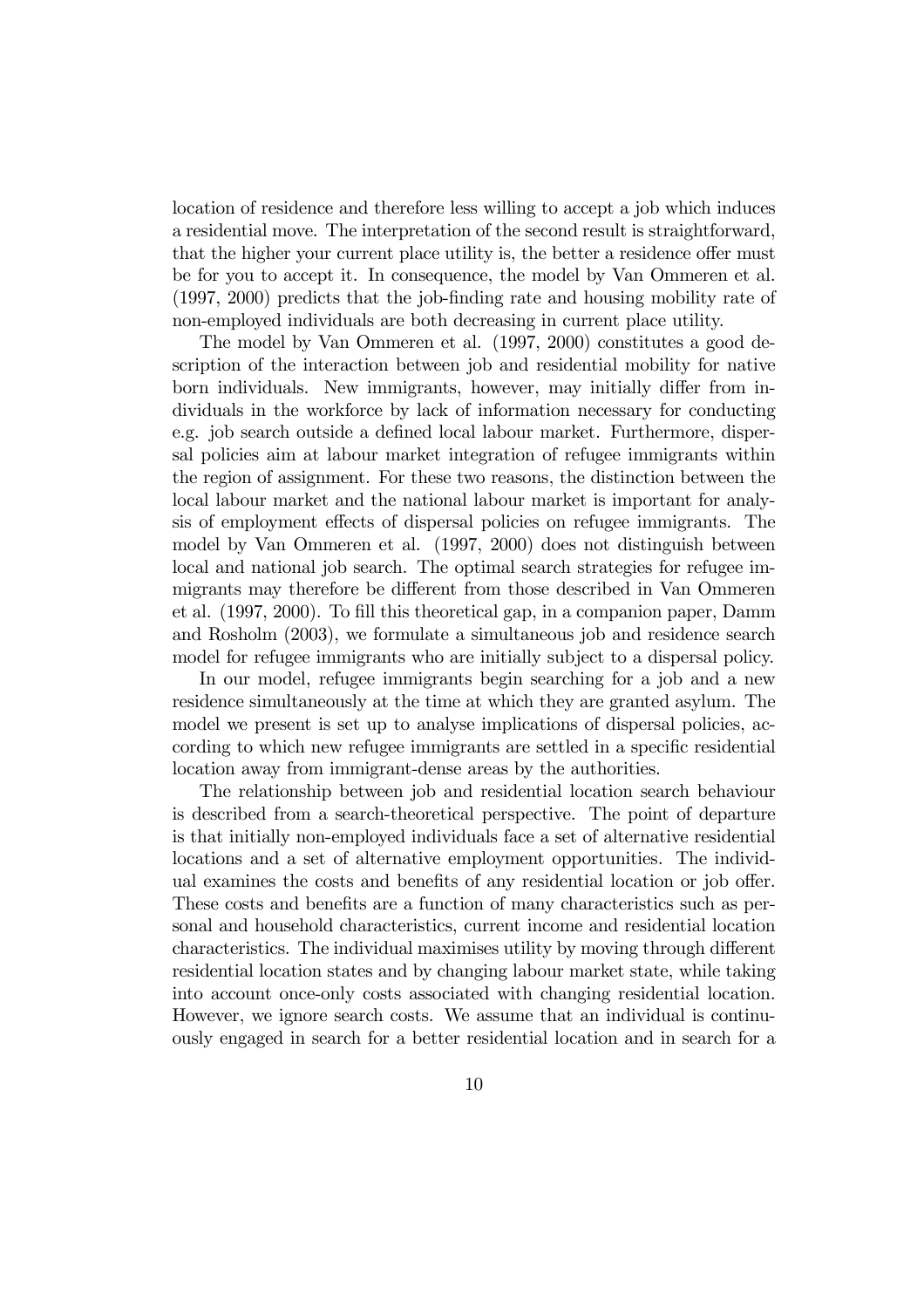location of residence and therefore less willing to accept a job which induces a residential move. The interpretation of the second result is straightforward, that the higher your current place utility is, the better a residence offer must be for you to accept it. In consequence, the model by Van Ommeren et al. (1997, 2000) predicts that the job-finding rate and housing mobility rate of non-employed individuals are both decreasing in current place utility.

The model by Van Ommeren et al. (1997, 2000) constitutes a good description of the interaction between job and residential mobility for native born individuals. New immigrants, however, may initially differ from individuals in the workforce by lack of information necessary for conducting e.g. job search outside a defined local labour market. Furthermore, dispersal policies aim at labour market integration of refugee immigrants within the region of assignment. For these two reasons, the distinction between the local labour market and the national labour market is important for analysis of employment effects of dispersal policies on refugee immigrants. The model by Van Ommeren et al. (1997, 2000) does not distinguish between local and national job search. The optimal search strategies for refugee immigrants may therefore be different from those described in Van Ommeren et al. (1997, 2000). To fill this theoretical gap, in a companion paper, Damm and Rosholm (2003), we formulate a simultaneous job and residence search model for refugee immigrants who are initially subject to a dispersal policy.

In our model, refugee immigrants begin searching for a job and a new residence simultaneously at the time at which they are granted asylum. The model we present is set up to analyse implications of dispersal policies, according to which new refugee immigrants are settled in a specific residential location away from immigrant-dense areas by the authorities.

The relationship between job and residential location search behaviour is described from a search-theoretical perspective. The point of departure is that initially non-employed individuals face a set of alternative residential locations and a set of alternative employment opportunities. The individual examines the costs and benefits of any residential location or job offer. These costs and benefits are a function of many characteristics such as personal and household characteristics, current income and residential location characteristics. The individual maximises utility by moving through different residential location states and by changing labour market state, while taking into account once-only costs associated with changing residential location. However, we ignore search costs. We assume that an individual is continuously engaged in search for a better residential location and in search for a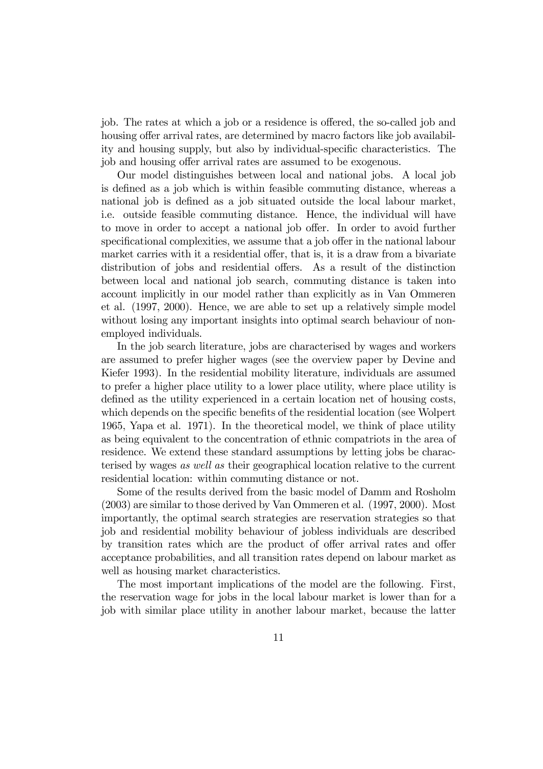job. The rates at which a job or a residence is offered, the so-called job and housing offer arrival rates, are determined by macro factors like job availability and housing supply, but also by individual-specific characteristics. The job and housing offer arrival rates are assumed to be exogenous.

Our model distinguishes between local and national jobs. A local job is defined as a job which is within feasible commuting distance, whereas a national job is defined as a job situated outside the local labour market, i.e. outside feasible commuting distance. Hence, the individual will have to move in order to accept a national job offer. In order to avoid further specificational complexities, we assume that a job offer in the national labour market carries with it a residential offer, that is, it is a draw from a bivariate distribution of jobs and residential offers. As a result of the distinction between local and national job search, commuting distance is taken into account implicitly in our model rather than explicitly as in Van Ommeren et al. (1997, 2000). Hence, we are able to set up a relatively simple model without losing any important insights into optimal search behaviour of non-employed individuals.

In the job search literature, jobs are characterised by wages and workers are assumed to prefer higher wages (see the overview paper by Devine and Kiefer 1993). In the residential mobility literature, individuals are assumed to prefer a higher place utility to a lower place utility, where place utility is defined as the utility experienced in a certain location net of housing costs, which depends on the specific benefits of the residential location (see Wolpert 1965, Yapa et al. 1971). In the theoretical model, we think of place utility as being equivalent to the concentration of ethnic compatriots in the area of residence. We extend these standard assumptions by letting jobs be characterised by wages *as well as* their geographical location relative to the current residential location: within commuting distance or not.

Some of the results derived from the basic model of Damm and Rosholm (2003) are similar to those derived by Van Ommeren et al. (1997, 2000). Most importantly, the optimal search strategies are reservation strategies so that job and residential mobility behaviour of jobless individuals are described by transition rates which are the product of offer arrival rates and offer acceptance probabilities, and all transition rates depend on labour market as well as housing market characteristics.

The most important implications of the model are the following. First, the reservation wage for jobs in the local labour market is lower than for a job with similar place utility in another labour market, because the latter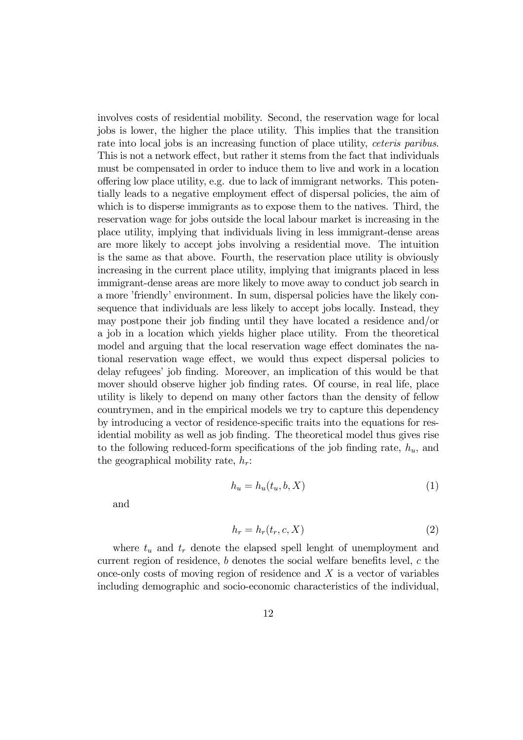involves costs of residential mobility. Second, the reservation wage for local jobs is lower, the higher the place utility. This implies that the transition rate into local jobs is an increasing function of place utility, *ceteris paribus*. This is not a network effect, but rather it stems from the fact that individuals must be compensated in order to induce them to live and work in a location offering low place utility, e.g. due to lack of immigrant networks. This potentially leads to a negative employment effect of dispersal policies, the aim of which is to disperse immigrants as to expose them to the natives. Third, the reservation wage for jobs outside the local labour market is increasing in the place utility, implying that individuals living in less immigrant-dense areas are more likely to accept jobs involving a residential move. The intuition is the same as that above. Fourth, the reservation place utility is obviously increasing in the current place utility, implying that imigrants placed in less immigrant-dense areas are more likely to move away to conduct job search in a more 'friendly' environment. In sum, dispersal policies have the likely consequence that individuals are less likely to accept jobs locally. Instead, they may postpone their job finding until they have located a residence and/or a job in a location which yields higher place utility. From the theoretical model and arguing that the local reservation wage effect dominates the national reservation wage effect, we would thus expect dispersal policies to delay refugees' job finding. Moreover, an implication of this would be that mover should observe higher job finding rates. Of course, in real life, place utility is likely to depend on many other factors than the density of fellow countrymen, and in the empirical models we try to capture this dependency by introducing a vector of residence-specific traits into the equations for residential mobility as well as job finding. The theoretical model thus gives rise to the following reduced-form specifications of the job finding rate, $h_u$, and the geographical mobility rate, $h_r$:

$$h_u = h_u(t_u, b, X) \tag{1}$$

and

$$h_r = h_r(t_r, c, X) \tag{2}$$

where $t_u$ and $t_r$ denote the elapsed spell lenght of unemployment and current region of residence, $b$ denotes the social welfare benefits level, $c$ the once-only costs of moving region of residence and $X$ is a vector of variables including demographic and socio-economic characteristics of the individual,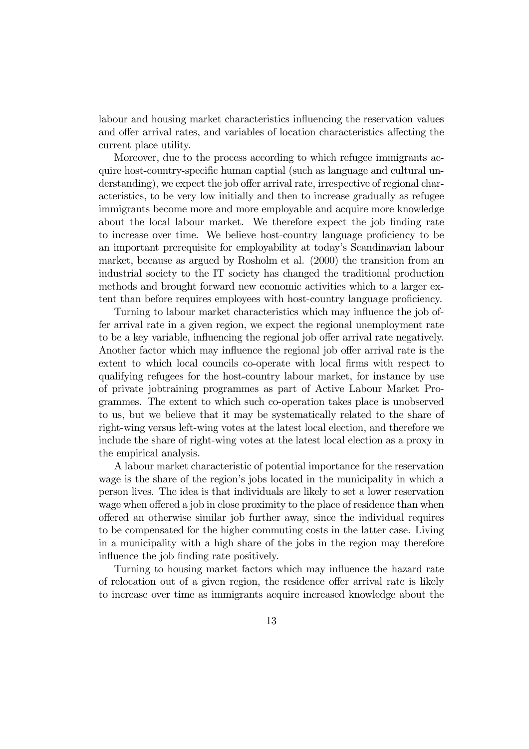labour and housing market characteristics influencing the reservation values and offer arrival rates, and variables of location characteristics affecting the current place utility.

Moreover, due to the process according to which refugee immigrants acquire host-country-specific human captial (such as language and cultural understanding), we expect the job offer arrival rate, irrespective of regional characteristics, to be very low initially and then to increase gradually as refugee immigrants become more and more employable and acquire more knowledge about the local labour market. We therefore expect the job finding rate to increase over time. We believe host-country language proficiency to be an important prerequisite for employability at today's Scandinavian labour market, because as argued by Rosholm et al. (2000) the transition from an industrial society to the IT society has changed the traditional production methods and brought forward new economic activities which to a larger extent than before requires employees with host-country language proficiency.

Turning to labour market characteristics which may influence the job offer arrival rate in a given region, we expect the regional unemployment rate to be a key variable, influencing the regional job offer arrival rate negatively. Another factor which may influence the regional job offer arrival rate is the extent to which local councils co-operate with local firms with respect to qualifying refugees for the host-country labour market, for instance by use of private jobtraining programmes as part of Active Labour Market Programmes. The extent to which such co-operation takes place is unobserved to us, but we believe that it may be systematically related to the share of right-wing versus left-wing votes at the latest local election, and therefore we include the share of right-wing votes at the latest local election as a proxy in the empirical analysis.

A labour market characteristic of potential importance for the reservation wage is the share of the region's jobs located in the municipality in which a person lives. The idea is that individuals are likely to set a lower reservation wage when offered a job in close proximity to the place of residence than when offered an otherwise similar job further away, since the individual requires to be compensated for the higher commuting costs in the latter case. Living in a municipality with a high share of the jobs in the region may therefore influence the job finding rate positively.

Turning to housing market factors which may influence the hazard rate of relocation out of a given region, the residence offer arrival rate is likely to increase over time as immigrants acquire increased knowledge about the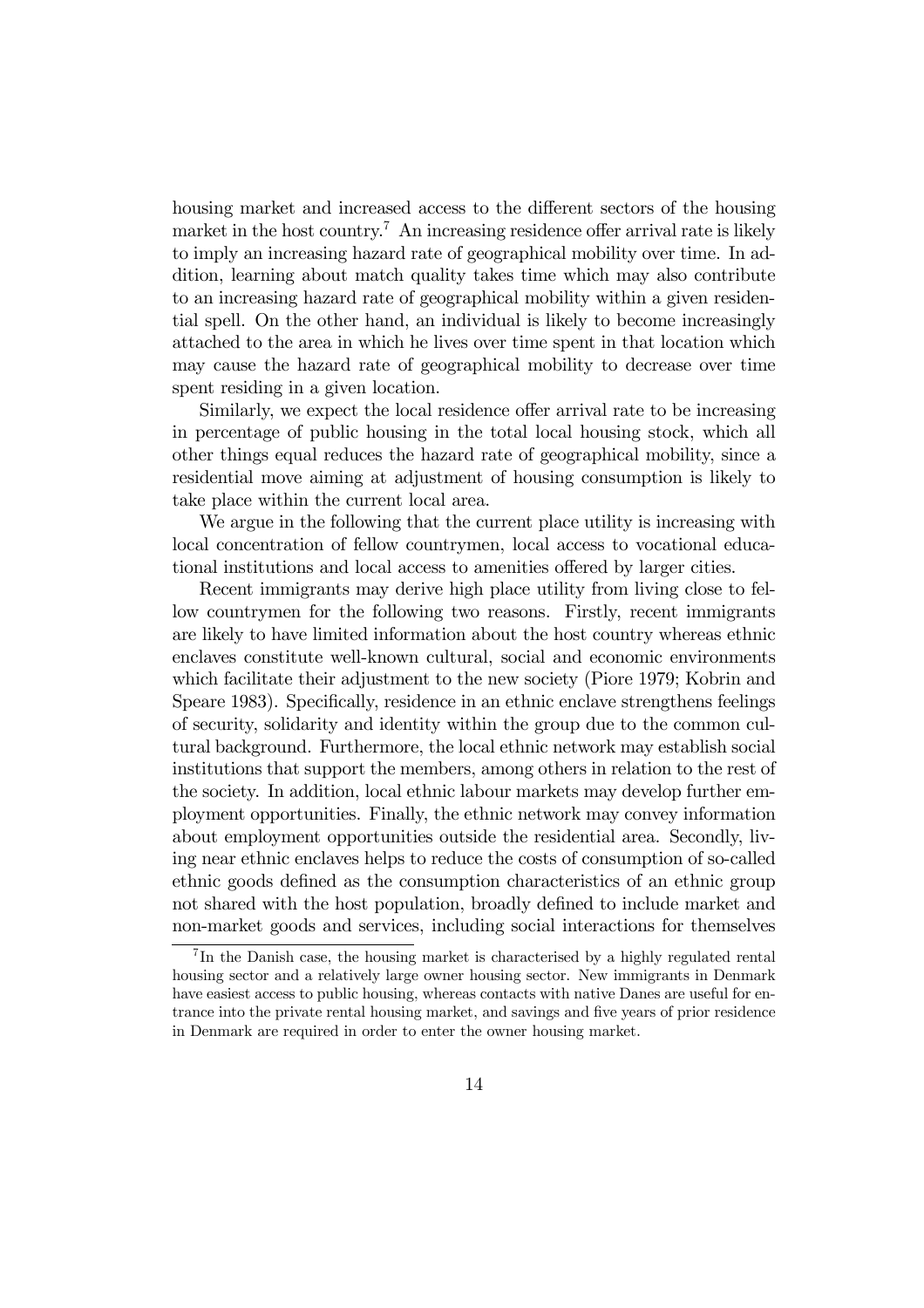housing market and increased access to the different sectors of the housing market in the host country.[7] An increasing residence offer arrival rate is likely to imply an increasing hazard rate of geographical mobility over time. In addition, learning about match quality takes time which may also contribute to an increasing hazard rate of geographical mobility within a given residential spell. On the other hand, an individual is likely to become increasingly attached to the area in which he lives over time spent in that location which may cause the hazard rate of geographical mobility to decrease over time spent residing in a given location.

Similarly, we expect the local residence offer arrival rate to be increasing in percentage of public housing in the total local housing stock, which all other things equal reduces the hazard rate of geographical mobility, since a residential move aiming at adjustment of housing consumption is likely to take place within the current local area.

We argue in the following that the current place utility is increasing with local concentration of fellow countrymen, local access to vocational educational institutions and local access to amenities offered by larger cities.

Recent immigrants may derive high place utility from living close to fellow countrymen for the following two reasons. Firstly, recent immigrants are likely to have limited information about the host country whereas ethnic enclaves constitute well-known cultural, social and economic environments which facilitate their adjustment to the new society (Piore 1979; Kobrin and Speare 1983). Specifically, residence in an ethnic enclave strengthens feelings of security, solidarity and identity within the group due to the common cultural background. Furthermore, the local ethnic network may establish social institutions that support the members, among others in relation to the rest of the society. In addition, local ethnic labour markets may develop further employment opportunities. Finally, the ethnic network may convey information about employment opportunities outside the residential area. Secondly, living near ethnic enclaves helps to reduce the costs of consumption of so-called ethnic goods defined as the consumption characteristics of an ethnic group not shared with the host population, broadly defined to include market and non-market goods and services, including social interactions for themselves

[7] In the Danish case, the housing market is characterised by a highly regulated rental housing sector and a relatively large owner housing sector. New immigrants in Denmark have easiest access to public housing, whereas contacts with native Danes are useful for entrance into the private rental housing market, and savings and five years of prior residence in Denmark are required in order to enter the owner housing market.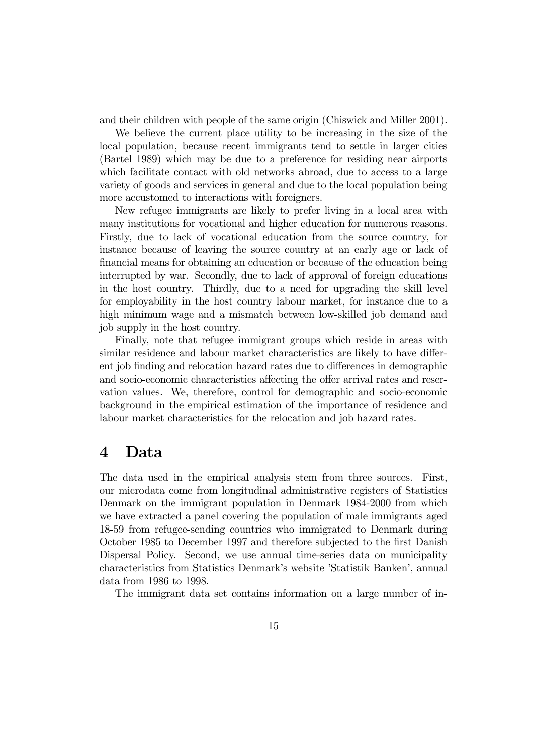and their children with people of the same origin (Chiswick and Miller 2001).

We believe the current place utility to be increasing in the size of the local population, because recent immigrants tend to settle in larger cities (Bartel 1989) which may be due to a preference for residing near airports which facilitate contact with old networks abroad, due to access to a large variety of goods and services in general and due to the local population being more accustomed to interactions with foreigners.

New refugee immigrants are likely to prefer living in a local area with many institutions for vocational and higher education for numerous reasons. Firstly, due to lack of vocational education from the source country, for instance because of leaving the source country at an early age or lack of financial means for obtaining an education or because of the education being interrupted by war. Secondly, due to lack of approval of foreign educations in the host country. Thirdly, due to a need for upgrading the skill level for employability in the host country labour market, for instance due to a high minimum wage and a mismatch between low-skilled job demand and job supply in the host country.

Finally, note that refugee immigrant groups which reside in areas with similar residence and labour market characteristics are likely to have different job finding and relocation hazard rates due to differences in demographic and socio-economic characteristics affecting the offer arrival rates and reservation values. We, therefore, control for demographic and socio-economic background in the empirical estimation of the importance of residence and labour market characteristics for the relocation and job hazard rates.

# 4 Data

The data used in the empirical analysis stem from three sources. First, our microdata come from longitudinal administrative registers of Statistics Denmark on the immigrant population in Denmark 1984-2000 from which we have extracted a panel covering the population of male immigrants aged 18-59 from refugee-sending countries who immigrated to Denmark during October 1985 to December 1997 and therefore subjected to the first Danish Dispersal Policy. Second, we use annual time-series data on municipality characteristics from Statistics Denmark's website 'Statistik Banken', annual data from 1986 to 1998.

The immigrant data set contains information on a large number of in-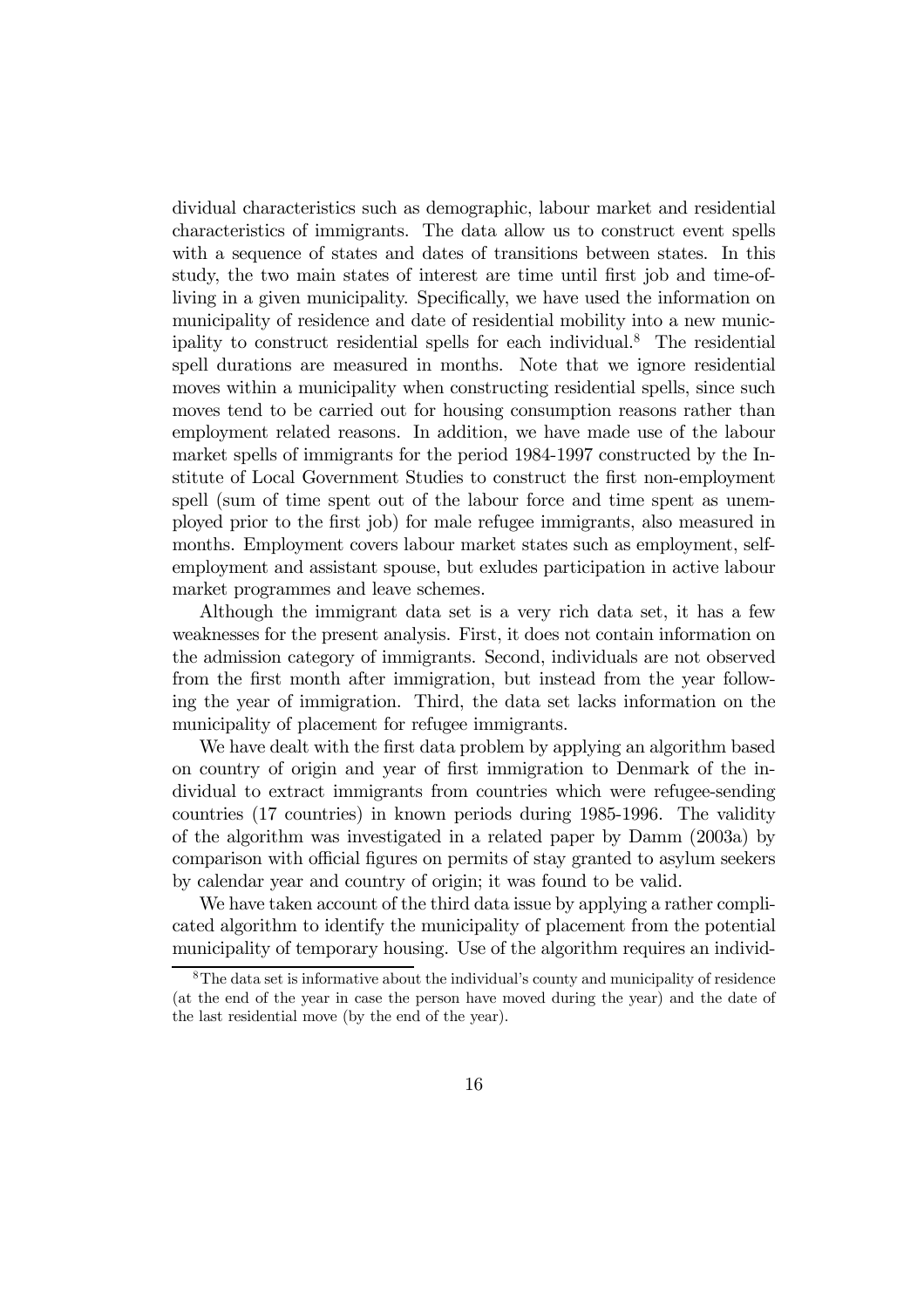dividual characteristics such as demographic, labour market and residential characteristics of immigrants. The data allow us to construct event spells with a sequence of states and dates of transitions between states. In this study, the two main states of interest are time until first job and time-of-living in a given municipality. Specifically, we have used the information on municipality of residence and date of residential mobility into a new municipality to construct residential spells for each individual.[8] The residential spell durations are measured in months. Note that we ignore residential moves within a municipality when constructing residential spells, since such moves tend to be carried out for housing consumption reasons rather than employment related reasons. In addition, we have made use of the labour market spells of immigrants for the period 1984-1997 constructed by the Institute of Local Government Studies to construct the first non-employment spell (sum of time spent out of the labour force and time spent as unemployed prior to the first job) for male refugee immigrants, also measured in months. Employment covers labour market states such as employment, self-employment and assistant spouse, but exludes participation in active labour market programmes and leave schemes.

Although the immigrant data set is a very rich data set, it has a few weaknesses for the present analysis. First, it does not contain information on the admission category of immigrants. Second, individuals are not observed from the first month after immigration, but instead from the year following the year of immigration. Third, the data set lacks information on the municipality of placement for refugee immigrants.

We have dealt with the first data problem by applying an algorithm based on country of origin and year of first immigration to Denmark of the individual to extract immigrants from countries which were refugee-sending countries (17 countries) in known periods during 1985-1996. The validity of the algorithm was investigated in a related paper by Damm (2003a) by comparison with official figures on permits of stay granted to asylum seekers by calendar year and country of origin; it was found to be valid.

We have taken account of the third data issue by applying a rather complicated algorithm to identify the municipality of placement from the potential municipality of temporary housing. Use of the algorithm requires an individ-

[8] The data set is informative about the individual's county and municipality of residence (at the end of the year in case the person have moved during the year) and the date of the last residential move (by the end of the year).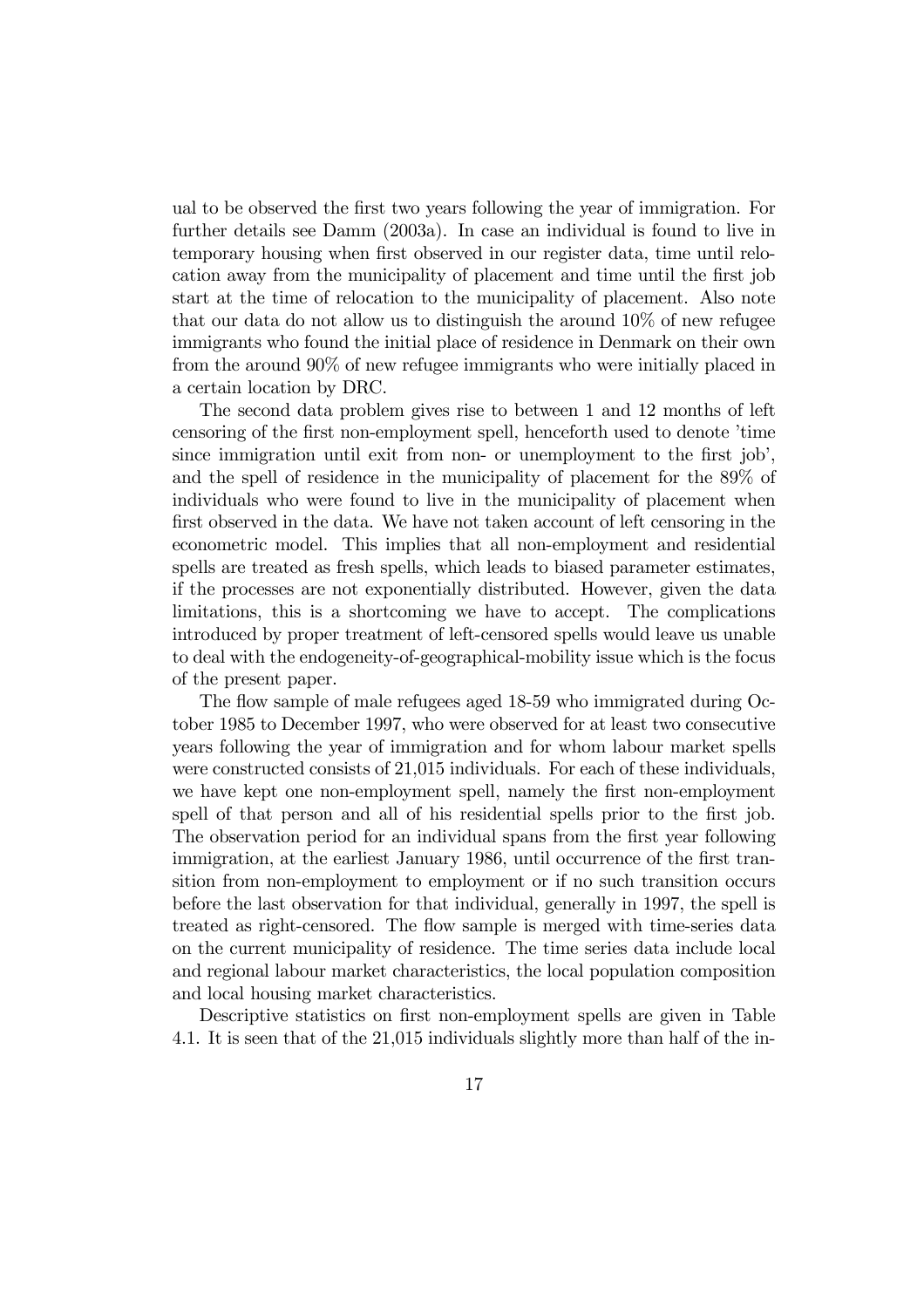ual to be observed the first two years following the year of immigration. For further details see Damm (2003a). In case an individual is found to live in temporary housing when first observed in our register data, time until relocation away from the municipality of placement and time until the first job start at the time of relocation to the municipality of placement. Also note that our data do not allow us to distinguish the around 10% of new refugee immigrants who found the initial place of residence in Denmark on their own from the around 90% of new refugee immigrants who were initially placed in a certain location by DRC.

The second data problem gives rise to between 1 and 12 months of left censoring of the first non-employment spell, henceforth used to denote 'time since immigration until exit from non- or unemployment to the first job', and the spell of residence in the municipality of placement for the 89% of individuals who were found to live in the municipality of placement when first observed in the data. We have not taken account of left censoring in the econometric model. This implies that all non-employment and residential spells are treated as fresh spells, which leads to biased parameter estimates, if the processes are not exponentially distributed. However, given the data limitations, this is a shortcoming we have to accept. The complications introduced by proper treatment of left-censored spells would leave us unable to deal with the endogeneity-of-geographical-mobility issue which is the focus of the present paper.

The flow sample of male refugees aged 18-59 who immigrated during October 1985 to December 1997, who were observed for at least two consecutive years following the year of immigration and for whom labour market spells were constructed consists of 21,015 individuals. For each of these individuals, we have kept one non-employment spell, namely the first non-employment spell of that person and all of his residential spells prior to the first job. The observation period for an individual spans from the first year following immigration, at the earliest January 1986, until occurrence of the first transition from non-employment to employment or if no such transition occurs before the last observation for that individual, generally in 1997, the spell is treated as right-censored. The flow sample is merged with time-series data on the current municipality of residence. The time series data include local and regional labour market characteristics, the local population composition and local housing market characteristics.

Descriptive statistics on first non-employment spells are given in Table 4.1. It is seen that of the 21,015 individuals slightly more than half of the in-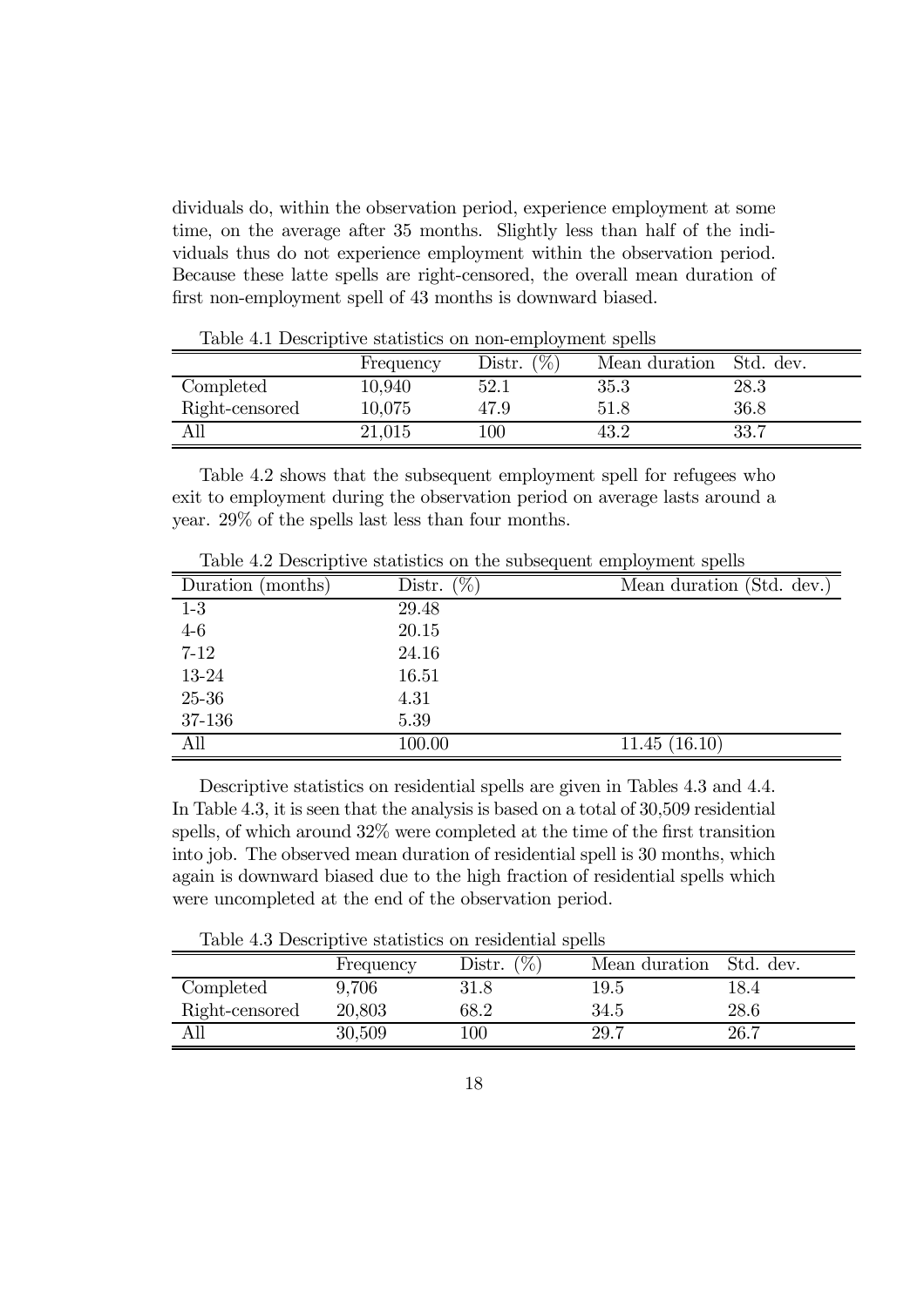dividuals do, within the observation period, experience employment at some time, on the average after 35 months. Slightly less than half of the individuals thus do not experience employment within the observation period. Because these latte spells are right-censored, the overall mean duration of first non-employment spell of 43 months is downward biased.

Table 4.1 Descriptive statistics on non-employment spells

| | Frequency | Distr. (%) | Mean duration | Std. dev. |
|---|---|---|---|---|
| Completed | 10,940 | 52.1 | 35.3 | 28.3 |
| Right-censored | 10,075 | 47.9 | 51.8 | 36.8 |
| All | 21,015 | 100 | 43.2 | 33.7 |

Table 4.2 shows that the subsequent employment spell for refugees who exit to employment during the observation period on average lasts around a year. 29% of the spells last less than four months.

Table 4.2 Descriptive statistics on the subsequent employment spells

| Duration (months) | Distr. (%) | Mean duration (Std. dev.) |
|---|---|---|
| 1-3 | 29.48 | |
| 4-6 | 20.15 | |
| 7-12 | 24.16 | |
| 13-24 | 16.51 | |
| 25-36 | 4.31 | |
| 37-136 | 5.39 | |
| All | 100.00 | 11.45 (16.10) |

Descriptive statistics on residential spells are given in Tables 4.3 and 4.4. In Table 4.3, it is seen that the analysis is based on a total of 30,509 residential spells, of which around 32% were completed at the time of the first transition into job. The observed mean duration of residential spell is 30 months, which again is downward biased due to the high fraction of residential spells which were uncompleted at the end of the observation period.

Table 4.3 Descriptive statistics on residential spells

| | Frequency | Distr. (%) | Mean duration | Std. dev. |
|---|---|---|---|---|
| Completed | 9,706 | 31.8 | 19.5 | 18.4 |
| Right-censored | 20,803 | 68.2 | 34.5 | 28.6 |
| All | 30,509 | 100 | 29.7 | 26.7 |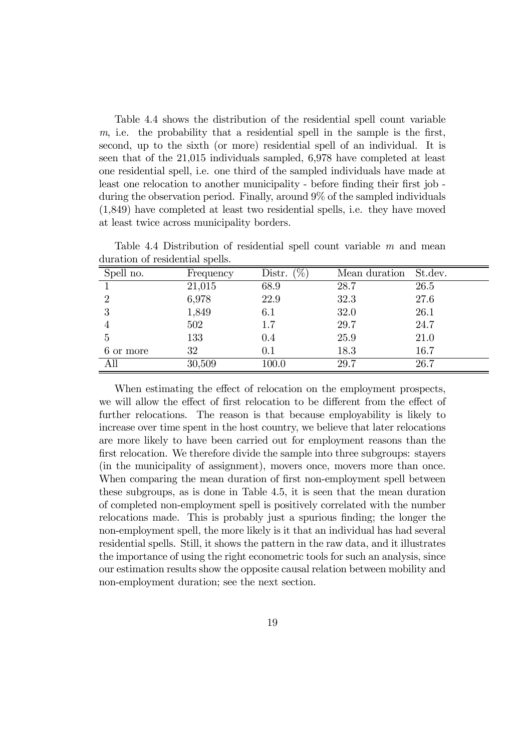Table 4.4 shows the distribution of the residential spell count variable $m$, i.e. the probability that a residential spell in the sample is the first, second, up to the sixth (or more) residential spell of an individual. It is seen that of the 21,015 individuals sampled, 6,978 have completed at least one residential spell, i.e. one third of the sampled individuals have made at least one relocation to another municipality - before finding their first job - during the observation period. Finally, around 9% of the sampled individuals (1,849) have completed at least two residential spells, i.e. they have moved at least twice across municipality borders.

Table 4.4 Distribution of residential spell count variable $m$ and mean duration of residential spells.

| Spell no. | Frequency | Distr. (%) | Mean duration | St.dev. |
|---|---|---|---|---|
| 1 | 21,015 | 68.9 | 28.7 | 26.5 |
| 2 | 6,978 | 22.9 | 32.3 | 27.6 |
| 3 | 1,849 | 6.1 | 32.0 | 26.1 |
| 4 | 502 | 1.7 | 29.7 | 24.7 |
| 5 | 133 | 0.4 | 25.9 | 21.0 |
| 6 or more | 32 | 0.1 | 18.3 | 16.7 |
| All | 30,509 | 100.0 | 29.7 | 26.7 |

When estimating the effect of relocation on the employment prospects, we will allow the effect of first relocation to be different from the effect of further relocations. The reason is that because employability is likely to increase over time spent in the host country, we believe that later relocations are more likely to have been carried out for employment reasons than the first relocation. We therefore divide the sample into three subgroups: stayers (in the municipality of assignment), movers once, movers more than once. When comparing the mean duration of first non-employment spell between these subgroups, as is done in Table 4.5, it is seen that the mean duration of completed non-employment spell is positively correlated with the number relocations made. This is probably just a spurious finding; the longer the non-employment spell, the more likely is it that an individual has had several residential spells. Still, it shows the pattern in the raw data, and it illustrates the importance of using the right econometric tools for such an analysis, since our estimation results show the opposite causal relation between mobility and non-employment duration; see the next section.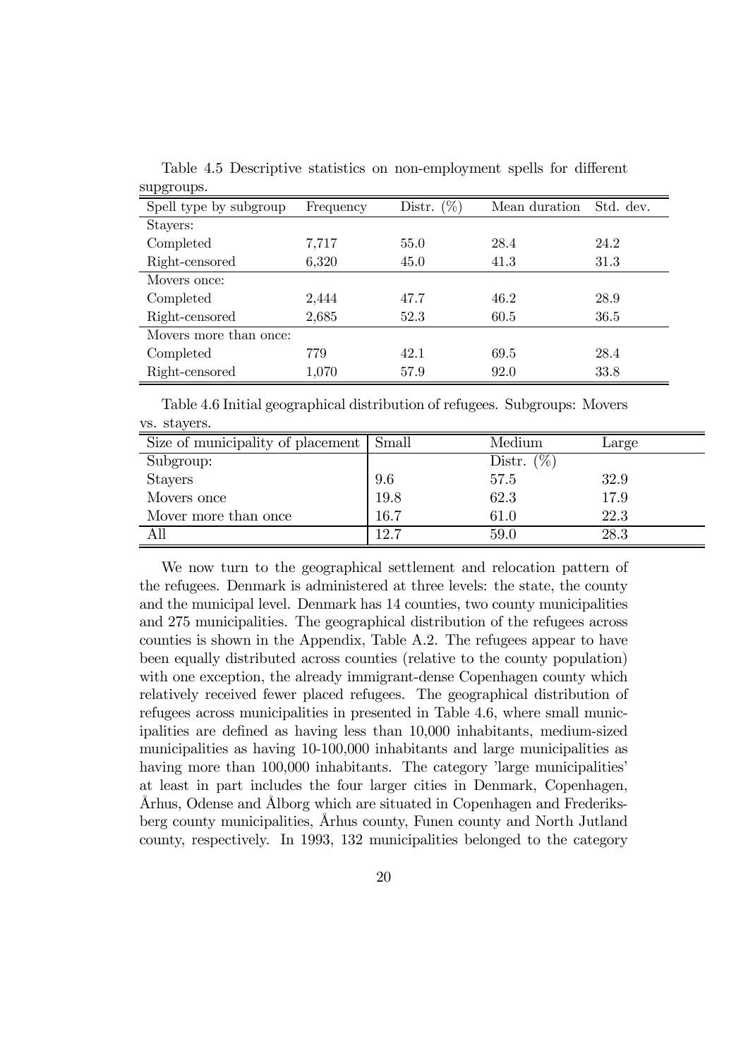Table 4.5 Descriptive statistics on non-employment spells for different supgroups.

| Spell type by subgroup | Frequency | Distr. (%) | Mean duration | Std. dev. |
|---|---|---|---|---|
| Stayers: | | | | |
| Completed | 7,717 | 55.0 | 28.4 | 24.2 |
| Right-censored | 6,320 | 45.0 | 41.3 | 31.3 |
| Movers once: | | | | |
| Completed | 2,444 | 47.7 | 46.2 | 28.9 |
| Right-censored | 2,685 | 52.3 | 60.5 | 36.5 |
| Movers more than once: | | | | |
| Completed | 779 | 42.1 | 69.5 | 28.4 |
| Right-censored | 1,070 | 57.9 | 92.0 | 33.8 |

Table 4.6 Initial geographical distribution of refugees. Subgroups: Movers vs. stayers.

| Size of municipality of placement | Small | Medium | Large |
|---|---|---|---|
| Subgroup: | | Distr. (%) | |
| Stayers | 9.6 | 57.5 | 32.9 |
| Movers once | 19.8 | 62.3 | 17.9 |
| Mover more than once | 16.7 | 61.0 | 22.3 |
| All | 12.7 | 59.0 | 28.3 |

We now turn to the geographical settlement and relocation pattern of the refugees. Denmark is administered at three levels: the state, the county and the municipal level. Denmark has 14 counties, two county municipalities and 275 municipalities. The geographical distribution of the refugees across counties is shown in the Appendix, Table A.2. The refugees appear to have been equally distributed across counties (relative to the county population) with one exception, the already immigrant-dense Copenhagen county which relatively received fewer placed refugees. The geographical distribution of refugees across municipalities in presented in Table 4.6, where small municipalities are defined as having less than 10,000 inhabitants, medium-sized municipalities as having 10-100,000 inhabitants and large municipalities as having more than 100,000 inhabitants. The category 'large municipalities' at least in part includes the four larger cities in Denmark, Copenhagen, Århus, Odense and Ålborg which are situated in Copenhagen and Frederiksberg county municipalities, Århus county, Funen county and North Jutland county, respectively. In 1993, 132 municipalities belonged to the category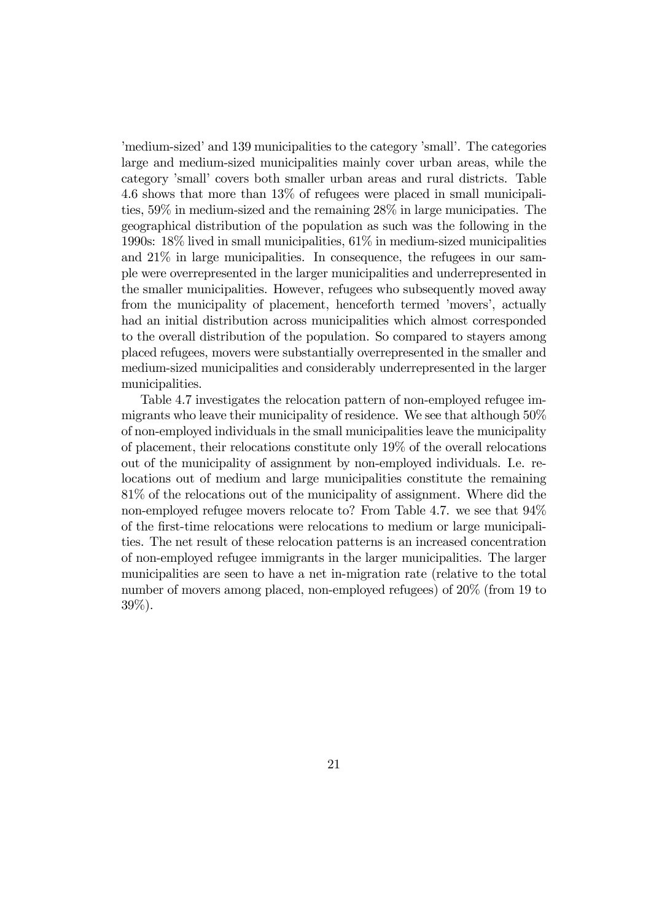'medium-sized' and 139 municipalities to the category 'small'. The categories large and medium-sized municipalities mainly cover urban areas, while the category 'small' covers both smaller urban areas and rural districts. Table 4.6 shows that more than 13% of refugees were placed in small municipalities, 59% in medium-sized and the remaining 28% in large municipaties. The geographical distribution of the population as such was the following in the 1990s: 18% lived in small municipalities, 61% in medium-sized municipalities and 21% in large municipalities. In consequence, the refugees in our sample were overrepresented in the larger municipalities and underrepresented in the smaller municipalities. However, refugees who subsequently moved away from the municipality of placement, henceforth termed 'movers', actually had an initial distribution across municipalities which almost corresponded to the overall distribution of the population. So compared to stayers among placed refugees, movers were substantially overrepresented in the smaller and medium-sized municipalities and considerably underrepresented in the larger municipalities.

Table 4.7 investigates the relocation pattern of non-employed refugee immigrants who leave their municipality of residence. We see that although 50% of non-employed individuals in the small municipalities leave the municipality of placement, their relocations constitute only 19% of the overall relocations out of the municipality of assignment by non-employed individuals. I.e. relocations out of medium and large municipalities constitute the remaining 81% of the relocations out of the municipality of assignment. Where did the non-employed refugee movers relocate to? From Table 4.7. we see that 94% of the first-time relocations were relocations to medium or large municipalities. The net result of these relocation patterns is an increased concentration of non-employed refugee immigrants in the larger municipalities. The larger municipalities are seen to have a net in-migration rate (relative to the total number of movers among placed, non-employed refugees) of 20% (from 19 to 39%).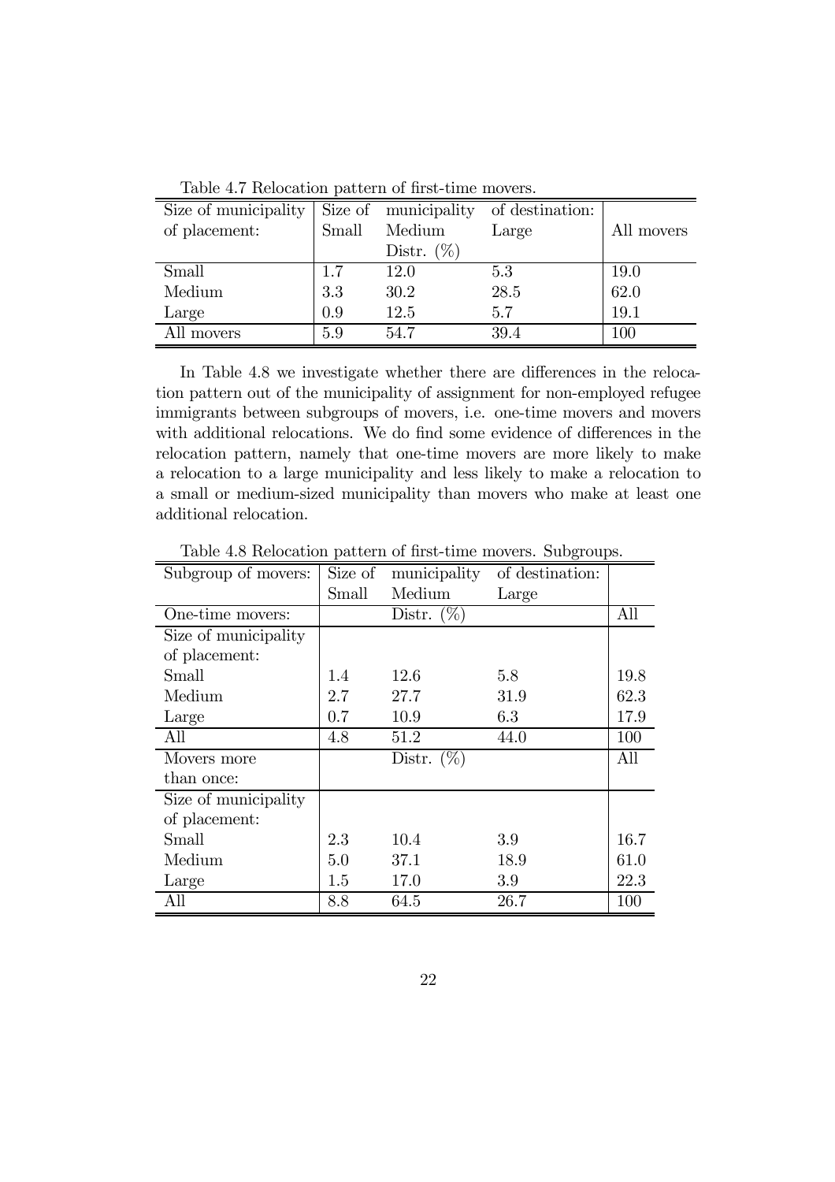Table 4.7 Relocation pattern of first-time movers.

| Size of municipality of placement: | Size of Small | municipality Medium | of destination: Large | All movers |
|---|---|---|---|---|
| | | Distr. (%) | | |
| Small | 1.7 | 12.0 | 5.3 | 19.0 |
| Medium | 3.3 | 30.2 | 28.5 | 62.0 |
| Large | 0.9 | 12.5 | 5.7 | 19.1 |
| All movers | 5.9 | 54.7 | 39.4 | 100 |

In Table 4.8 we investigate whether there are differences in the relocation pattern out of the municipality of assignment for non-employed refugee immigrants between subgroups of movers, i.e. one-time movers and movers with additional relocations. We do find some evidence of differences in the relocation pattern, namely that one-time movers are more likely to make a relocation to a large municipality and less likely to make a relocation to a small or medium-sized municipality than movers who make at least one additional relocation.

Table 4.8 Relocation pattern of first-time movers. Subgroups.

| Subgroup of movers: | Size of Small | municipality Medium | of destination: Large | |
|---|---|---|---|---|
| One-time movers: | | Distr. (%) | | All |
| Size of municipality of placement: | | | | |
| Small | 1.4 | 12.6 | 5.8 | 19.8 |
| Medium | 2.7 | 27.7 | 31.9 | 62.3 |
| Large | 0.7 | 10.9 | 6.3 | 17.9 |
| All | 4.8 | 51.2 | 44.0 | 100 |
| Movers more than once: | | Distr. (%) | | All |
| Size of municipality of placement: | | | | |
| Small | 2.3 | 10.4 | 3.9 | 16.7 |
| Medium | 5.0 | 37.1 | 18.9 | 61.0 |
| Large | 1.5 | 17.0 | 3.9 | 22.3 |
| All | 8.8 | 64.5 | 26.7 | 100 |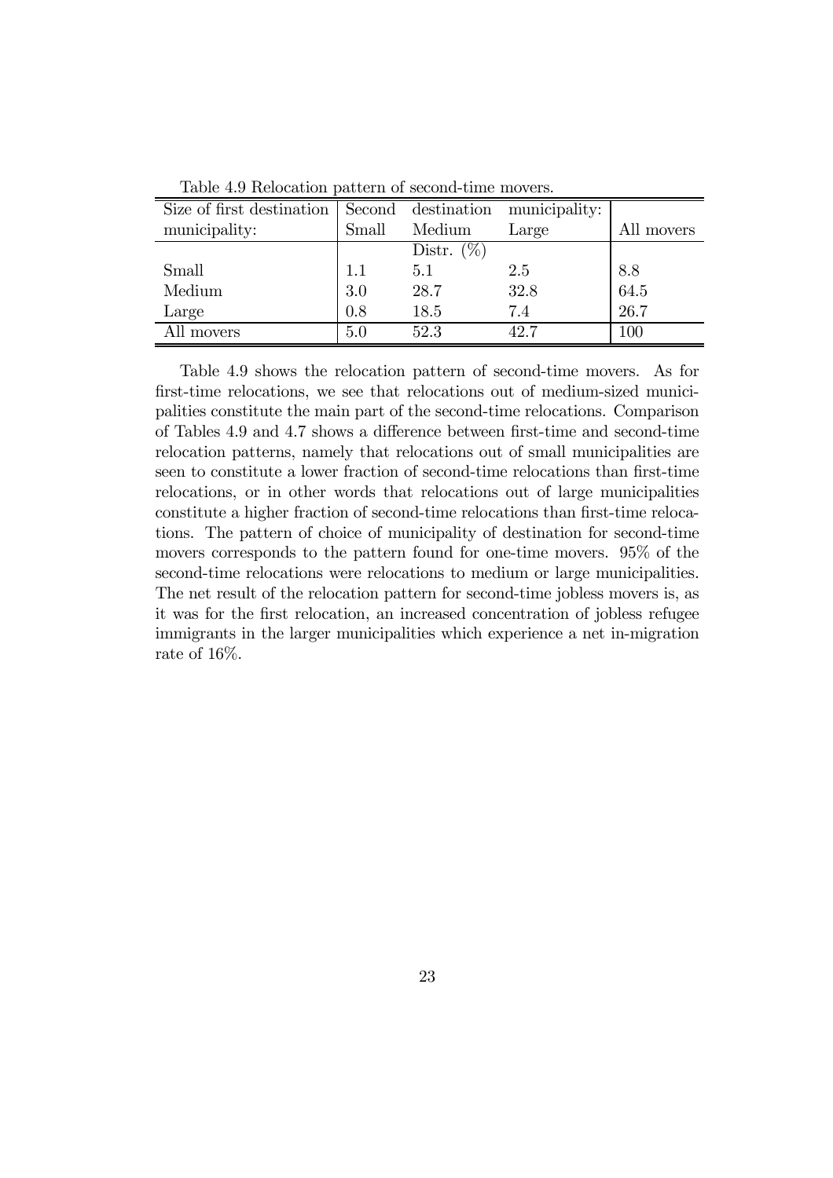Table 4.9 Relocation pattern of second-time movers.

| Size of first destination municipality: | Second destination municipality: Small | Medium | Large | All movers |
|---|---|---|---|---|
| | | Distr. (%) | | |
| Small | 1.1 | 5.1 | 2.5 | 8.8 |
| Medium | 3.0 | 28.7 | 32.8 | 64.5 |
| Large | 0.8 | 18.5 | 7.4 | 26.7 |
| All movers | 5.0 | 52.3 | 42.7 | 100 |

Table 4.9 shows the relocation pattern of second-time movers. As for first-time relocations, we see that relocations out of medium-sized municipalities constitute the main part of the second-time relocations. Comparison of Tables 4.9 and 4.7 shows a difference between first-time and second-time relocation patterns, namely that relocations out of small municipalities are seen to constitute a lower fraction of second-time relocations than first-time relocations, or in other words that relocations out of large municipalities constitute a higher fraction of second-time relocations than first-time relocations. The pattern of choice of municipality of destination for second-time movers corresponds to the pattern found for one-time movers. 95% of the second-time relocations were relocations to medium or large municipalities. The net result of the relocation pattern for second-time jobless movers is, as it was for the first relocation, an increased concentration of jobless refugee immigrants in the larger municipalities which experience a net in-migration rate of 16%.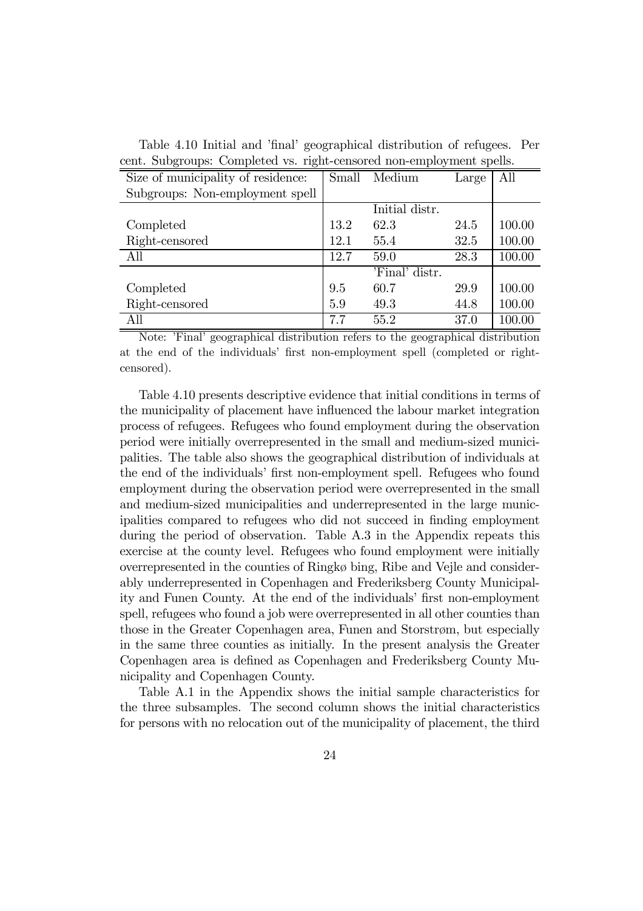Table 4.10 Initial and 'final' geographical distribution of refugees. Per cent. Subgroups: Completed vs. right-censored non-employment spells.

| Size of municipality of residence: | Small | Medium | Large | All |
|---|---|---|---|---|
| Subgroups: Non-employment spell | | | | |
| | | Initial distr. | | |
| Completed | 13.2 | 62.3 | 24.5 | 100.00 |
| Right-censored | 12.1 | 55.4 | 32.5 | 100.00 |
| All | 12.7 | 59.0 | 28.3 | 100.00 |
| | | 'Final' distr. | | |
| Completed | 9.5 | 60.7 | 29.9 | 100.00 |
| Right-censored | 5.9 | 49.3 | 44.8 | 100.00 |
| All | 7.7 | 55.2 | 37.0 | 100.00 |

Note: 'Final' geographical distribution refers to the geographical distribution at the end of the individuals' first non-employment spell (completed or right-censored).

Table 4.10 presents descriptive evidence that initial conditions in terms of the municipality of placement have influenced the labour market integration process of refugees. Refugees who found employment during the observation period were initially overrepresented in the small and medium-sized municipalities. The table also shows the geographical distribution of individuals at the end of the individuals' first non-employment spell. Refugees who found employment during the observation period were overrepresented in the small and medium-sized municipalities and underrepresented in the large municipalities compared to refugees who did not succeed in finding employment during the period of observation. Table A.3 in the Appendix repeats this exercise at the county level. Refugees who found employment were initially overrepresented in the counties of Ringkø bing, Ribe and Vejle and considerably underrepresented in Copenhagen and Frederiksberg County Municipality and Funen County. At the end of the individuals' first non-employment spell, refugees who found a job were overrepresented in all other counties than those in the Greater Copenhagen area, Funen and Storstrøm, but especially in the same three counties as initially. In the present analysis the Greater Copenhagen area is defined as Copenhagen and Frederiksberg County Municipality and Copenhagen County.

Table A.1 in the Appendix shows the initial sample characteristics for the three subsamples. The second column shows the initial characteristics for persons with no relocation out of the municipality of placement, the third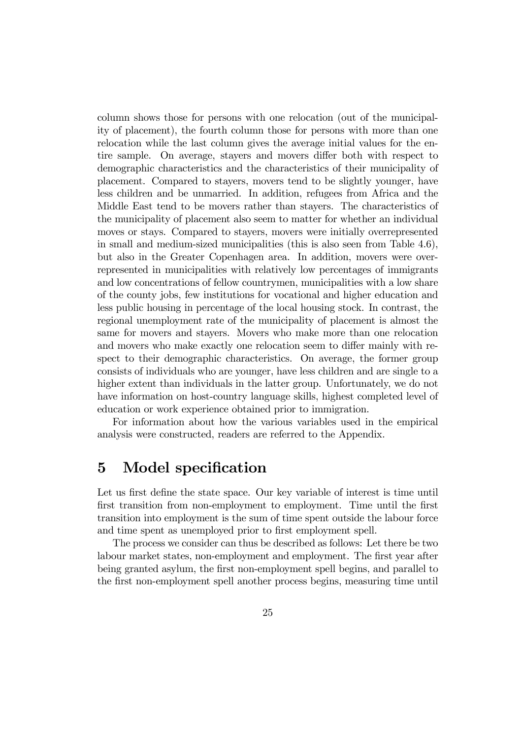column shows those for persons with one relocation (out of the municipality of placement), the fourth column those for persons with more than one relocation while the last column gives the average initial values for the entire sample. On average, stayers and movers differ both with respect to demographic characteristics and the characteristics of their municipality of placement. Compared to stayers, movers tend to be slightly younger, have less children and be unmarried. In addition, refugees from Africa and the Middle East tend to be movers rather than stayers. The characteristics of the municipality of placement also seem to matter for whether an individual moves or stays. Compared to stayers, movers were initially overrepresented in small and medium-sized municipalities (this is also seen from Table 4.6), but also in the Greater Copenhagen area. In addition, movers were overrepresented in municipalities with relatively low percentages of immigrants and low concentrations of fellow countrymen, municipalities with a low share of the county jobs, few institutions for vocational and higher education and less public housing in percentage of the local housing stock. In contrast, the regional unemployment rate of the municipality of placement is almost the same for movers and stayers. Movers who make more than one relocation and movers who make exactly one relocation seem to differ mainly with respect to their demographic characteristics. On average, the former group consists of individuals who are younger, have less children and are single to a higher extent than individuals in the latter group. Unfortunately, we do not have information on host-country language skills, highest completed level of education or work experience obtained prior to immigration.

For information about how the various variables used in the empirical analysis were constructed, readers are referred to the Appendix.

# 5 Model specification

Let us first define the state space. Our key variable of interest is time until first transition from non-employment to employment. Time until the first transition into employment is the sum of time spent outside the labour force and time spent as unemployed prior to first employment spell.

The process we consider can thus be described as follows: Let there be two labour market states, non-employment and employment. The first year after being granted asylum, the first non-employment spell begins, and parallel to the first non-employment spell another process begins, measuring time until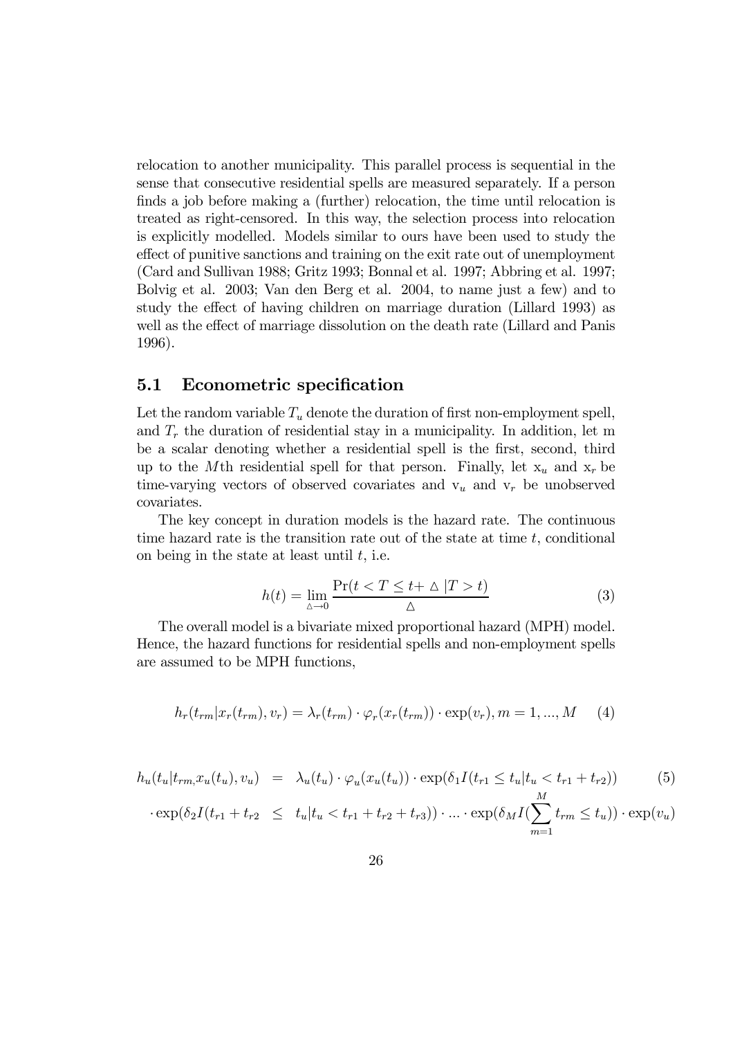relocation to another municipality. This parallel process is sequential in the sense that consecutive residential spells are measured separately. If a person finds a job before making a (further) relocation, the time until relocation is treated as right-censored. In this way, the selection process into relocation is explicitly modelled. Models similar to ours have been used to study the effect of punitive sanctions and training on the exit rate out of unemployment (Card and Sullivan 1988; Gritz 1993; Bonnal et al. 1997; Abbring et al. 1997; Bolvig et al. 2003; Van den Berg et al. 2004, to name just a few) and to study the effect of having children on marriage duration (Lillard 1993) as well as the effect of marriage dissolution on the death rate (Lillard and Panis 1996).

## 5.1 Econometric specification

Let the random variable $T_u$ denote the duration of first non-employment spell, and $T_r$ the duration of residential stay in a municipality. In addition, let m be a scalar denoting whether a residential spell is the first, second, third up to the $M$th residential spell for that person. Finally, let $x_u$ and $x_r$ be time-varying vectors of observed covariates and $v_u$ and $v_r$ be unobserved covariates.

The key concept in duration models is the hazard rate. The continuous time hazard rate is the transition rate out of the state at time $t$, conditional on being in the state at least until $t$, i.e.

$$h(t) = \lim_{\triangle \to 0} \frac{\Pr(t < T \leq t + \triangle \,|T > t)}{\triangle} \tag{3}$$

The overall model is a bivariate mixed proportional hazard (MPH) model. Hence, the hazard functions for residential spells and non-employment spells are assumed to be MPH functions,

$$h_r(t_{rm}|x_r(t_{rm}), v_r) = \lambda_r(t_{rm}) \cdot \varphi_r(x_r(t_{rm})) \cdot \exp(v_r), m = 1, ..., M \tag{4}$$

$$\begin{aligned} h_u(t_u|t_{rm,}x_u(t_u), v_u) &= \lambda_u(t_u) \cdot \varphi_u(x_u(t_u)) \cdot \exp(\delta_1 I(t_{r1} \leq t_u|t_u < t_{r1} + t_{r2})) \\ \cdot \exp(\delta_2 I(t_{r1} + t_{r2} &\leq t_u|t_u < t_{r1} + t_{r2} + t_{r3})) \cdot ... \cdot \exp(\delta_M I(\sum_{m=1}^{M} t_{rm} \leq t_u)) \cdot \exp(v_u) \end{aligned} \tag{5}$$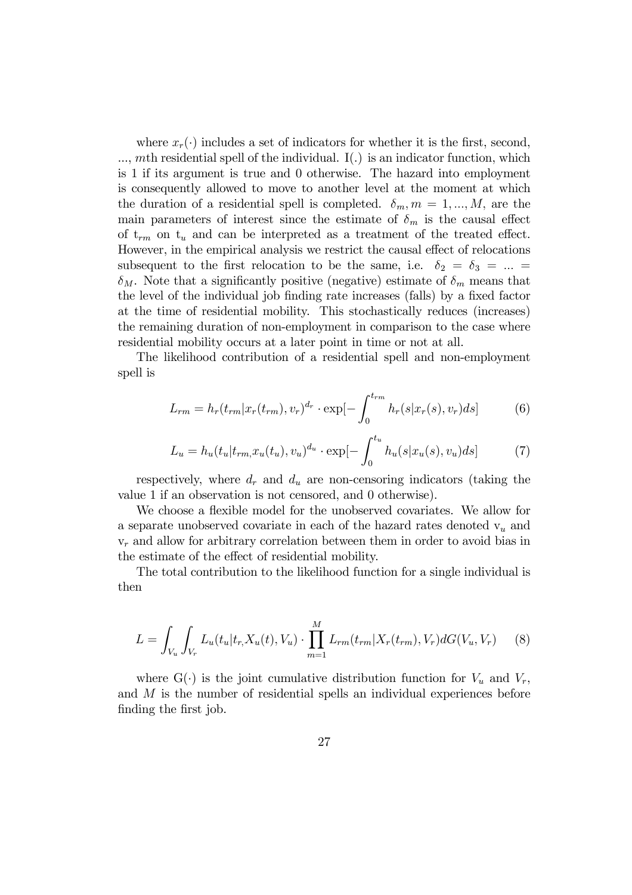where $x_r(\cdot)$ includes a set of indicators for whether it is the first, second, ..., $m$th residential spell of the individual. I(.) is an indicator function, which is 1 if its argument is true and 0 otherwise. The hazard into employment is consequently allowed to move to another level at the moment at which the duration of a residential spell is completed. $\delta_m, m = 1, ..., M$, are the main parameters of interest since the estimate of $\delta_m$ is the causal effect of $t_{rm}$ on $t_u$ and can be interpreted as a treatment of the treated effect. However, in the empirical analysis we restrict the causal effect of relocations subsequent to the first relocation to be the same, i.e. $\delta_2 = \delta_3 = ... = \delta_M$. Note that a significantly positive (negative) estimate of $\delta_m$ means that the level of the individual job finding rate increases (falls) by a fixed factor at the time of residential mobility. This stochastically reduces (increases) the remaining duration of non-employment in comparison to the case where residential mobility occurs at a later point in time or not at all.

The likelihood contribution of a residential spell and non-employment spell is

$$L_{rm} = h_r(t_{rm}|x_r(t_{rm}), v_r)^{d_r} \cdot \exp[-\int_0^{t_{rm}} h_r(s|x_r(s), v_r)ds] \tag{6}$$

$$L_u = h_u(t_u|t_{rm,}x_u(t_u), v_u)^{d_u} \cdot \exp[-\int_0^{t_u} h_u(s|x_u(s), v_u)ds] \tag{7}$$

respectively, where $d_r$ and $d_u$ are non-censoring indicators (taking the value 1 if an observation is not censored, and 0 otherwise).

We choose a flexible model for the unobserved covariates. We allow for a separate unobserved covariate in each of the hazard rates denoted $v_u$ and $v_r$ and allow for arbitrary correlation between them in order to avoid bias in the estimate of the effect of residential mobility.

The total contribution to the likelihood function for a single individual is then

$$L = \int_{V_u} \int_{V_r} L_u(t_u|t_{r,}X_u(t), V_u) \cdot \prod_{m=1}^{M} L_{rm}(t_{rm}|X_r(t_{rm}), V_r)dG(V_u, V_r) \tag{8}$$

where $G(\cdot)$ is the joint cumulative distribution function for $V_u$ and $V_r$, and $M$ is the number of residential spells an individual experiences before finding the first job.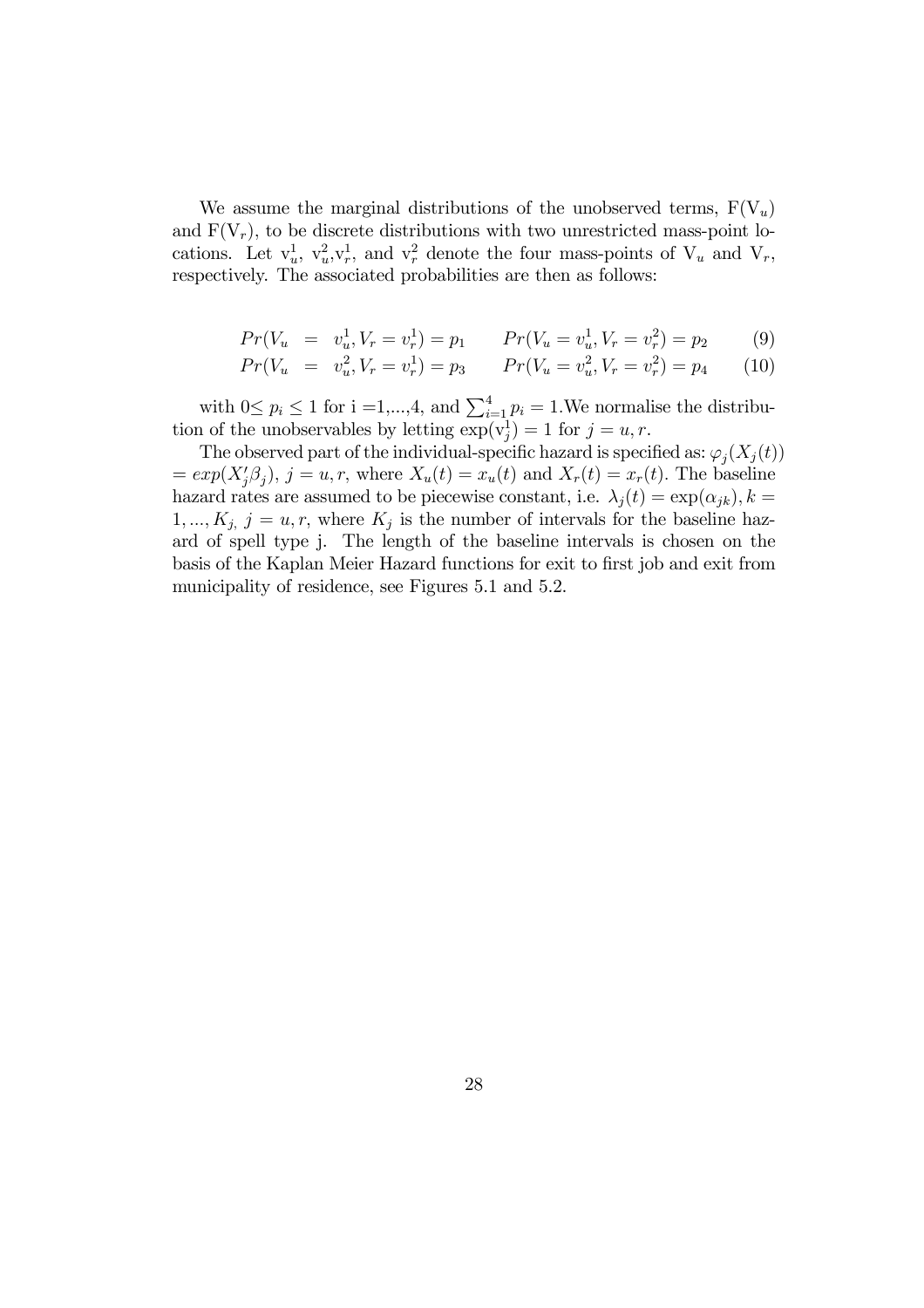We assume the marginal distributions of the unobserved terms, $F(V_u)$ and $F(V_r)$, to be discrete distributions with two unrestricted mass-point locations. Let $v_u^1$, $v_u^2$, $v_r^1$, and $v_r^2$ denote the four mass-points of $V_u$ and $V_r$, respectively. The associated probabilities are then as follows:

$$Pr(V_u = v_u^1, V_r = v_r^1) = p_1 \qquad Pr(V_u = v_u^1, V_r = v_r^2) = p_2 \tag{9}$$

$$Pr(V_u = v_u^2, V_r = v_r^1) = p_3 \qquad Pr(V_u = v_u^2, V_r = v_r^2) = p_4 \tag{10}$$

with $0 \leq p_i \leq 1$ for i =1,...,4, and $\sum_{i=1}^{4} p_i = 1$.We normalise the distribution of the unobservables by letting $\exp(v_j^1) = 1$ for $j = u, r$.

The observed part of the individual-specific hazard is specified as: $\varphi_j(X_j(t)) = exp(X_j' \beta_j)$, $j = u, r$, where $X_u(t) = x_u(t)$ and $X_r(t) = x_r(t)$. The baseline hazard rates are assumed to be piecewise constant, i.e. $\lambda_j(t) = \exp(\alpha_{jk}), k = 1, ..., K_j,\ j = u, r$, where $K_j$ is the number of intervals for the baseline hazard of spell type j. The length of the baseline intervals is chosen on the basis of the Kaplan Meier Hazard functions for exit to first job and exit from municipality of residence, see Figures 5.1 and 5.2.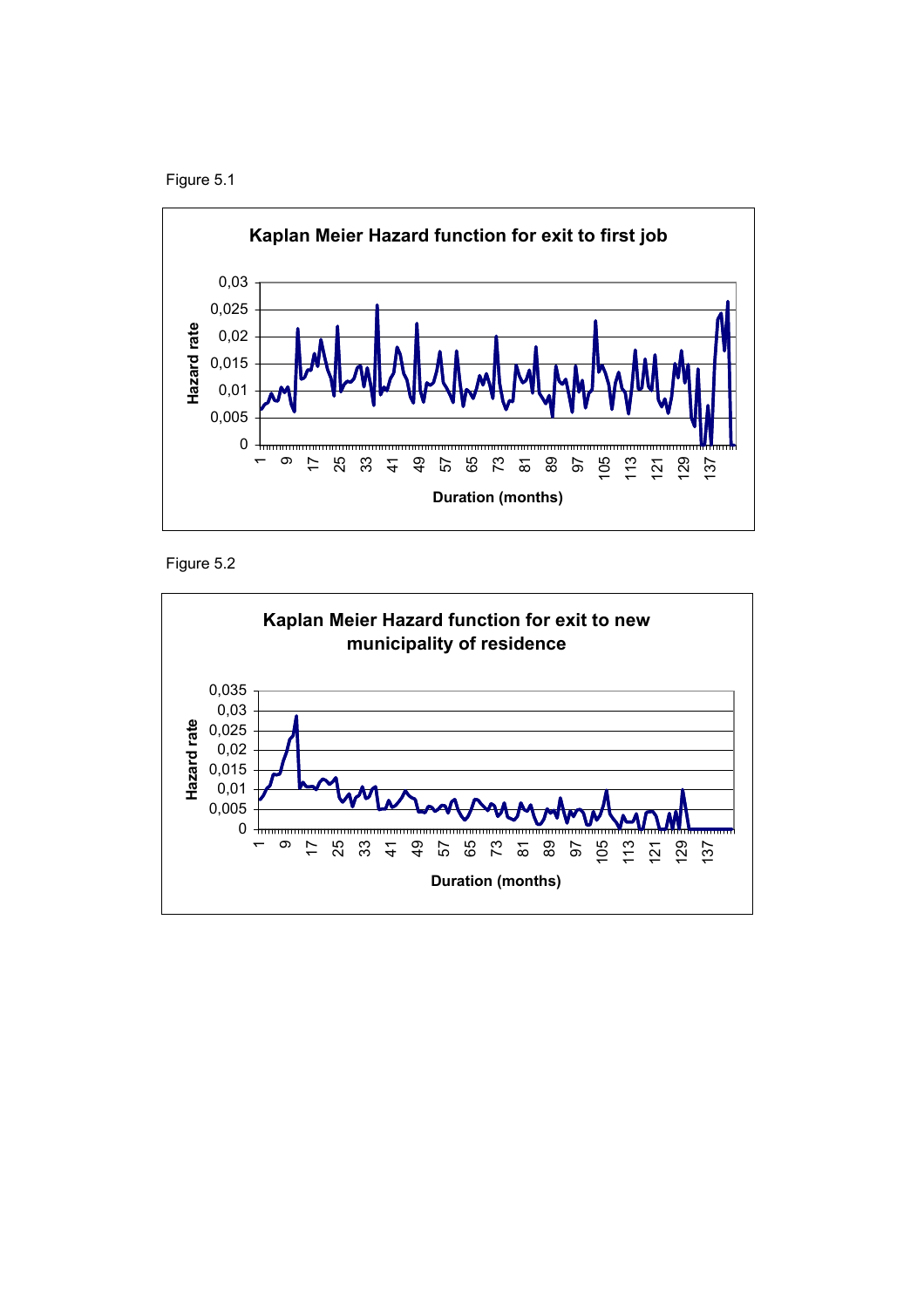Figure 5.1

**Kaplan Meier Hazard function for exit to first job**

Figure 5.2

**Kaplan Meier Hazard function for exit to new municipality of residence**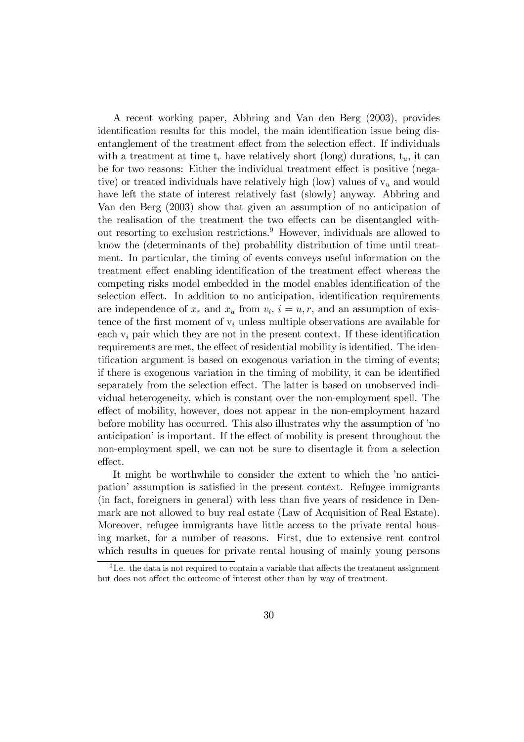A recent working paper, Abbring and Van den Berg (2003), provides identification results for this model, the main identification issue being disentanglement of the treatment effect from the selection effect. If individuals with a treatment at time $t_r$ have relatively short (long) durations, $t_u$, it can be for two reasons: Either the individual treatment effect is positive (negative) or treated individuals have relatively high (low) values of $v_u$ and would have left the state of interest relatively fast (slowly) anyway. Abbring and Van den Berg (2003) show that given an assumption of no anticipation of the realisation of the treatment the two effects can be disentangled without resorting to exclusion restrictions.[9] However, individuals are allowed to know the (determinants of the) probability distribution of time until treatment. In particular, the timing of events conveys useful information on the treatment effect enabling identification of the treatment effect whereas the competing risks model embedded in the model enables identification of the selection effect. In addition to no anticipation, identification requirements are independence of $x_r$ and $x_u$ from $v_i$, $i = u, r$, and an assumption of existence of the first moment of $v_i$ unless multiple observations are available for each $v_i$ pair which they are not in the present context. If these identification requirements are met, the effect of residential mobility is identified. The identification argument is based on exogenous variation in the timing of events; if there is exogenous variation in the timing of mobility, it can be identified separately from the selection effect. The latter is based on unobserved individual heterogeneity, which is constant over the non-employment spell. The effect of mobility, however, does not appear in the non-employment hazard before mobility has occurred. This also illustrates why the assumption of 'no anticipation' is important. If the effect of mobility is present throughout the non-employment spell, we can not be sure to disentagle it from a selection effect.

It might be worthwhile to consider the extent to which the 'no anticipation' assumption is satisfied in the present context. Refugee immigrants (in fact, foreigners in general) with less than five years of residence in Denmark are not allowed to buy real estate (Law of Acquisition of Real Estate). Moreover, refugee immigrants have little access to the private rental housing market, for a number of reasons. First, due to extensive rent control which results in queues for private rental housing of mainly young persons

[9] I.e. the data is not required to contain a variable that affects the treatment assignment but does not affect the outcome of interest other than by way of treatment.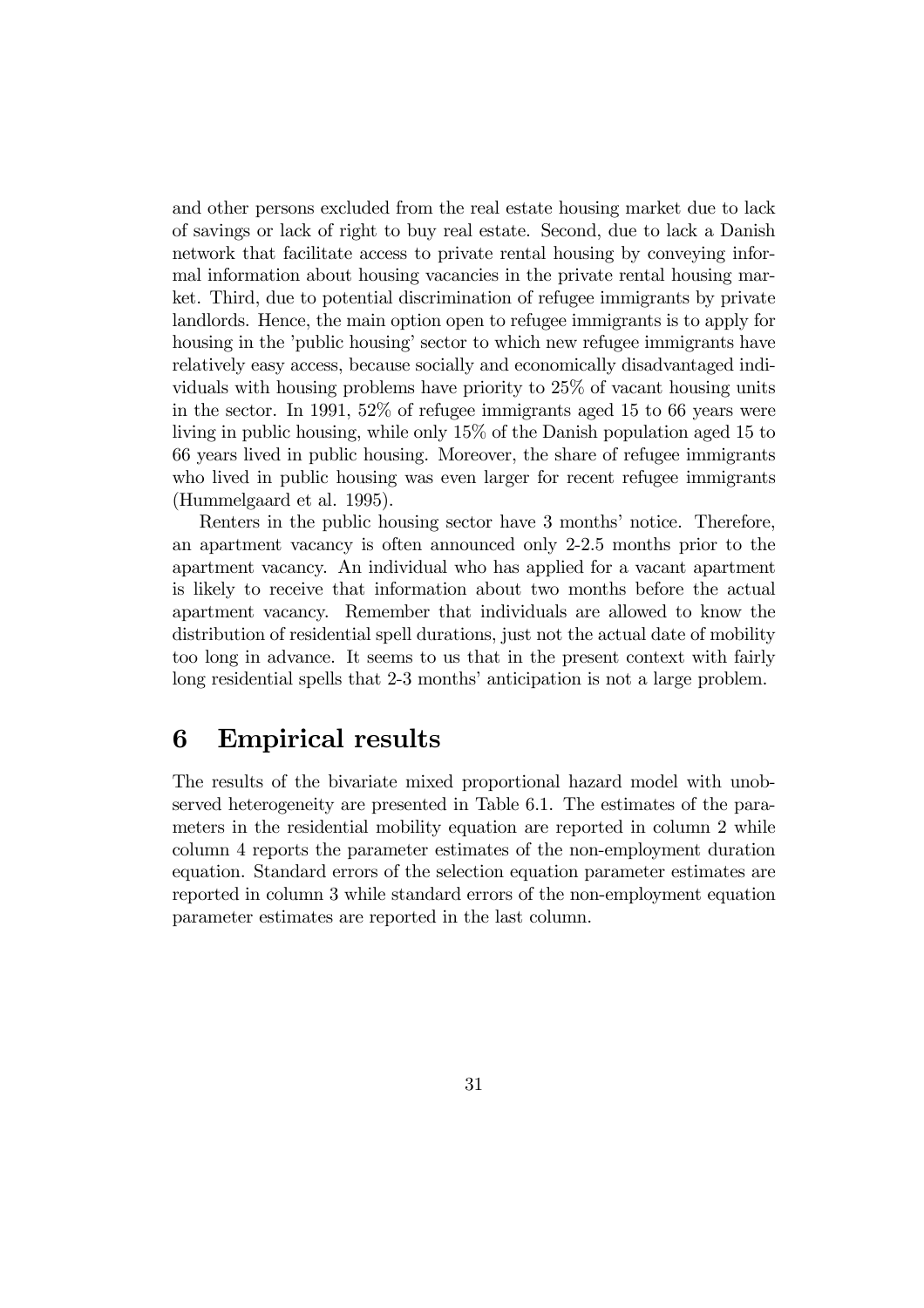and other persons excluded from the real estate housing market due to lack of savings or lack of right to buy real estate. Second, due to lack a Danish network that facilitate access to private rental housing by conveying informal information about housing vacancies in the private rental housing market. Third, due to potential discrimination of refugee immigrants by private landlords. Hence, the main option open to refugee immigrants is to apply for housing in the 'public housing' sector to which new refugee immigrants have relatively easy access, because socially and economically disadvantaged individuals with housing problems have priority to 25% of vacant housing units in the sector. In 1991, 52% of refugee immigrants aged 15 to 66 years were living in public housing, while only 15% of the Danish population aged 15 to 66 years lived in public housing. Moreover, the share of refugee immigrants who lived in public housing was even larger for recent refugee immigrants (Hummelgaard et al. 1995).

Renters in the public housing sector have 3 months' notice. Therefore, an apartment vacancy is often announced only 2-2.5 months prior to the apartment vacancy. An individual who has applied for a vacant apartment is likely to receive that information about two months before the actual apartment vacancy. Remember that individuals are allowed to know the distribution of residential spell durations, just not the actual date of mobility too long in advance. It seems to us that in the present context with fairly long residential spells that 2-3 months' anticipation is not a large problem.

# 6 Empirical results

The results of the bivariate mixed proportional hazard model with unobserved heterogeneity are presented in Table 6.1. The estimates of the parameters in the residential mobility equation are reported in column 2 while column 4 reports the parameter estimates of the non-employment duration equation. Standard errors of the selection equation parameter estimates are reported in column 3 while standard errors of the non-employment equation parameter estimates are reported in the last column.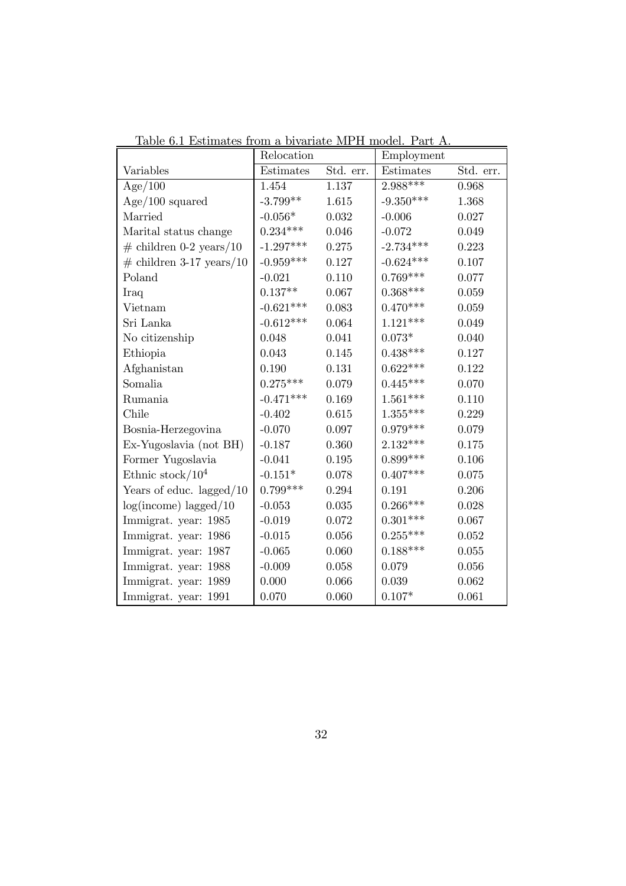Table 6.1 Estimates from a bivariate MPH model. Part A.

| | Relocation | | Employment | |
|---|---|---|---|---|
| Variables | Estimates | Std. err. | Estimates | Std. err. |
| Age/100 | 1.454 | 1.137 | 2.988*** | 0.968 |
| Age/100 squared | -3.799** | 1.615 | -9.350*** | 1.368 |
| Married | -0.056* | 0.032 | -0.006 | 0.027 |
| Marital status change | 0.234*** | 0.046 | -0.072 | 0.049 |
| # children 0-2 years/10 | -1.297*** | 0.275 | -2.734*** | 0.223 |
| # children 3-17 years/10 | -0.959*** | 0.127 | -0.624*** | 0.107 |
| Poland | -0.021 | 0.110 | 0.769*** | 0.077 |
| Iraq | 0.137** | 0.067 | 0.368*** | 0.059 |
| Vietnam | -0.621*** | 0.083 | 0.470*** | 0.059 |
| Sri Lanka | -0.612*** | 0.064 | 1.121*** | 0.049 |
| No citizenship | 0.048 | 0.041 | 0.073* | 0.040 |
| Ethiopia | 0.043 | 0.145 | 0.438*** | 0.127 |
| Afghanistan | 0.190 | 0.131 | 0.622*** | 0.122 |
| Somalia | 0.275*** | 0.079 | 0.445*** | 0.070 |
| Rumania | -0.471*** | 0.169 | 1.561*** | 0.110 |
| Chile | -0.402 | 0.615 | 1.355*** | 0.229 |
| Bosnia-Herzegovina | -0.070 | 0.097 | 0.979*** | 0.079 |
| Ex-Yugoslavia (not BH) | -0.187 | 0.360 | 2.132*** | 0.175 |
| Former Yugoslavia | -0.041 | 0.195 | 0.899*** | 0.106 |
| Ethnic stock/$10^4$ | -0.151* | 0.078 | 0.407*** | 0.075 |
| Years of educ. lagged/10 | 0.799*** | 0.294 | 0.191 | 0.206 |
| log(income) lagged/10 | -0.053 | 0.035 | 0.266*** | 0.028 |
| Immigrat. year: 1985 | -0.019 | 0.072 | 0.301*** | 0.067 |
| Immigrat. year: 1986 | -0.015 | 0.056 | 0.255*** | 0.052 |
| Immigrat. year: 1987 | -0.065 | 0.060 | 0.188*** | 0.055 |
| Immigrat. year: 1988 | -0.009 | 0.058 | 0.079 | 0.056 |
| Immigrat. year: 1989 | 0.000 | 0.066 | 0.039 | 0.062 |
| Immigrat. year: 1991 | 0.070 | 0.060 | 0.107* | 0.061 |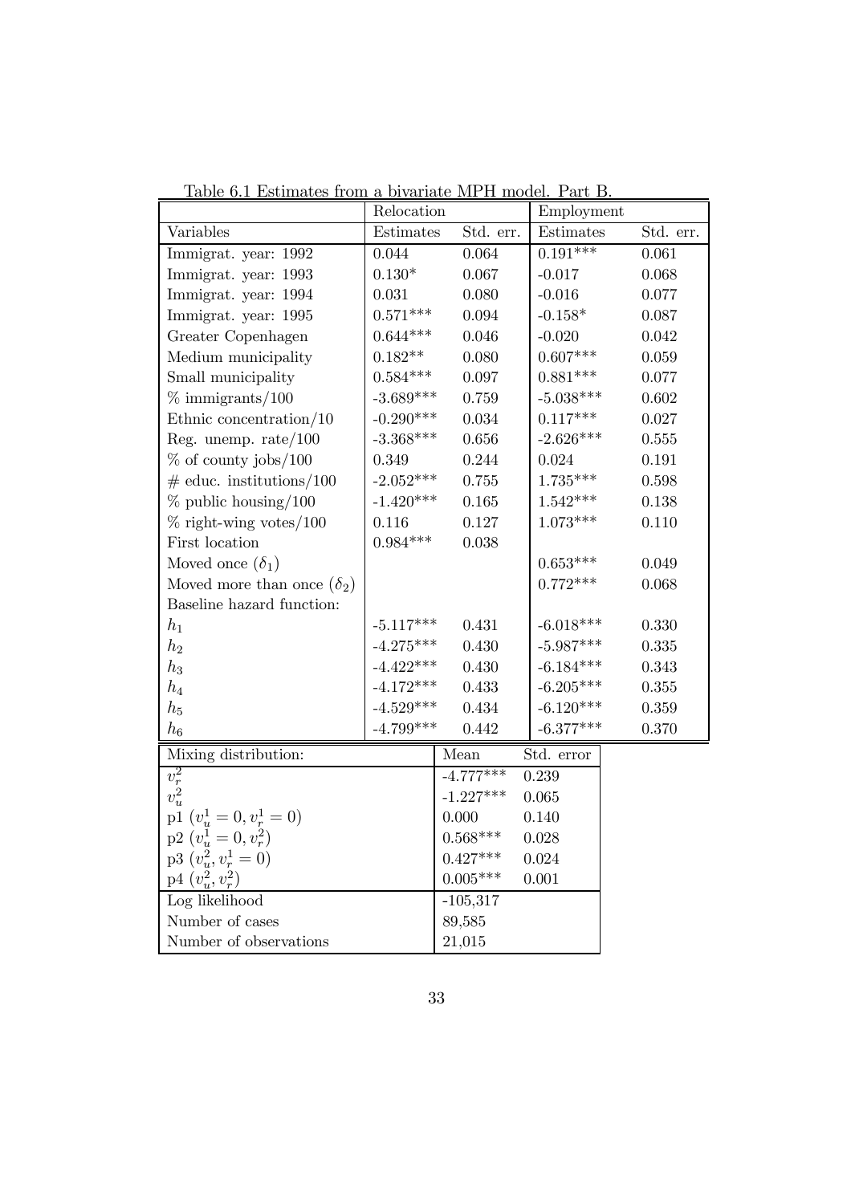Table 6.1 Estimates from a bivariate MPH model. Part B.

| | Relocation | | Employment | |
|---|---|---|---|---|
| Variables | Estimates | Std. err. | Estimates | Std. err. |
| Immigrat. year: 1992 | 0.044 | 0.064 | 0.191*** | 0.061 |
| Immigrat. year: 1993 | 0.130* | 0.067 | -0.017 | 0.068 |
| Immigrat. year: 1994 | 0.031 | 0.080 | -0.016 | 0.077 |
| Immigrat. year: 1995 | 0.571*** | 0.094 | -0.158* | 0.087 |
| Greater Copenhagen | 0.644*** | 0.046 | -0.020 | 0.042 |
| Medium municipality | 0.182** | 0.080 | 0.607*** | 0.059 |
| Small municipality | 0.584*** | 0.097 | 0.881*** | 0.077 |
| % immigrants/100 | -3.689*** | 0.759 | -5.038*** | 0.602 |
| Ethnic concentration/10 | -0.290*** | 0.034 | 0.117*** | 0.027 |
| Reg. unemp. rate/100 | -3.368*** | 0.656 | -2.626*** | 0.555 |
| % of county jobs/100 | 0.349 | 0.244 | 0.024 | 0.191 |
| # educ. institutions/100 | -2.052*** | 0.755 | 1.735*** | 0.598 |
| % public housing/100 | -1.420*** | 0.165 | 1.542*** | 0.138 |
| % right-wing votes/100 | 0.116 | 0.127 | 1.073*** | 0.110 |
| First location | 0.984*** | 0.038 | | |
| Moved once ($\delta_1$) | | | 0.653*** | 0.049 |
| Moved more than once ($\delta_2$) | | | 0.772*** | 0.068 |
| Baseline hazard function: | | | | |
| $h_1$ | -5.117*** | 0.431 | -6.018*** | 0.330 |
| $h_2$ | -4.275*** | 0.430 | -5.987*** | 0.335 |
| $h_3$ | -4.422*** | 0.430 | -6.184*** | 0.343 |
| $h_4$ | -4.172*** | 0.433 | -6.205*** | 0.355 |
| $h_5$ | -4.529*** | 0.434 | -6.120*** | 0.359 |
| $h_6$ | -4.799*** | 0.442 | -6.377*** | 0.370 |

| Mixing distribution: | Mean | Std. error |
|---|---|---|
| $v_r^2$ | -4.777*** | 0.239 |
| $v_u^2$ | -1.227*** | 0.065 |
| p1 $(v_u^1 = 0, v_r^1 = 0)$ | 0.000 | 0.140 |
| p2 $(v_u^1 = 0, v_r^2)$ | 0.568*** | 0.028 |
| p3 $(v_u^2, v_r^1 = 0)$ | 0.427*** | 0.024 |
| p4 $(v_u^2, v_r^2)$ | 0.005*** | 0.001 |
| Log likelihood | -105,317 | |
| Number of cases | 89,585 | |
| Number of observations | 21,015 | |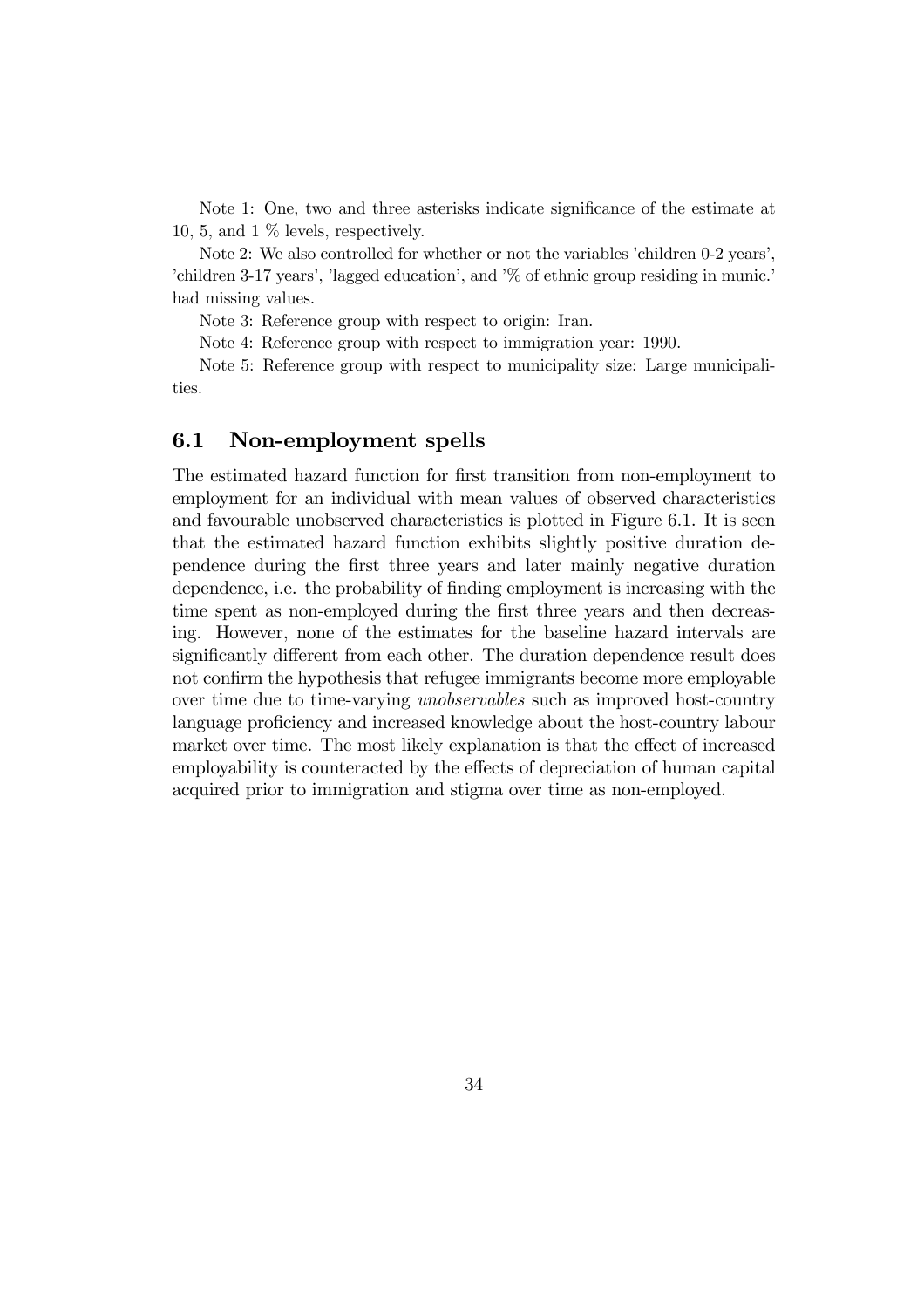Note 1: One, two and three asterisks indicate significance of the estimate at 10, 5, and 1 % levels, respectively.

Note 2: We also controlled for whether or not the variables 'children 0-2 years', 'children 3-17 years', 'lagged education', and '% of ethnic group residing in munic.' had missing values.

Note 3: Reference group with respect to origin: Iran.

Note 4: Reference group with respect to immigration year: 1990.

Note 5: Reference group with respect to municipality size: Large municipalities.

## 6.1 Non-employment spells

The estimated hazard function for first transition from non-employment to employment for an individual with mean values of observed characteristics and favourable unobserved characteristics is plotted in Figure 6.1. It is seen that the estimated hazard function exhibits slightly positive duration dependence during the first three years and later mainly negative duration dependence, i.e. the probability of finding employment is increasing with the time spent as non-employed during the first three years and then decreasing. However, none of the estimates for the baseline hazard intervals are significantly different from each other. The duration dependence result does not confirm the hypothesis that refugee immigrants become more employable over time due to time-varying *unobservables* such as improved host-country language proficiency and increased knowledge about the host-country labour market over time. The most likely explanation is that the effect of increased employability is counteracted by the effects of depreciation of human capital acquired prior to immigration and stigma over time as non-employed.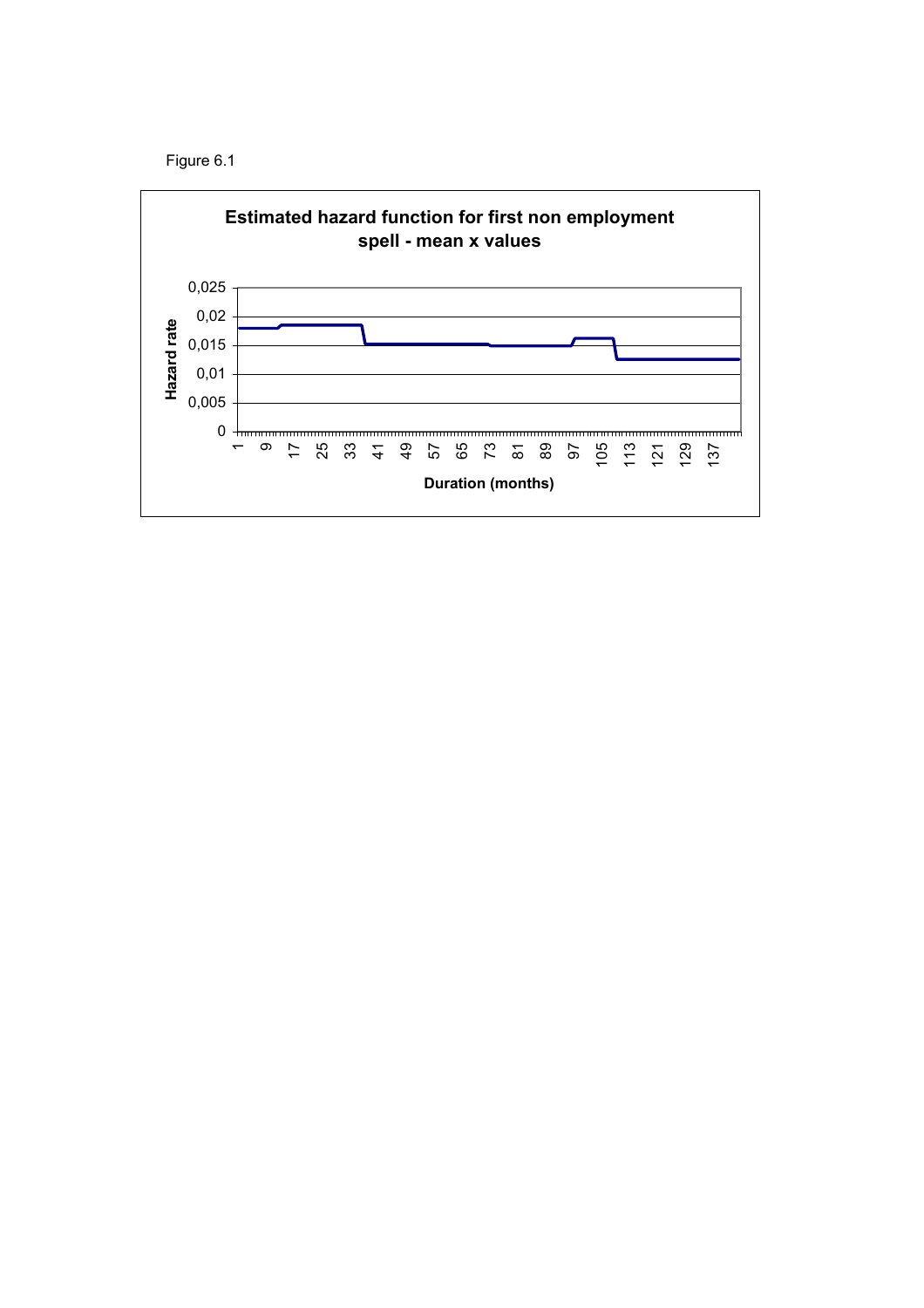Figure 6.1

**Estimated hazard function for first non employment spell - mean x values**

Hazard rate: 0, 0,005, 0,01, 0,015, 0,02, 0,025

Duration (months): 1, 9, 17, 25, 33, 41, 49, 57, 65, 73, 81, 89, 97, 105, 113, 121, 129, 137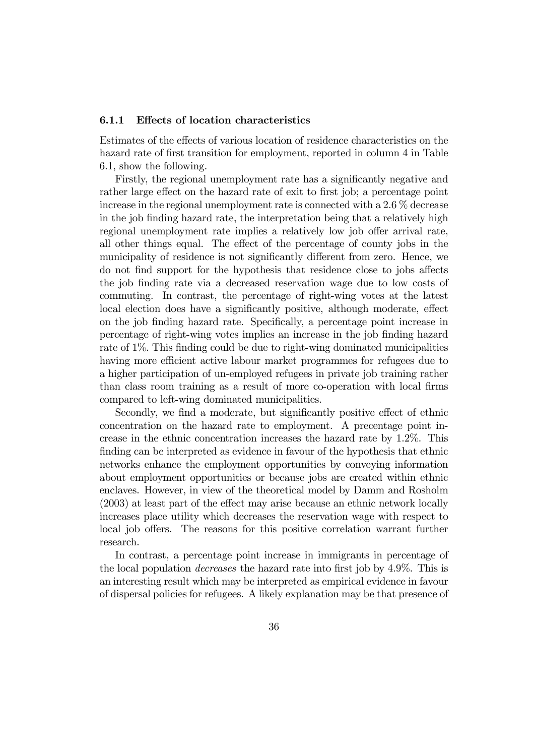#### 6.1.1 Effects of location characteristics

Estimates of the effects of various location of residence characteristics on the hazard rate of first transition for employment, reported in column 4 in Table 6.1, show the following.

Firstly, the regional unemployment rate has a significantly negative and rather large effect on the hazard rate of exit to first job; a percentage point increase in the regional unemployment rate is connected with a 2.6 % decrease in the job finding hazard rate, the interpretation being that a relatively high regional unemployment rate implies a relatively low job offer arrival rate, all other things equal. The effect of the percentage of county jobs in the municipality of residence is not significantly different from zero. Hence, we do not find support for the hypothesis that residence close to jobs affects the job finding rate via a decreased reservation wage due to low costs of commuting. In contrast, the percentage of right-wing votes at the latest local election does have a significantly positive, although moderate, effect on the job finding hazard rate. Specifically, a percentage point increase in percentage of right-wing votes implies an increase in the job finding hazard rate of 1%. This finding could be due to right-wing dominated municipalities having more efficient active labour market programmes for refugees due to a higher participation of un-employed refugees in private job training rather than class room training as a result of more co-operation with local firms compared to left-wing dominated municipalities.

Secondly, we find a moderate, but significantly positive effect of ethnic concentration on the hazard rate to employment. A precentage point increase in the ethnic concentration increases the hazard rate by 1.2%. This finding can be interpreted as evidence in favour of the hypothesis that ethnic networks enhance the employment opportunities by conveying information about employment opportunities or because jobs are created within ethnic enclaves. However, in view of the theoretical model by Damm and Rosholm (2003) at least part of the effect may arise because an ethnic network locally increases place utility which decreases the reservation wage with respect to local job offers. The reasons for this positive correlation warrant further research.

In contrast, a percentage point increase in immigrants in percentage of the local population *decreases* the hazard rate into first job by 4.9%. This is an interesting result which may be interpreted as empirical evidence in favour of dispersal policies for refugees. A likely explanation may be that presence of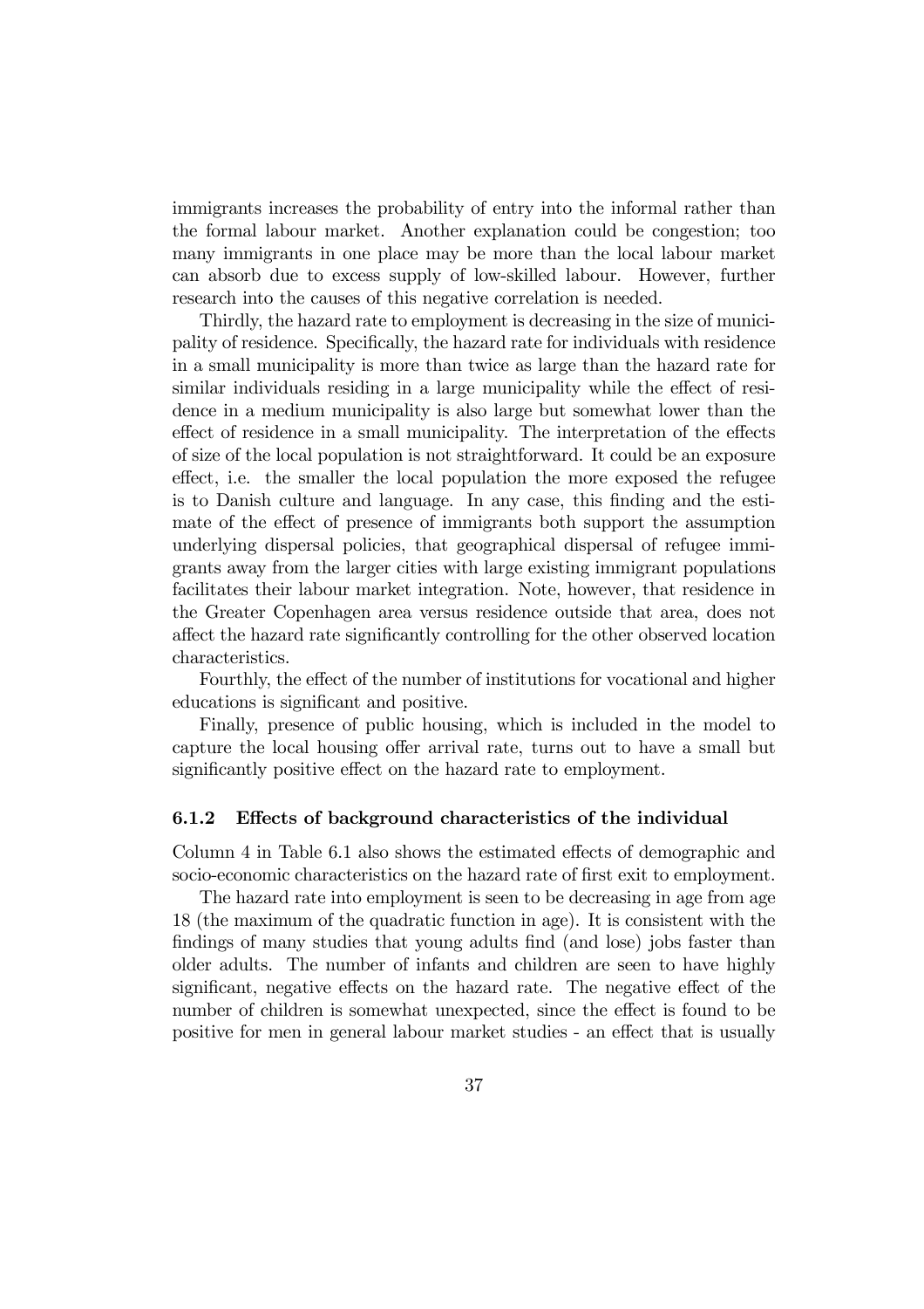immigrants increases the probability of entry into the informal rather than the formal labour market. Another explanation could be congestion; too many immigrants in one place may be more than the local labour market can absorb due to excess supply of low-skilled labour. However, further research into the causes of this negative correlation is needed.

Thirdly, the hazard rate to employment is decreasing in the size of municipality of residence. Specifically, the hazard rate for individuals with residence in a small municipality is more than twice as large than the hazard rate for similar individuals residing in a large municipality while the effect of residence in a medium municipality is also large but somewhat lower than the effect of residence in a small municipality. The interpretation of the effects of size of the local population is not straightforward. It could be an exposure effect, i.e. the smaller the local population the more exposed the refugee is to Danish culture and language. In any case, this finding and the estimate of the effect of presence of immigrants both support the assumption underlying dispersal policies, that geographical dispersal of refugee immigrants away from the larger cities with large existing immigrant populations facilitates their labour market integration. Note, however, that residence in the Greater Copenhagen area versus residence outside that area, does not affect the hazard rate significantly controlling for the other observed location characteristics.

Fourthly, the effect of the number of institutions for vocational and higher educations is significant and positive.

Finally, presence of public housing, which is included in the model to capture the local housing offer arrival rate, turns out to have a small but significantly positive effect on the hazard rate to employment.

### 6.1.2 Effects of background characteristics of the individual

Column 4 in Table 6.1 also shows the estimated effects of demographic and socio-economic characteristics on the hazard rate of first exit to employment.

The hazard rate into employment is seen to be decreasing in age from age 18 (the maximum of the quadratic function in age). It is consistent with the findings of many studies that young adults find (and lose) jobs faster than older adults. The number of infants and children are seen to have highly significant, negative effects on the hazard rate. The negative effect of the number of children is somewhat unexpected, since the effect is found to be positive for men in general labour market studies - an effect that is usually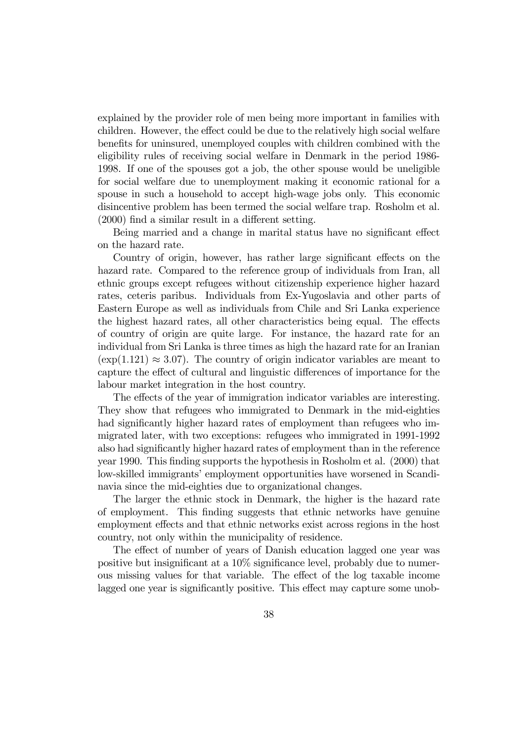explained by the provider role of men being more important in families with children. However, the effect could be due to the relatively high social welfare benefits for uninsured, unemployed couples with children combined with the eligibility rules of receiving social welfare in Denmark in the period 1986-1998. If one of the spouses got a job, the other spouse would be uneligible for social welfare due to unemployment making it economic rational for a spouse in such a household to accept high-wage jobs only. This economic disincentive problem has been termed the social welfare trap. Rosholm et al. (2000) find a similar result in a different setting.

Being married and a change in marital status have no significant effect on the hazard rate.

Country of origin, however, has rather large significant effects on the hazard rate. Compared to the reference group of individuals from Iran, all ethnic groups except refugees without citizenship experience higher hazard rates, ceteris paribus. Individuals from Ex-Yugoslavia and other parts of Eastern Europe as well as individuals from Chile and Sri Lanka experience the highest hazard rates, all other characteristics being equal. The effects of country of origin are quite large. For instance, the hazard rate for an individual from Sri Lanka is three times as high the hazard rate for an Iranian ($\exp(1.121) \approx 3.07$). The country of origin indicator variables are meant to capture the effect of cultural and linguistic differences of importance for the labour market integration in the host country.

The effects of the year of immigration indicator variables are interesting. They show that refugees who immigrated to Denmark in the mid-eighties had significantly higher hazard rates of employment than refugees who immigrated later, with two exceptions: refugees who immigrated in 1991-1992 also had significantly higher hazard rates of employment than in the reference year 1990. This finding supports the hypothesis in Rosholm et al. (2000) that low-skilled immigrants' employment opportunities have worsened in Scandinavia since the mid-eighties due to organizational changes.

The larger the ethnic stock in Denmark, the higher is the hazard rate of employment. This finding suggests that ethnic networks have genuine employment effects and that ethnic networks exist across regions in the host country, not only within the municipality of residence.

The effect of number of years of Danish education lagged one year was positive but insignificant at a 10% significance level, probably due to numerous missing values for that variable. The effect of the log taxable income lagged one year is significantly positive. This effect may capture some unob-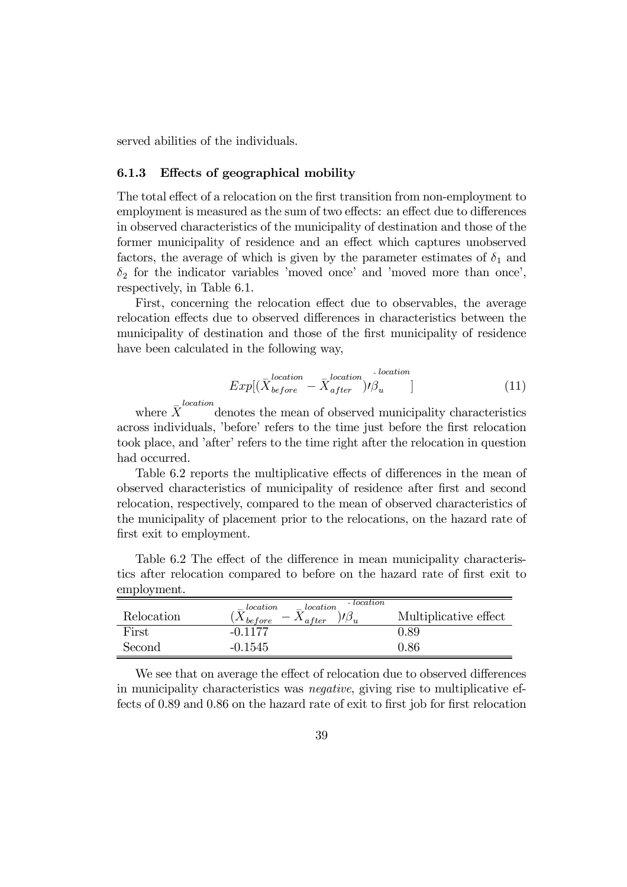served abilities of the individuals.

### 6.1.3 Effects of geographical mobility

The total effect of a relocation on the first transition from non-employment to employment is measured as the sum of two effects: an effect due to differences in observed characteristics of the municipality of destination and those of the former municipality of residence and an effect which captures unobserved factors, the average of which is given by the parameter estimates of $\delta_1$ and $\delta_2$ for the indicator variables 'moved once' and 'moved more than once', respectively, in Table 6.1.

First, concerning the relocation effect due to observables, the average relocation effects due to observed differences in characteristics between the municipality of destination and those of the first municipality of residence have been calculated in the following way,

$$Exp[(\bar{X}_{before}^{location} - \bar{X}_{after}^{location})\prime\hat{\beta}_u^{location}] \tag{11}$$

where $\bar{X}^{location}$ denotes the mean of observed municipality characteristics across individuals, 'before' refers to the time just before the first relocation took place, and 'after' refers to the time right after the relocation in question had occurred.

Table 6.2 reports the multiplicative effects of differences in the mean of observed characteristics of municipality of residence after first and second relocation, respectively, compared to the mean of observed characteristics of the municipality of placement prior to the relocations, on the hazard rate of first exit to employment.

Table 6.2 The effect of the difference in mean municipality characteristics after relocation compared to before on the hazard rate of first exit to employment.

| Relocation | $(\bar{X}_{before}^{location} - \bar{X}_{after}^{location})\prime\hat{\beta}_u^{location}$ | Multiplicative effect |
|---|---|---|
| First | -0.1177 | 0.89 |
| Second | -0.1545 | 0.86 |

We see that on average the effect of relocation due to observed differences in municipality characteristics was *negative*, giving rise to multiplicative effects of 0.89 and 0.86 on the hazard rate of exit to first job for first relocation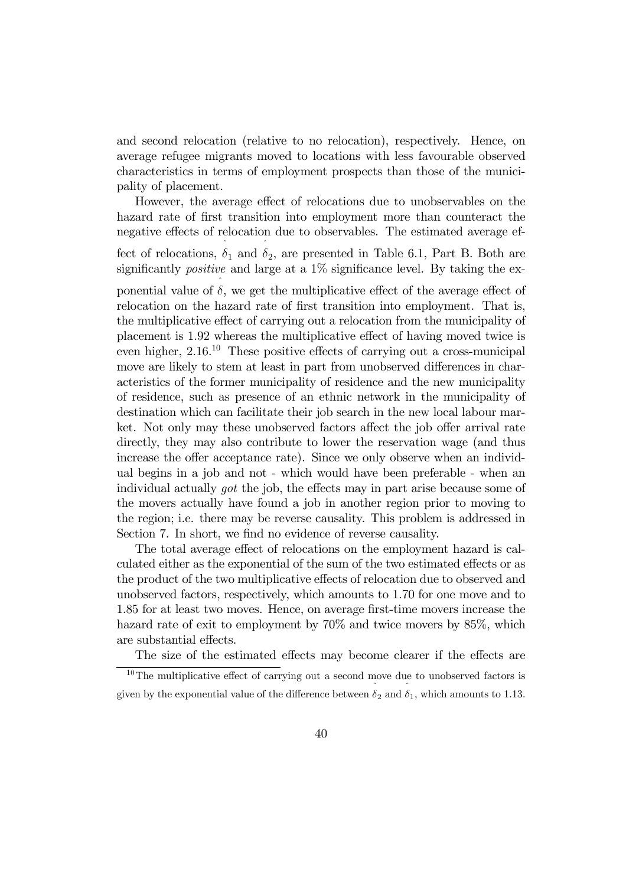and second relocation (relative to no relocation), respectively. Hence, on average refugee migrants moved to locations with less favourable observed characteristics in terms of employment prospects than those of the municipality of placement.

However, the average effect of relocations due to unobservables on the hazard rate of first transition into employment more than counteract the negative effects of relocation due to observables. The estimated average effect of relocations, $\hat{\delta}_1$ and $\hat{\delta}_2$, are presented in Table 6.1, Part B. Both are significantly *positive* and large at a 1% significance level. By taking the exponential value of $\hat{\delta}$, we get the multiplicative effect of the average effect of relocation on the hazard rate of first transition into employment. That is, the multiplicative effect of carrying out a relocation from the municipality of placement is 1.92 whereas the multiplicative effect of having moved twice is even higher, 2.16.[10] These positive effects of carrying out a cross-municipal move are likely to stem at least in part from unobserved differences in characteristics of the former municipality of residence and the new municipality of residence, such as presence of an ethnic network in the municipality of destination which can facilitate their job search in the new local labour market. Not only may these unobserved factors affect the job offer arrival rate directly, they may also contribute to lower the reservation wage (and thus increase the offer acceptance rate). Since we only observe when an individual begins in a job and not - which would have been preferable - when an individual actually *got* the job, the effects may in part arise because some of the movers actually have found a job in another region prior to moving to the region; i.e. there may be reverse causality. This problem is addressed in Section 7. In short, we find no evidence of reverse causality.

The total average effect of relocations on the employment hazard is calculated either as the exponential of the sum of the two estimated effects or as the product of the two multiplicative effects of relocation due to observed and unobserved factors, respectively, which amounts to 1.70 for one move and to 1.85 for at least two moves. Hence, on average first-time movers increase the hazard rate of exit to employment by 70% and twice movers by 85%, which are substantial effects.

The size of the estimated effects may become clearer if the effects are

---

[10] The multiplicative effect of carrying out a second move due to unobserved factors is given by the exponential value of the difference between $\hat{\delta}_2$ and $\hat{\delta}_1$, which amounts to 1.13.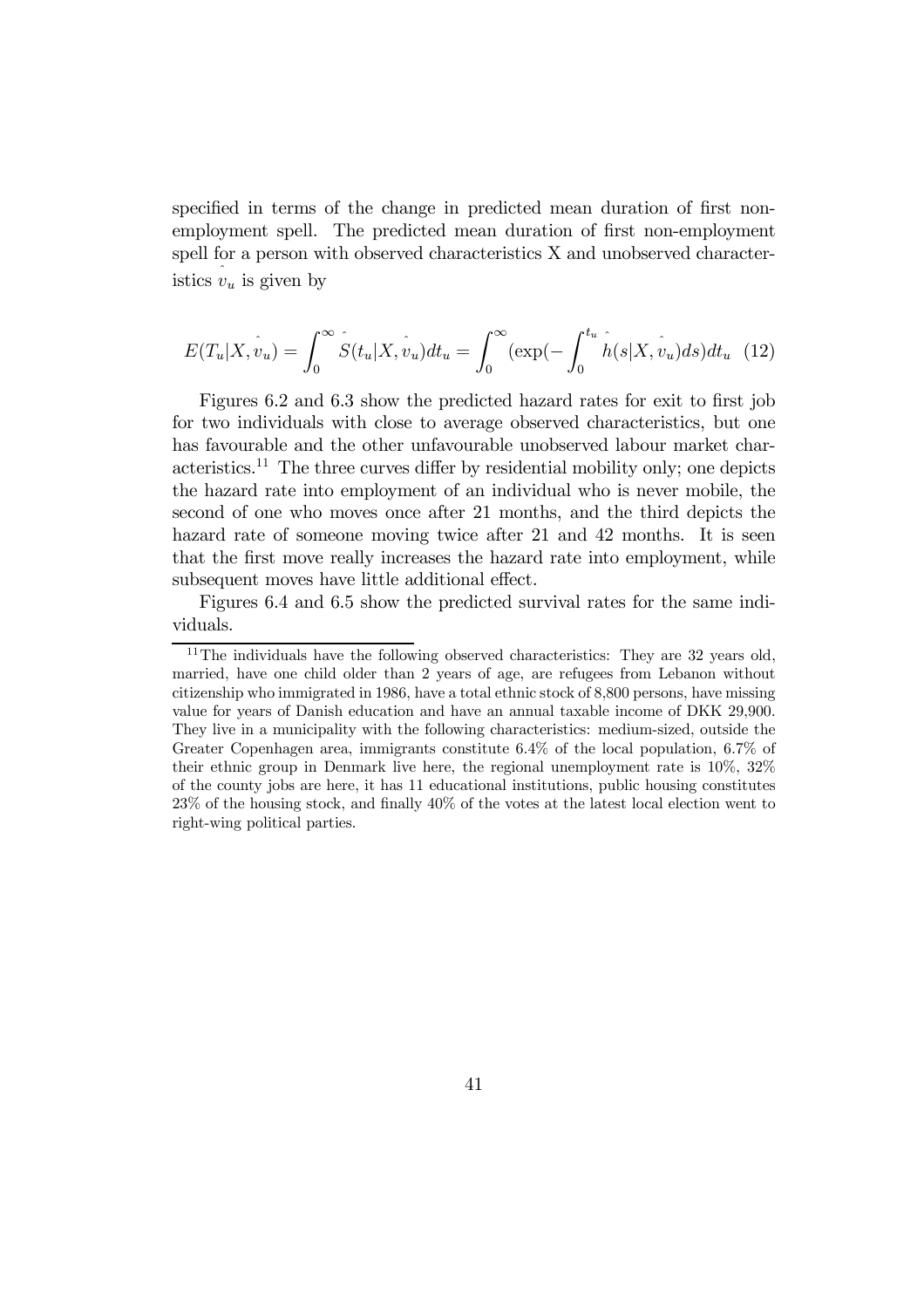specified in terms of the change in predicted mean duration of first non-employment spell. The predicted mean duration of first non-employment spell for a person with observed characteristics X and unobserved characteristics $\hat{v}_u$ is given by

$$E(T_u|X, \hat{v}_u) = \int_0^\infty \hat{S}(t_u|X, \hat{v}_u)dt_u = \int_0^\infty (\exp(-\int_0^{t_u} \hat{h}(s|X, \hat{v}_u)ds)dt_u \quad (12)$$

Figures 6.2 and 6.3 show the predicted hazard rates for exit to first job for two individuals with close to average observed characteristics, but one has favourable and the other unfavourable unobserved labour market characteristics.[11] The three curves differ by residential mobility only; one depicts the hazard rate into employment of an individual who is never mobile, the second of one who moves once after 21 months, and the third depicts the hazard rate of someone moving twice after 21 and 42 months. It is seen that the first move really increases the hazard rate into employment, while subsequent moves have little additional effect.

Figures 6.4 and 6.5 show the predicted survival rates for the same individuals.

[11] The individuals have the following observed characteristics: They are 32 years old, married, have one child older than 2 years of age, are refugees from Lebanon without citizenship who immigrated in 1986, have a total ethnic stock of 8,800 persons, have missing value for years of Danish education and have an annual taxable income of DKK 29,900. They live in a municipality with the following characteristics: medium-sized, outside the Greater Copenhagen area, immigrants constitute 6.4% of the local population, 6.7% of their ethnic group in Denmark live here, the regional unemployment rate is 10%, 32% of the county jobs are here, it has 11 educational institutions, public housing constitutes 23% of the housing stock, and finally 40% of the votes at the latest local election went to right-wing political parties.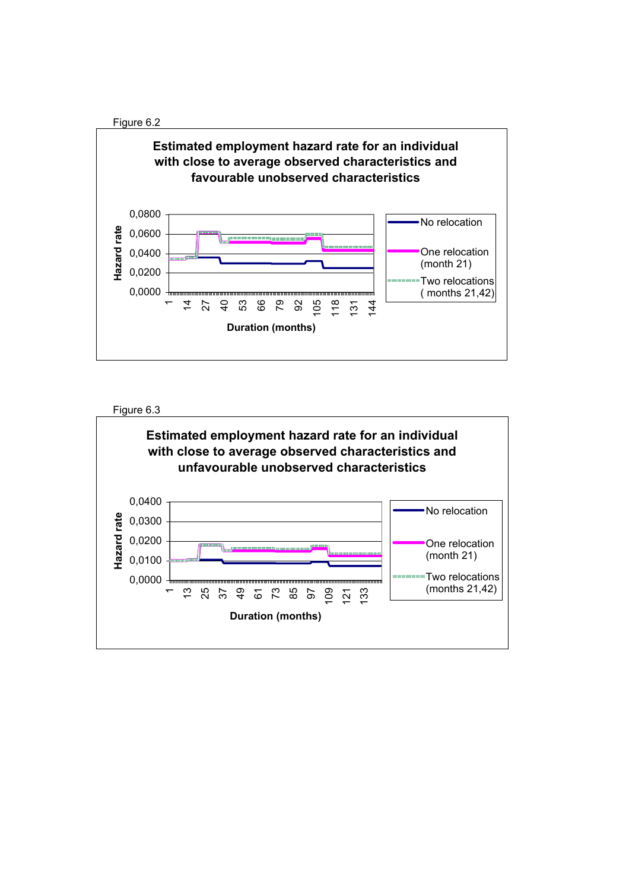Figure 6.2

**Estimated employment hazard rate for an individual with close to average observed characteristics and favourable unobserved characteristics**

Hazard rate: 0,0000 – 0,0800

Duration (months): 1, 14, 27, 40, 53, 66, 79, 92, 105, 118, 131, 144

Legend: No relocation; One relocation (month 21); Two relocations ( months 21,42)

Figure 6.3

**Estimated employment hazard rate for an individual with close to average observed characteristics and unfavourable unobserved characteristics**

Hazard rate: 0,0000 – 0,0400

Duration (months): 1, 13, 25, 37, 49, 61, 73, 85, 97, 109, 121, 133

Legend: No relocation; One relocation (month 21); Two relocations (months 21,42)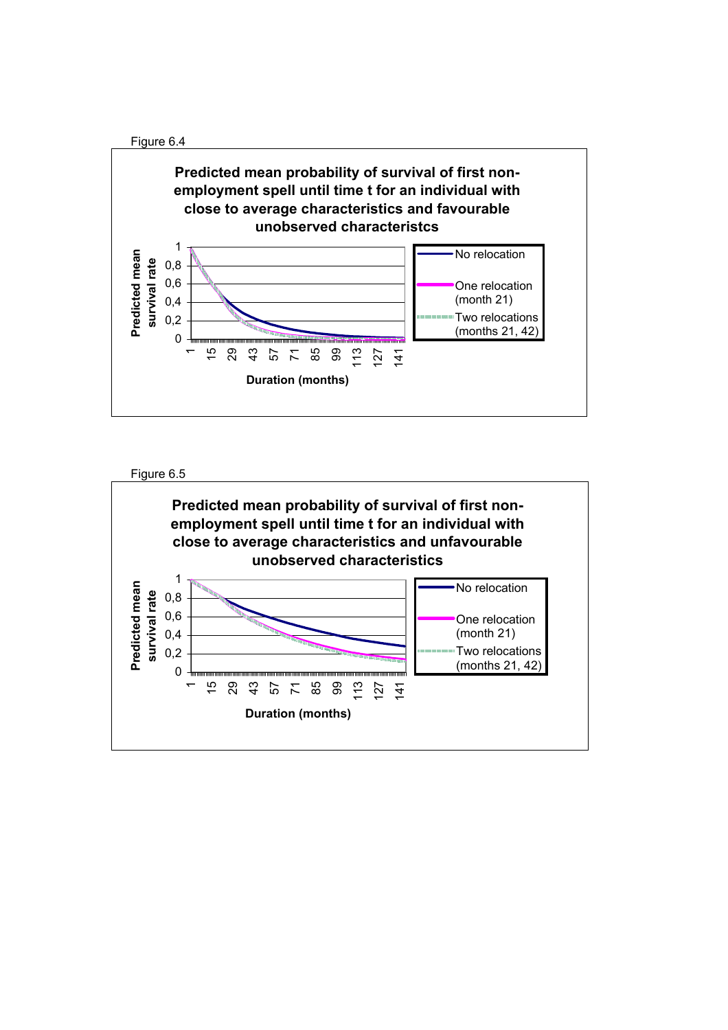Figure 6.4

**Predicted mean probability of survival of first non-employment spell until time t for an individual with close to average characteristics and favourable unobserved characteristcs**

Predicted mean survival rate

1
0,8
0,6
0,4
0,2
0

1 15 29 43 57 71 85 99 113 127 141

Duration (months)

No relocation
One relocation (month 21)
Two relocations (months 21, 42)

Figure 6.5

**Predicted mean probability of survival of first non-employment spell until time t for an individual with close to average characteristics and unfavourable unobserved characteristics**

Predicted mean survival rate

1
0,8
0,6
0,4
0,2
0

1 15 29 43 57 71 85 99 113 127 141

Duration (months)

No relocation
One relocation (month 21)
Two relocations (months 21, 42)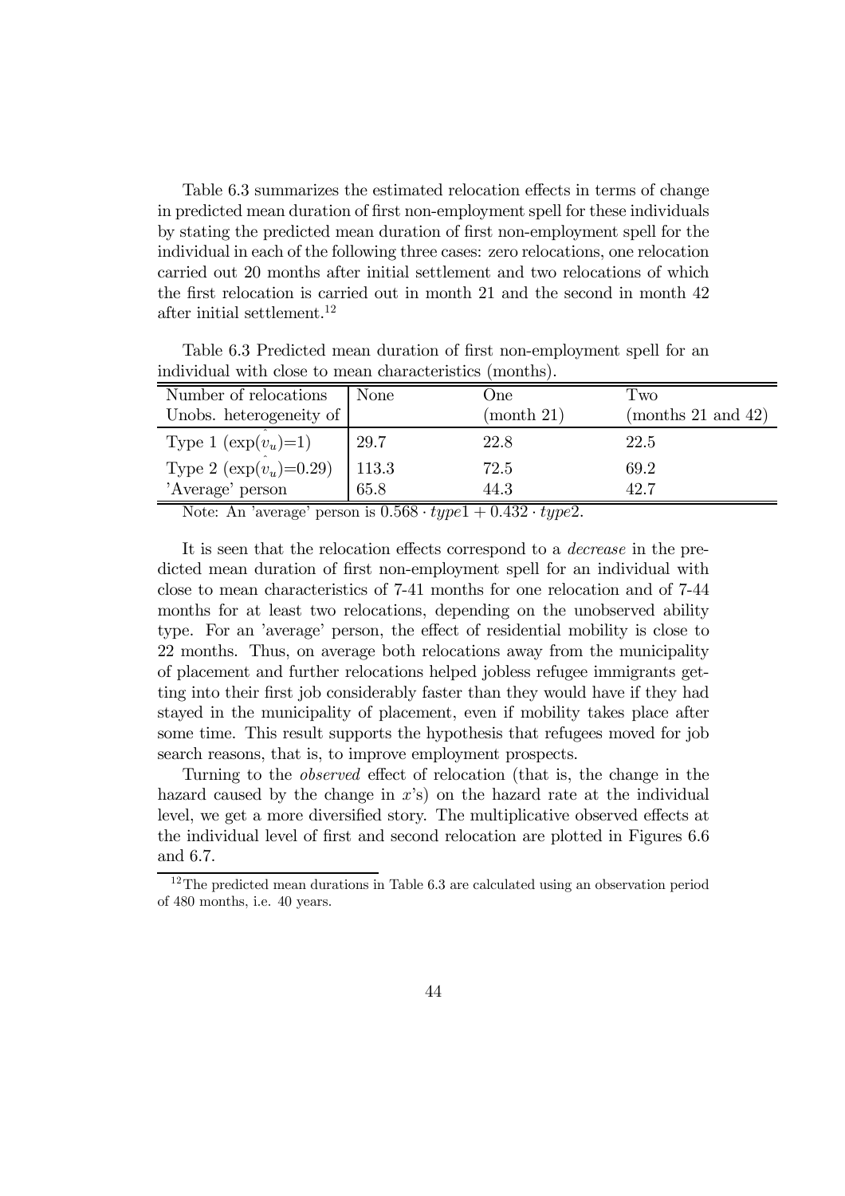Table 6.3 summarizes the estimated relocation effects in terms of change in predicted mean duration of first non-employment spell for these individuals by stating the predicted mean duration of first non-employment spell for the individual in each of the following three cases: zero relocations, one relocation carried out 20 months after initial settlement and two relocations of which the first relocation is carried out in month 21 and the second in month 42 after initial settlement.[12]

Table 6.3 Predicted mean duration of first non-employment spell for an individual with close to mean characteristics (months).

| Number of relocations<br>Unobs. heterogeneity of | None | One<br>(month 21) | Two<br>(months 21 and 42) |
|---|---|---|---|
| Type 1 ($\exp(\hat{v_u})$=1) | 29.7 | 22.8 | 22.5 |
| Type 2 ($\exp(\hat{v_u})$=0.29) | 113.3 | 72.5 | 69.2 |
| 'Average' person | 65.8 | 44.3 | 42.7 |

Note: An 'average' person is $0.568 \cdot type1 + 0.432 \cdot type2$.

It is seen that the relocation effects correspond to a *decrease* in the predicted mean duration of first non-employment spell for an individual with close to mean characteristics of 7-41 months for one relocation and of 7-44 months for at least two relocations, depending on the unobserved ability type. For an 'average' person, the effect of residential mobility is close to 22 months. Thus, on average both relocations away from the municipality of placement and further relocations helped jobless refugee immigrants getting into their first job considerably faster than they would have if they had stayed in the municipality of placement, even if mobility takes place after some time. This result supports the hypothesis that refugees moved for job search reasons, that is, to improve employment prospects.

Turning to the *observed* effect of relocation (that is, the change in the hazard caused by the change in $x$'s) on the hazard rate at the individual level, we get a more diversified story. The multiplicative observed effects at the individual level of first and second relocation are plotted in Figures 6.6 and 6.7.

[12] The predicted mean durations in Table 6.3 are calculated using an observation period of 480 months, i.e. 40 years.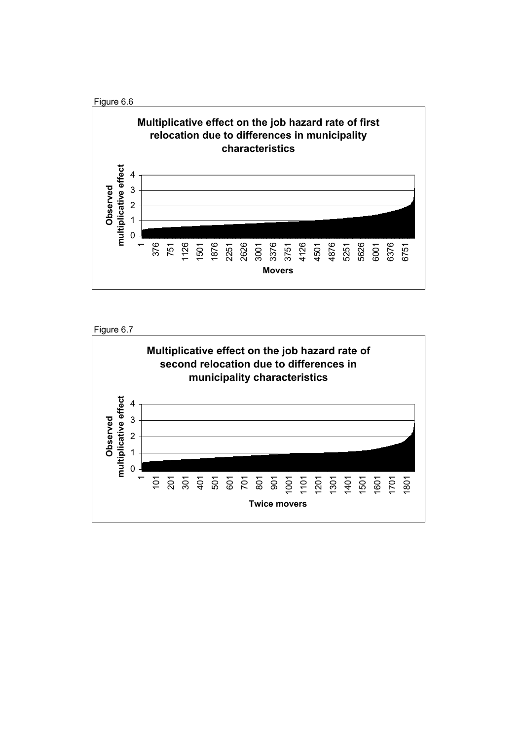Figure 6.6

**Multiplicative effect on the job hazard rate of first relocation due to differences in municipality characteristics**

Observed multiplicative effect

4
3
2
1
0

1 376 751 1126 1501 1876 2251 2626 3001 3376 3751 4126 4501 4876 5251 5626 6001 6376 6751

Movers

Figure 6.7

**Multiplicative effect on the job hazard rate of second relocation due to differences in municipality characteristics**

Observed multiplicative effect

4
3
2
1
0

1 101 201 301 401 501 601 701 801 901 1001 1101 1201 1301 1401 1501 1601 1701 1801

Twice movers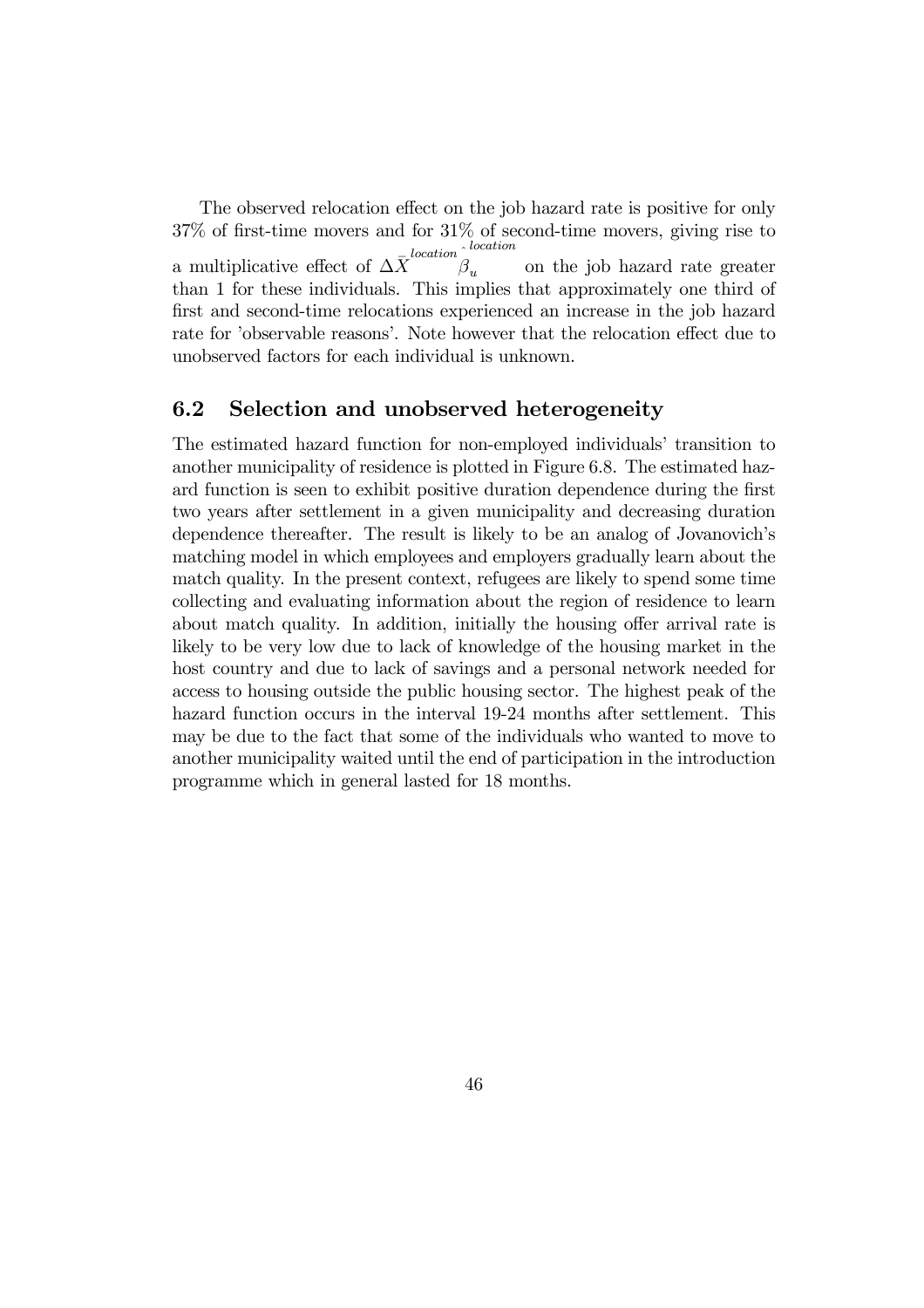The observed relocation effect on the job hazard rate is positive for only 37% of first-time movers and for 31% of second-time movers, giving rise to a multiplicative effect of $\Delta \bar{X}^{location} \hat{\beta}_u^{location}$ on the job hazard rate greater than 1 for these individuals. This implies that approximately one third of first and second-time relocations experienced an increase in the job hazard rate for 'observable reasons'. Note however that the relocation effect due to unobserved factors for each individual is unknown.

## 6.2 Selection and unobserved heterogeneity

The estimated hazard function for non-employed individuals' transition to another municipality of residence is plotted in Figure 6.8. The estimated hazard function is seen to exhibit positive duration dependence during the first two years after settlement in a given municipality and decreasing duration dependence thereafter. The result is likely to be an analog of Jovanovich's matching model in which employees and employers gradually learn about the match quality. In the present context, refugees are likely to spend some time collecting and evaluating information about the region of residence to learn about match quality. In addition, initially the housing offer arrival rate is likely to be very low due to lack of knowledge of the housing market in the host country and due to lack of savings and a personal network needed for access to housing outside the public housing sector. The highest peak of the hazard function occurs in the interval 19-24 months after settlement. This may be due to the fact that some of the individuals who wanted to move to another municipality waited until the end of participation in the introduction programme which in general lasted for 18 months.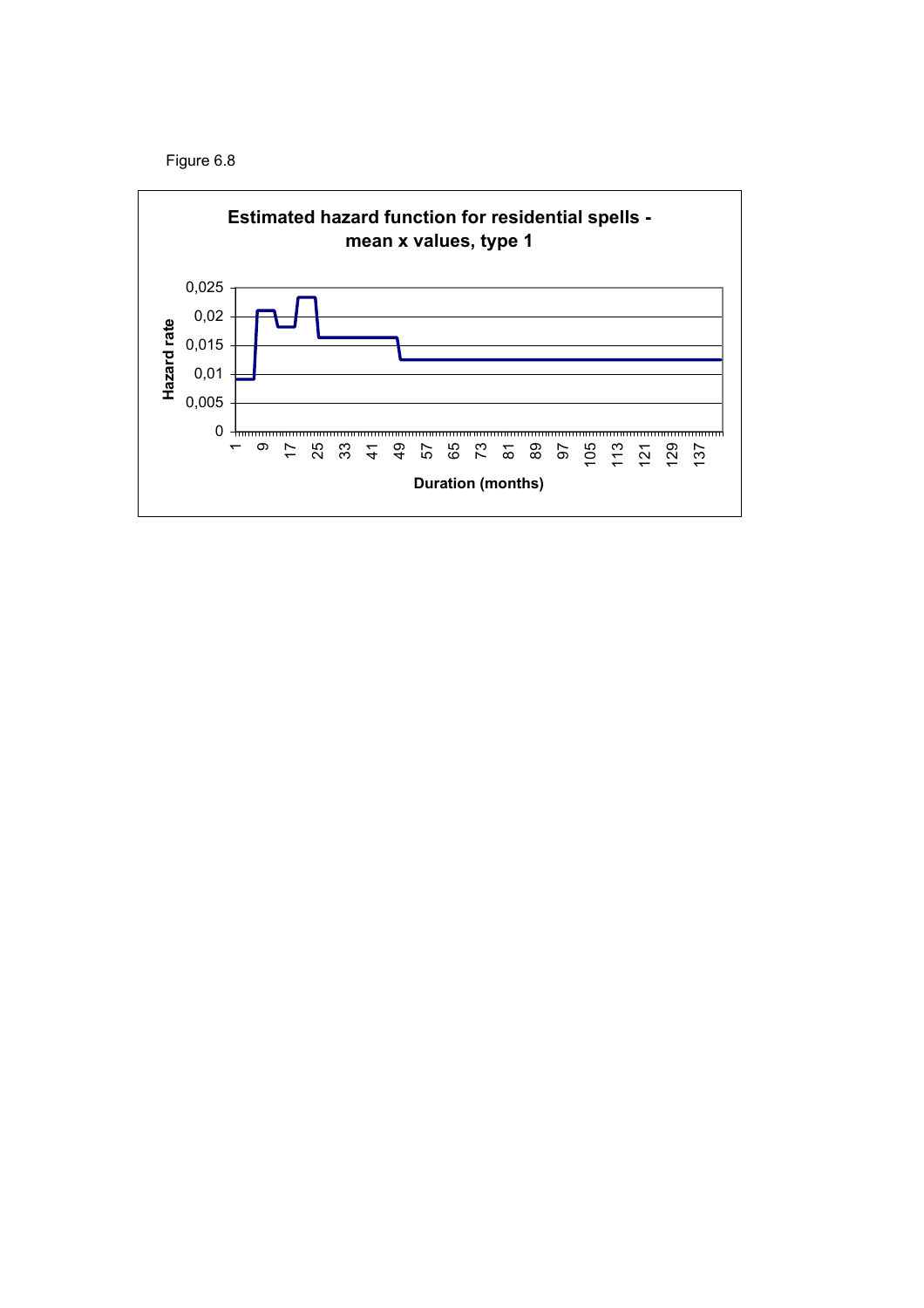Figure 6.8

**Estimated hazard function for residential spells - mean x values, type 1**

Hazard rate

0,025
0,02
0,015
0,01
0,005
0

1 9 17 25 33 41 49 57 65 73 81 89 97 105 113 121 129 137

Duration (months)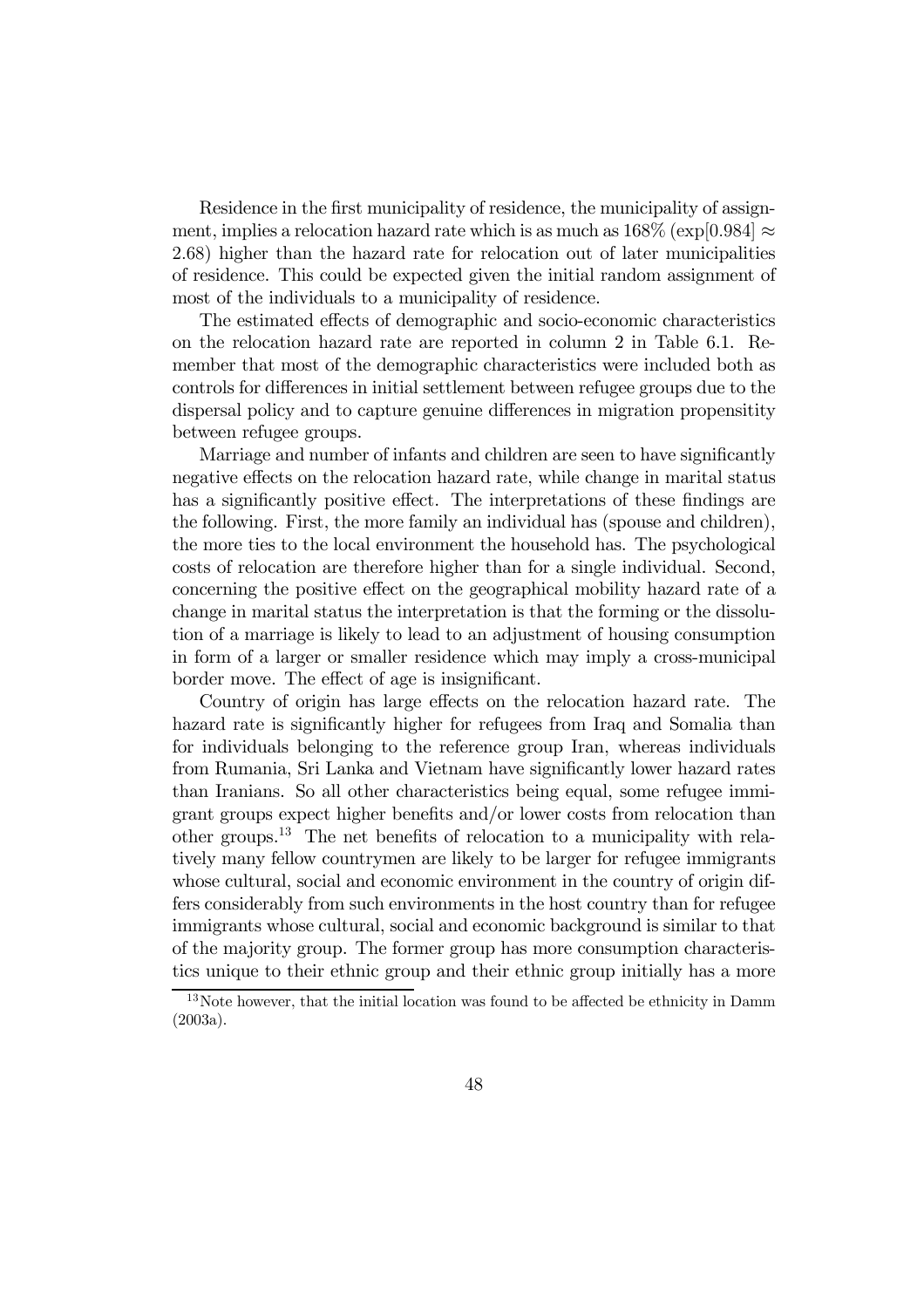Residence in the first municipality of residence, the municipality of assignment, implies a relocation hazard rate which is as much as 168% ($\exp[0.984] \approx 2.68$) higher than the hazard rate for relocation out of later municipalities of residence. This could be expected given the initial random assignment of most of the individuals to a municipality of residence.

The estimated effects of demographic and socio-economic characteristics on the relocation hazard rate are reported in column 2 in Table 6.1. Remember that most of the demographic characteristics were included both as controls for differences in initial settlement between refugee groups due to the dispersal policy and to capture genuine differences in migration propensitity between refugee groups.

Marriage and number of infants and children are seen to have significantly negative effects on the relocation hazard rate, while change in marital status has a significantly positive effect. The interpretations of these findings are the following. First, the more family an individual has (spouse and children), the more ties to the local environment the household has. The psychological costs of relocation are therefore higher than for a single individual. Second, concerning the positive effect on the geographical mobility hazard rate of a change in marital status the interpretation is that the forming or the dissolution of a marriage is likely to lead to an adjustment of housing consumption in form of a larger or smaller residence which may imply a cross-municipal border move. The effect of age is insignificant.

Country of origin has large effects on the relocation hazard rate. The hazard rate is significantly higher for refugees from Iraq and Somalia than for individuals belonging to the reference group Iran, whereas individuals from Rumania, Sri Lanka and Vietnam have significantly lower hazard rates than Iranians. So all other characteristics being equal, some refugee immigrant groups expect higher benefits and/or lower costs from relocation than other groups.[13] The net benefits of relocation to a municipality with relatively many fellow countrymen are likely to be larger for refugee immigrants whose cultural, social and economic environment in the country of origin differs considerably from such environments in the host country than for refugee immigrants whose cultural, social and economic background is similar to that of the majority group. The former group has more consumption characteristics unique to their ethnic group and their ethnic group initially has a more

[13] Note however, that the initial location was found to be affected be ethnicity in Damm (2003a).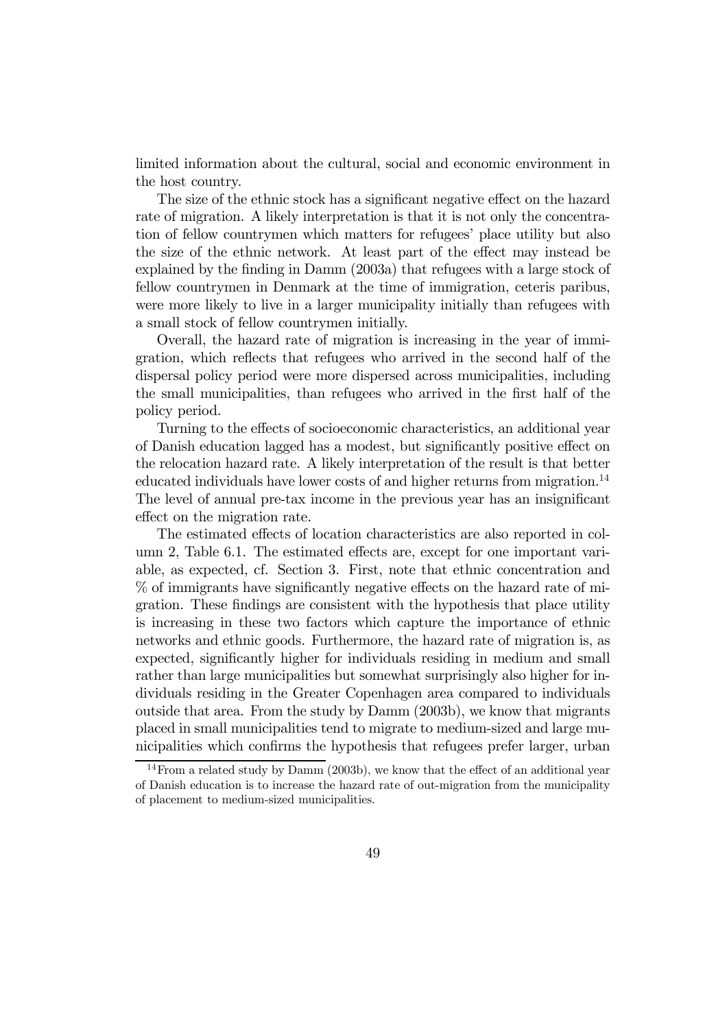limited information about the cultural, social and economic environment in the host country.

The size of the ethnic stock has a significant negative effect on the hazard rate of migration. A likely interpretation is that it is not only the concentration of fellow countrymen which matters for refugees' place utility but also the size of the ethnic network. At least part of the effect may instead be explained by the finding in Damm (2003a) that refugees with a large stock of fellow countrymen in Denmark at the time of immigration, ceteris paribus, were more likely to live in a larger municipality initially than refugees with a small stock of fellow countrymen initially.

Overall, the hazard rate of migration is increasing in the year of immigration, which reflects that refugees who arrived in the second half of the dispersal policy period were more dispersed across municipalities, including the small municipalities, than refugees who arrived in the first half of the policy period.

Turning to the effects of socioeconomic characteristics, an additional year of Danish education lagged has a modest, but significantly positive effect on the relocation hazard rate. A likely interpretation of the result is that better educated individuals have lower costs of and higher returns from migration.[14] The level of annual pre-tax income in the previous year has an insignificant effect on the migration rate.

The estimated effects of location characteristics are also reported in column 2, Table 6.1. The estimated effects are, except for one important variable, as expected, cf. Section 3. First, note that ethnic concentration and % of immigrants have significantly negative effects on the hazard rate of migration. These findings are consistent with the hypothesis that place utility is increasing in these two factors which capture the importance of ethnic networks and ethnic goods. Furthermore, the hazard rate of migration is, as expected, significantly higher for individuals residing in medium and small rather than large municipalities but somewhat surprisingly also higher for individuals residing in the Greater Copenhagen area compared to individuals outside that area. From the study by Damm (2003b), we know that migrants placed in small municipalities tend to migrate to medium-sized and large municipalities which confirms the hypothesis that refugees prefer larger, urban

[14] From a related study by Damm (2003b), we know that the effect of an additional year of Danish education is to increase the hazard rate of out-migration from the municipality of placement to medium-sized municipalities.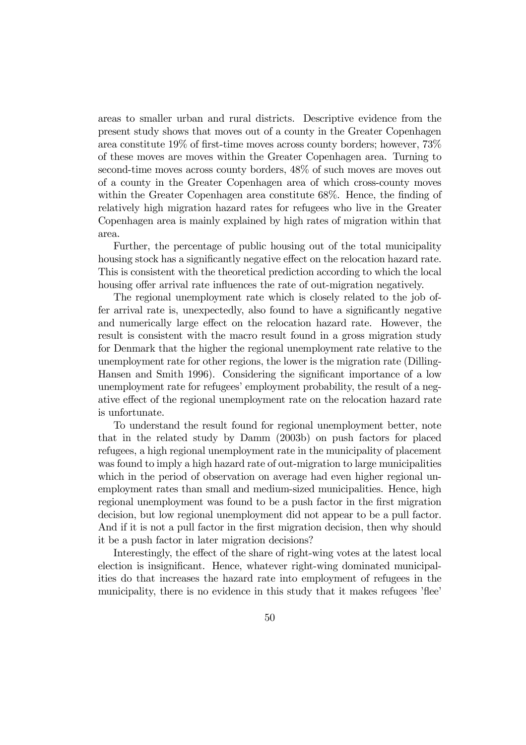areas to smaller urban and rural districts. Descriptive evidence from the present study shows that moves out of a county in the Greater Copenhagen area constitute 19% of first-time moves across county borders; however, 73% of these moves are moves within the Greater Copenhagen area. Turning to second-time moves across county borders, 48% of such moves are moves out of a county in the Greater Copenhagen area of which cross-county moves within the Greater Copenhagen area constitute 68%. Hence, the finding of relatively high migration hazard rates for refugees who live in the Greater Copenhagen area is mainly explained by high rates of migration within that area.

Further, the percentage of public housing out of the total municipality housing stock has a significantly negative effect on the relocation hazard rate. This is consistent with the theoretical prediction according to which the local housing offer arrival rate influences the rate of out-migration negatively.

The regional unemployment rate which is closely related to the job offer arrival rate is, unexpectedly, also found to have a significantly negative and numerically large effect on the relocation hazard rate. However, the result is consistent with the macro result found in a gross migration study for Denmark that the higher the regional unemployment rate relative to the unemployment rate for other regions, the lower is the migration rate (Dilling-Hansen and Smith 1996). Considering the significant importance of a low unemployment rate for refugees' employment probability, the result of a negative effect of the regional unemployment rate on the relocation hazard rate is unfortunate.

To understand the result found for regional unemployment better, note that in the related study by Damm (2003b) on push factors for placed refugees, a high regional unemployment rate in the municipality of placement was found to imply a high hazard rate of out-migration to large municipalities which in the period of observation on average had even higher regional unemployment rates than small and medium-sized municipalities. Hence, high regional unemployment was found to be a push factor in the first migration decision, but low regional unemployment did not appear to be a pull factor. And if it is not a pull factor in the first migration decision, then why should it be a push factor in later migration decisions?

Interestingly, the effect of the share of right-wing votes at the latest local election is insignificant. Hence, whatever right-wing dominated municipalities do that increases the hazard rate into employment of refugees in the municipality, there is no evidence in this study that it makes refugees 'flee'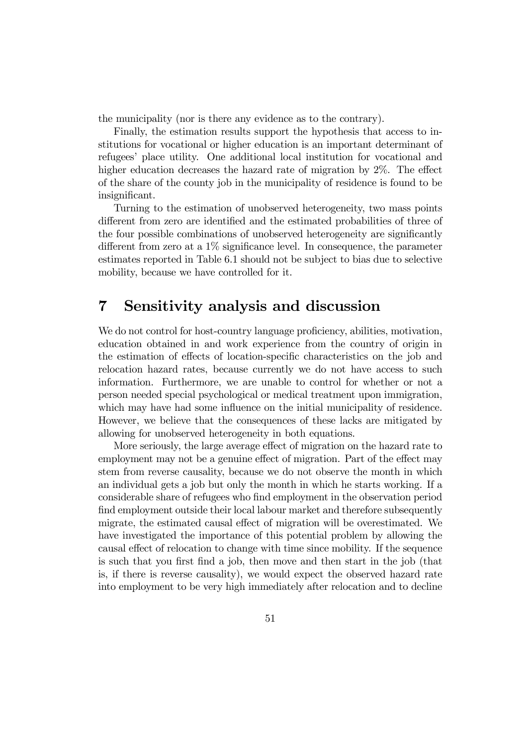the municipality (nor is there any evidence as to the contrary).

Finally, the estimation results support the hypothesis that access to institutions for vocational or higher education is an important determinant of refugees' place utility. One additional local institution for vocational and higher education decreases the hazard rate of migration by 2%. The effect of the share of the county job in the municipality of residence is found to be insignificant.

Turning to the estimation of unobserved heterogeneity, two mass points different from zero are identified and the estimated probabilities of three of the four possible combinations of unobserved heterogeneity are significantly different from zero at a 1% significance level. In consequence, the parameter estimates reported in Table 6.1 should not be subject to bias due to selective mobility, because we have controlled for it.

# 7 Sensitivity analysis and discussion

We do not control for host-country language proficiency, abilities, motivation, education obtained in and work experience from the country of origin in the estimation of effects of location-specific characteristics on the job and relocation hazard rates, because currently we do not have access to such information. Furthermore, we are unable to control for whether or not a person needed special psychological or medical treatment upon immigration, which may have had some influence on the initial municipality of residence. However, we believe that the consequences of these lacks are mitigated by allowing for unobserved heterogeneity in both equations.

More seriously, the large average effect of migration on the hazard rate to employment may not be a genuine effect of migration. Part of the effect may stem from reverse causality, because we do not observe the month in which an individual gets a job but only the month in which he starts working. If a considerable share of refugees who find employment in the observation period find employment outside their local labour market and therefore subsequently migrate, the estimated causal effect of migration will be overestimated. We have investigated the importance of this potential problem by allowing the causal effect of relocation to change with time since mobility. If the sequence is such that you first find a job, then move and then start in the job (that is, if there is reverse causality), we would expect the observed hazard rate into employment to be very high immediately after relocation and to decline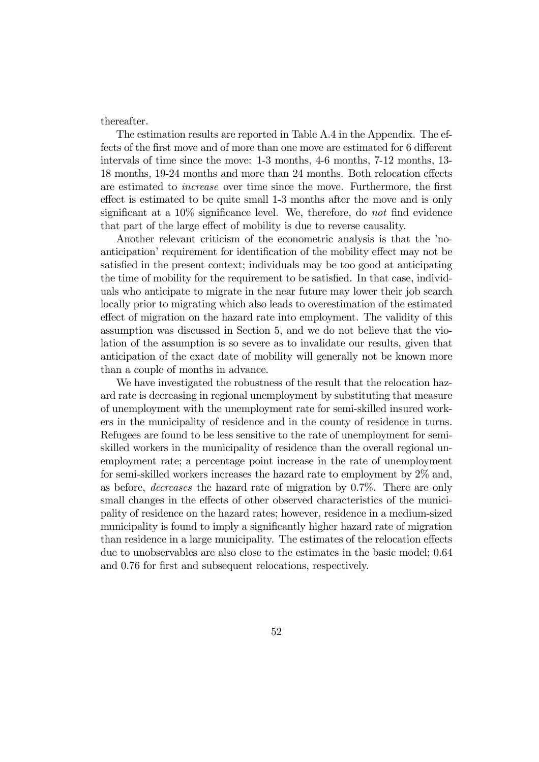thereafter.

The estimation results are reported in Table A.4 in the Appendix. The effects of the first move and of more than one move are estimated for 6 different intervals of time since the move: 1-3 months, 4-6 months, 7-12 months, 13-18 months, 19-24 months and more than 24 months. Both relocation effects are estimated to *increase* over time since the move. Furthermore, the first effect is estimated to be quite small 1-3 months after the move and is only significant at a 10% significance level. We, therefore, do *not* find evidence that part of the large effect of mobility is due to reverse causality.

Another relevant criticism of the econometric analysis is that the 'no-anticipation' requirement for identification of the mobility effect may not be satisfied in the present context; individuals may be too good at anticipating the time of mobility for the requirement to be satisfied. In that case, individuals who anticipate to migrate in the near future may lower their job search locally prior to migrating which also leads to overestimation of the estimated effect of migration on the hazard rate into employment. The validity of this assumption was discussed in Section 5, and we do not believe that the violation of the assumption is so severe as to invalidate our results, given that anticipation of the exact date of mobility will generally not be known more than a couple of months in advance.

We have investigated the robustness of the result that the relocation hazard rate is decreasing in regional unemployment by substituting that measure of unemployment with the unemployment rate for semi-skilled insured workers in the municipality of residence and in the county of residence in turns. Refugees are found to be less sensitive to the rate of unemployment for semi-skilled workers in the municipality of residence than the overall regional unemployment rate; a percentage point increase in the rate of unemployment for semi-skilled workers increases the hazard rate to employment by 2% and, as before, *decreases* the hazard rate of migration by 0.7%. There are only small changes in the effects of other observed characteristics of the municipality of residence on the hazard rates; however, residence in a medium-sized municipality is found to imply a significantly higher hazard rate of migration than residence in a large municipality. The estimates of the relocation effects due to unobservables are also close to the estimates in the basic model; 0.64 and 0.76 for first and subsequent relocations, respectively.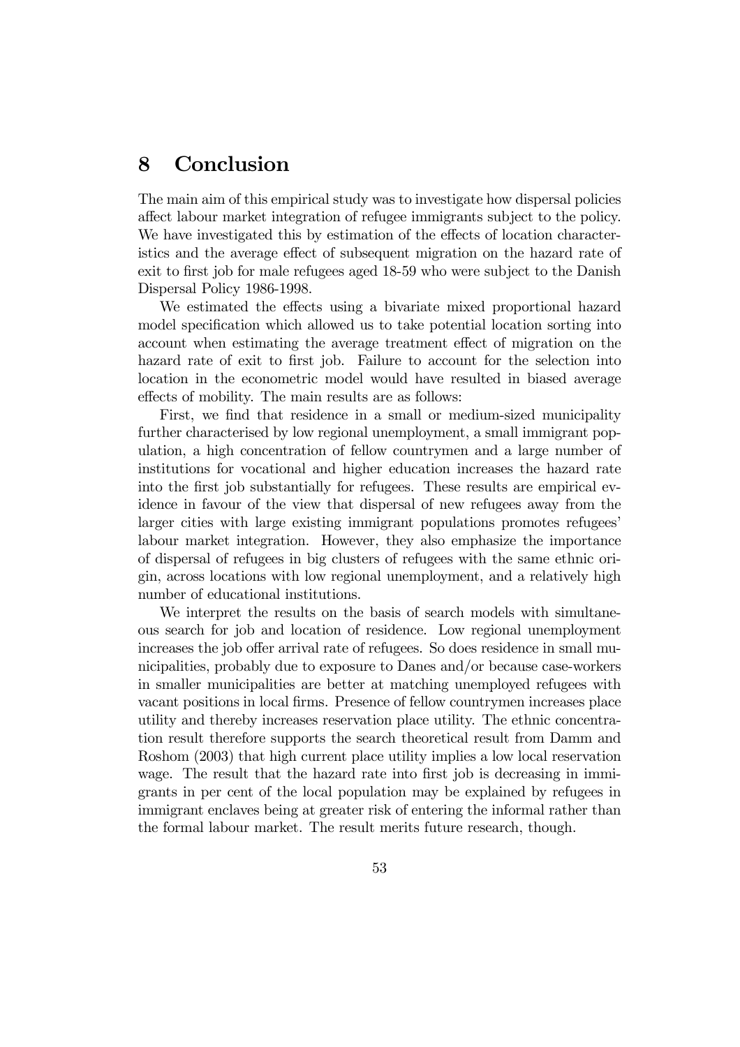# 8 Conclusion

The main aim of this empirical study was to investigate how dispersal policies affect labour market integration of refugee immigrants subject to the policy. We have investigated this by estimation of the effects of location characteristics and the average effect of subsequent migration on the hazard rate of exit to first job for male refugees aged 18-59 who were subject to the Danish Dispersal Policy 1986-1998.

We estimated the effects using a bivariate mixed proportional hazard model specification which allowed us to take potential location sorting into account when estimating the average treatment effect of migration on the hazard rate of exit to first job. Failure to account for the selection into location in the econometric model would have resulted in biased average effects of mobility. The main results are as follows:

First, we find that residence in a small or medium-sized municipality further characterised by low regional unemployment, a small immigrant population, a high concentration of fellow countrymen and a large number of institutions for vocational and higher education increases the hazard rate into the first job substantially for refugees. These results are empirical evidence in favour of the view that dispersal of new refugees away from the larger cities with large existing immigrant populations promotes refugees' labour market integration. However, they also emphasize the importance of dispersal of refugees in big clusters of refugees with the same ethnic origin, across locations with low regional unemployment, and a relatively high number of educational institutions.

We interpret the results on the basis of search models with simultaneous search for job and location of residence. Low regional unemployment increases the job offer arrival rate of refugees. So does residence in small municipalities, probably due to exposure to Danes and/or because case-workers in smaller municipalities are better at matching unemployed refugees with vacant positions in local firms. Presence of fellow countrymen increases place utility and thereby increases reservation place utility. The ethnic concentration result therefore supports the search theoretical result from Damm and Roshom (2003) that high current place utility implies a low local reservation wage. The result that the hazard rate into first job is decreasing in immigrants in per cent of the local population may be explained by refugees in immigrant enclaves being at greater risk of entering the informal rather than the formal labour market. The result merits future research, though.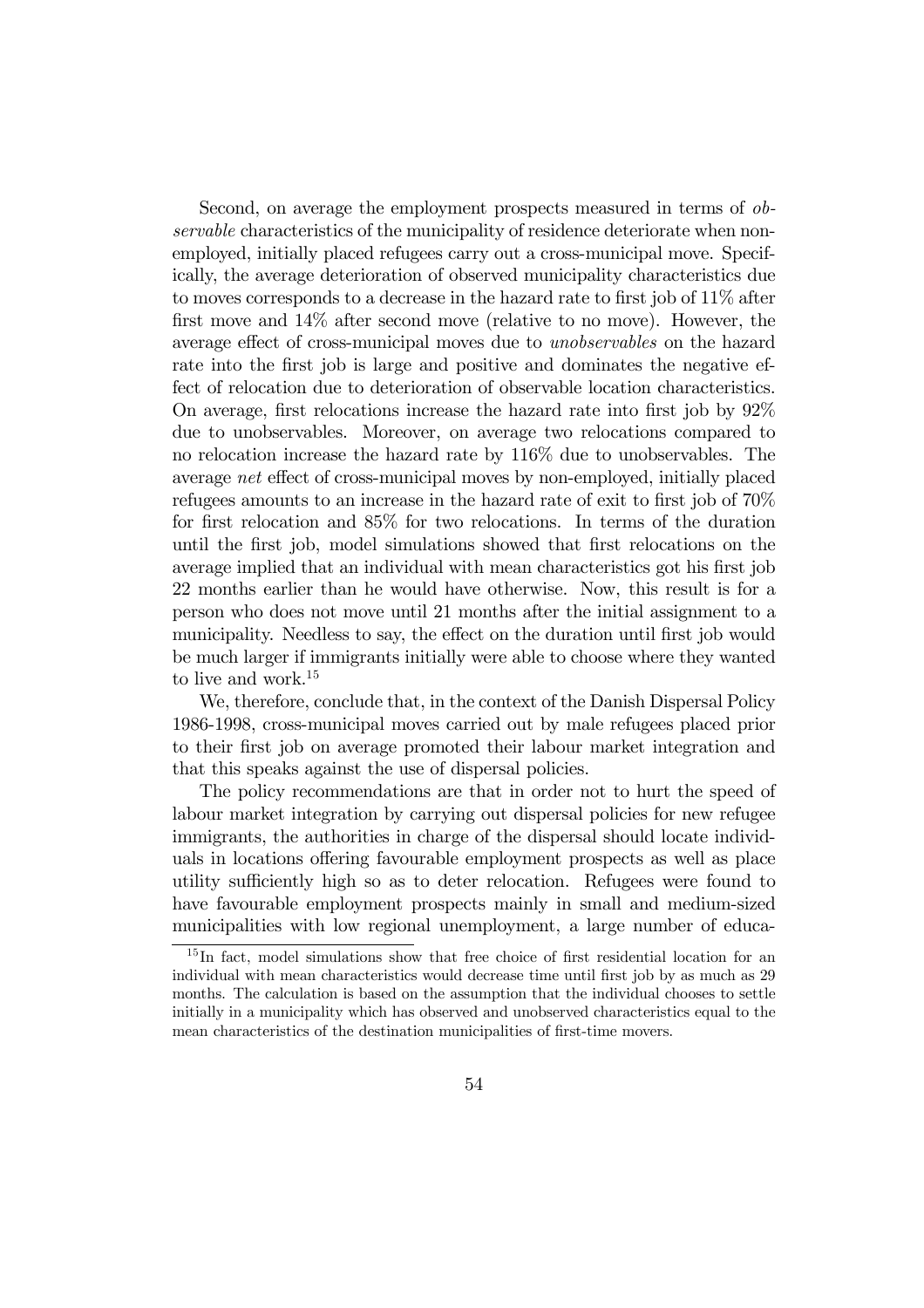Second, on average the employment prospects measured in terms of *observable* characteristics of the municipality of residence deteriorate when nonemployed, initially placed refugees carry out a cross-municipal move. Specifically, the average deterioration of observed municipality characteristics due to moves corresponds to a decrease in the hazard rate to first job of 11% after first move and 14% after second move (relative to no move). However, the average effect of cross-municipal moves due to *unobservables* on the hazard rate into the first job is large and positive and dominates the negative effect of relocation due to deterioration of observable location characteristics. On average, first relocations increase the hazard rate into first job by 92% due to unobservables. Moreover, on average two relocations compared to no relocation increase the hazard rate by 116% due to unobservables. The average *net* effect of cross-municipal moves by non-employed, initially placed refugees amounts to an increase in the hazard rate of exit to first job of 70% for first relocation and 85% for two relocations. In terms of the duration until the first job, model simulations showed that first relocations on the average implied that an individual with mean characteristics got his first job 22 months earlier than he would have otherwise. Now, this result is for a person who does not move until 21 months after the initial assignment to a municipality. Needless to say, the effect on the duration until first job would be much larger if immigrants initially were able to choose where they wanted to live and work.[15]

We, therefore, conclude that, in the context of the Danish Dispersal Policy 1986-1998, cross-municipal moves carried out by male refugees placed prior to their first job on average promoted their labour market integration and that this speaks against the use of dispersal policies.

The policy recommendations are that in order not to hurt the speed of labour market integration by carrying out dispersal policies for new refugee immigrants, the authorities in charge of the dispersal should locate individuals in locations offering favourable employment prospects as well as place utility sufficiently high so as to deter relocation. Refugees were found to have favourable employment prospects mainly in small and medium-sized municipalities with low regional unemployment, a large number of educa-

[15] In fact, model simulations show that free choice of first residential location for an individual with mean characteristics would decrease time until first job by as much as 29 months. The calculation is based on the assumption that the individual chooses to settle initially in a municipality which has observed and unobserved characteristics equal to the mean characteristics of the destination municipalities of first-time movers.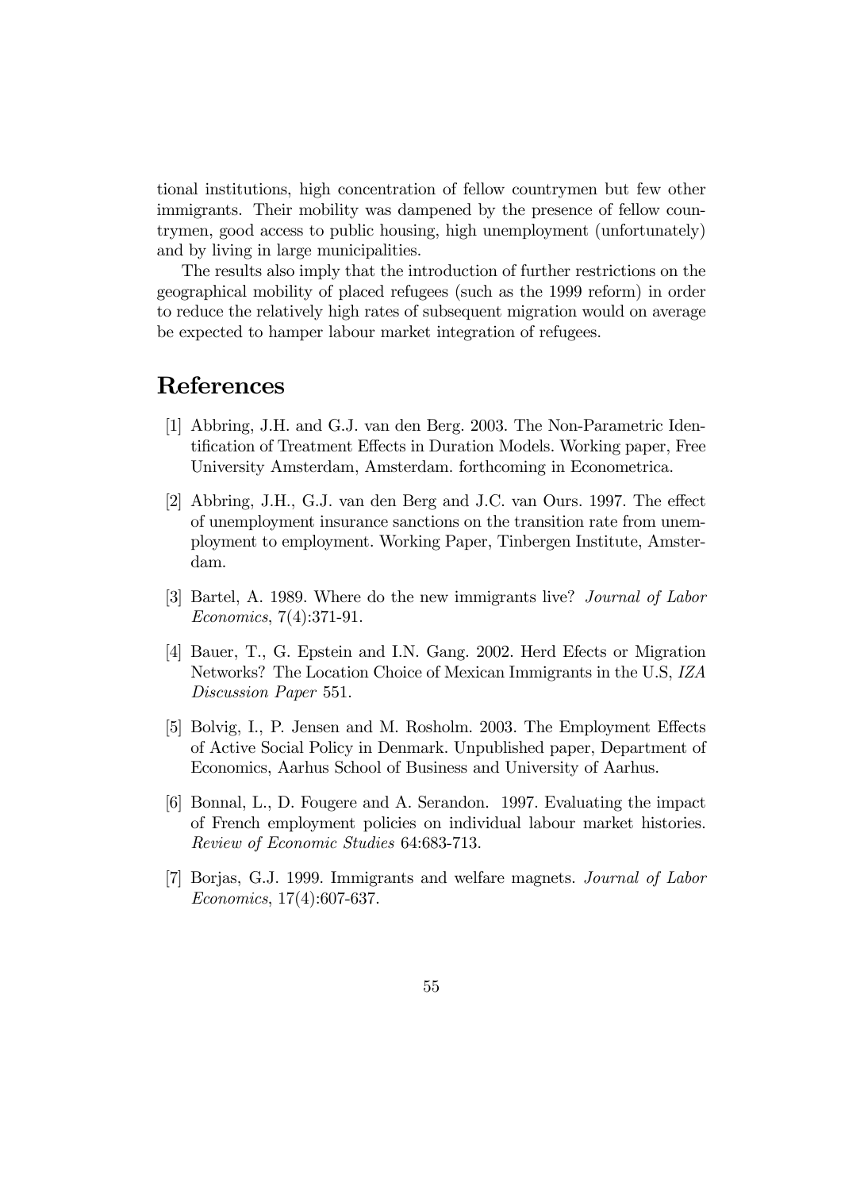tional institutions, high concentration of fellow countrymen but few other immigrants. Their mobility was dampened by the presence of fellow countrymen, good access to public housing, high unemployment (unfortunately) and by living in large municipalities.

The results also imply that the introduction of further restrictions on the geographical mobility of placed refugees (such as the 1999 reform) in order to reduce the relatively high rates of subsequent migration would on average be expected to hamper labour market integration of refugees.

# References

[1] Abbring, J.H. and G.J. van den Berg. 2003. The Non-Parametric Identification of Treatment Effects in Duration Models. Working paper, Free University Amsterdam, Amsterdam. forthcoming in Econometrica.

[2] Abbring, J.H., G.J. van den Berg and J.C. van Ours. 1997. The effect of unemployment insurance sanctions on the transition rate from unemployment to employment. Working Paper, Tinbergen Institute, Amsterdam.

[3] Bartel, A. 1989. Where do the new immigrants live? *Journal of Labor Economics*, 7(4):371-91.

[4] Bauer, T., G. Epstein and I.N. Gang. 2002. Herd Efects or Migration Networks? The Location Choice of Mexican Immigrants in the U.S, *IZA Discussion Paper* 551.

[5] Bolvig, I., P. Jensen and M. Rosholm. 2003. The Employment Effects of Active Social Policy in Denmark. Unpublished paper, Department of Economics, Aarhus School of Business and University of Aarhus.

[6] Bonnal, L., D. Fougere and A. Serandon. 1997. Evaluating the impact of French employment policies on individual labour market histories. *Review of Economic Studies* 64:683-713.

[7] Borjas, G.J. 1999. Immigrants and welfare magnets. *Journal of Labor Economics*, 17(4):607-637.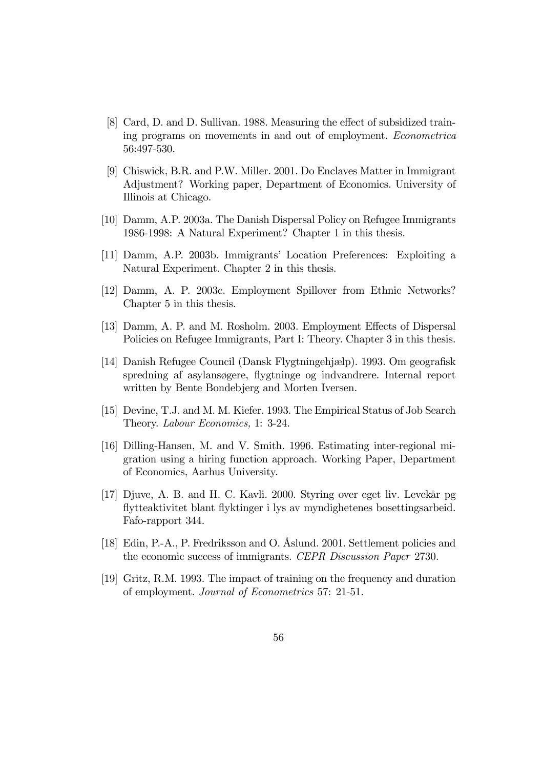[8] Card, D. and D. Sullivan. 1988. Measuring the effect of subsidized training programs on movements in and out of employment. *Econometrica* 56:497-530.

[9] Chiswick, B.R. and P.W. Miller. 2001. Do Enclaves Matter in Immigrant Adjustment? Working paper, Department of Economics. University of Illinois at Chicago.

[10] Damm, A.P. 2003a. The Danish Dispersal Policy on Refugee Immigrants 1986-1998: A Natural Experiment? Chapter 1 in this thesis.

[11] Damm, A.P. 2003b. Immigrants' Location Preferences: Exploiting a Natural Experiment. Chapter 2 in this thesis.

[12] Damm, A. P. 2003c. Employment Spillover from Ethnic Networks? Chapter 5 in this thesis.

[13] Damm, A. P. and M. Rosholm. 2003. Employment Effects of Dispersal Policies on Refugee Immigrants, Part I: Theory. Chapter 3 in this thesis.

[14] Danish Refugee Council (Dansk Flygtningehjælp). 1993. Om geografisk spredning af asylansøgere, flygtninge og indvandrere. Internal report written by Bente Bondebjerg and Morten Iversen.

[15] Devine, T.J. and M. M. Kiefer. 1993. The Empirical Status of Job Search Theory. *Labour Economics,* 1: 3-24.

[16] Dilling-Hansen, M. and V. Smith. 1996. Estimating inter-regional migration using a hiring function approach. Working Paper, Department of Economics, Aarhus University.

[17] Djuve, A. B. and H. C. Kavli. 2000. Styring over eget liv. Levekår pg flytteaktivitet blant flyktinger i lys av myndighetenes bosettingsarbeid. Fafo-rapport 344.

[18] Edin, P.-A., P. Fredriksson and O. Åslund. 2001. Settlement policies and the economic success of immigrants. *CEPR Discussion Paper* 2730.

[19] Gritz, R.M. 1993. The impact of training on the frequency and duration of employment. *Journal of Econometrics* 57: 21-51.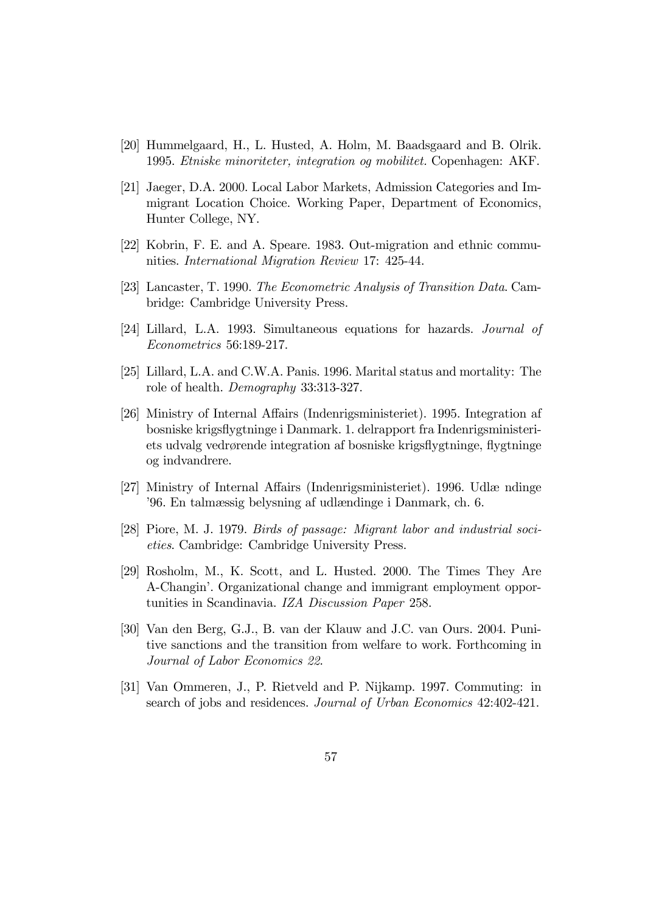[20] Hummelgaard, H., L. Husted, A. Holm, M. Baadsgaard and B. Olrik. 1995. *Etniske minoriteter, integration og mobilitet*. Copenhagen: AKF.

[21] Jaeger, D.A. 2000. Local Labor Markets, Admission Categories and Immigrant Location Choice. Working Paper, Department of Economics, Hunter College, NY.

[22] Kobrin, F. E. and A. Speare. 1983. Out-migration and ethnic communities. *International Migration Review* 17: 425-44.

[23] Lancaster, T. 1990. *The Econometric Analysis of Transition Data*. Cambridge: Cambridge University Press.

[24] Lillard, L.A. 1993. Simultaneous equations for hazards. *Journal of Econometrics* 56:189-217.

[25] Lillard, L.A. and C.W.A. Panis. 1996. Marital status and mortality: The role of health. *Demography* 33:313-327.

[26] Ministry of Internal Affairs (Indenrigsministeriet). 1995. Integration af bosniske krigsflygtninge i Danmark. 1. delrapport fra Indenrigsministeriets udvalg vedrørende integration af bosniske krigsflygtninge, flygtninge og indvandrere.

[27] Ministry of Internal Affairs (Indenrigsministeriet). 1996. Udlæ ndinge '96. En talmæssig belysning af udlændinge i Danmark, ch. 6.

[28] Piore, M. J. 1979. *Birds of passage: Migrant labor and industrial societies*. Cambridge: Cambridge University Press.

[29] Rosholm, M., K. Scott, and L. Husted. 2000. The Times They Are A-Changin'. Organizational change and immigrant employment opportunities in Scandinavia. *IZA Discussion Paper* 258.

[30] Van den Berg, G.J., B. van der Klauw and J.C. van Ours. 2004. Punitive sanctions and the transition from welfare to work. Forthcoming in *Journal of Labor Economics 22*.

[31] Van Ommeren, J., P. Rietveld and P. Nijkamp. 1997. Commuting: in search of jobs and residences. *Journal of Urban Economics* 42:402-421.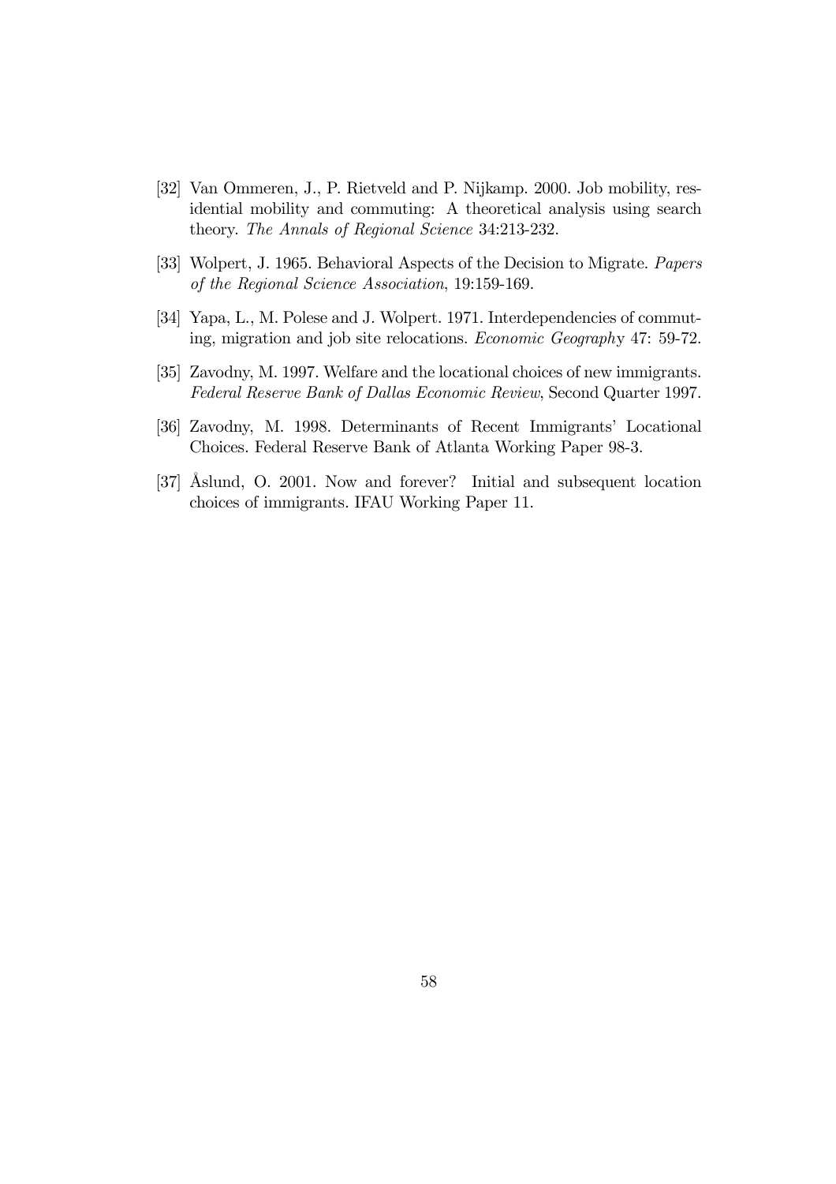[32] Van Ommeren, J., P. Rietveld and P. Nijkamp. 2000. Job mobility, residential mobility and commuting: A theoretical analysis using search theory. *The Annals of Regional Science* 34:213-232.

[33] Wolpert, J. 1965. Behavioral Aspects of the Decision to Migrate. *Papers of the Regional Science Association*, 19:159-169.

[34] Yapa, L., M. Polese and J. Wolpert. 1971. Interdependencies of commuting, migration and job site relocations. *Economic Geography* 47: 59-72.

[35] Zavodny, M. 1997. Welfare and the locational choices of new immigrants. *Federal Reserve Bank of Dallas Economic Review*, Second Quarter 1997.

[36] Zavodny, M. 1998. Determinants of Recent Immigrants' Locational Choices. Federal Reserve Bank of Atlanta Working Paper 98-3.

[37] Åslund, O. 2001. Now and forever? Initial and subsequent location choices of immigrants. IFAU Working Paper 11.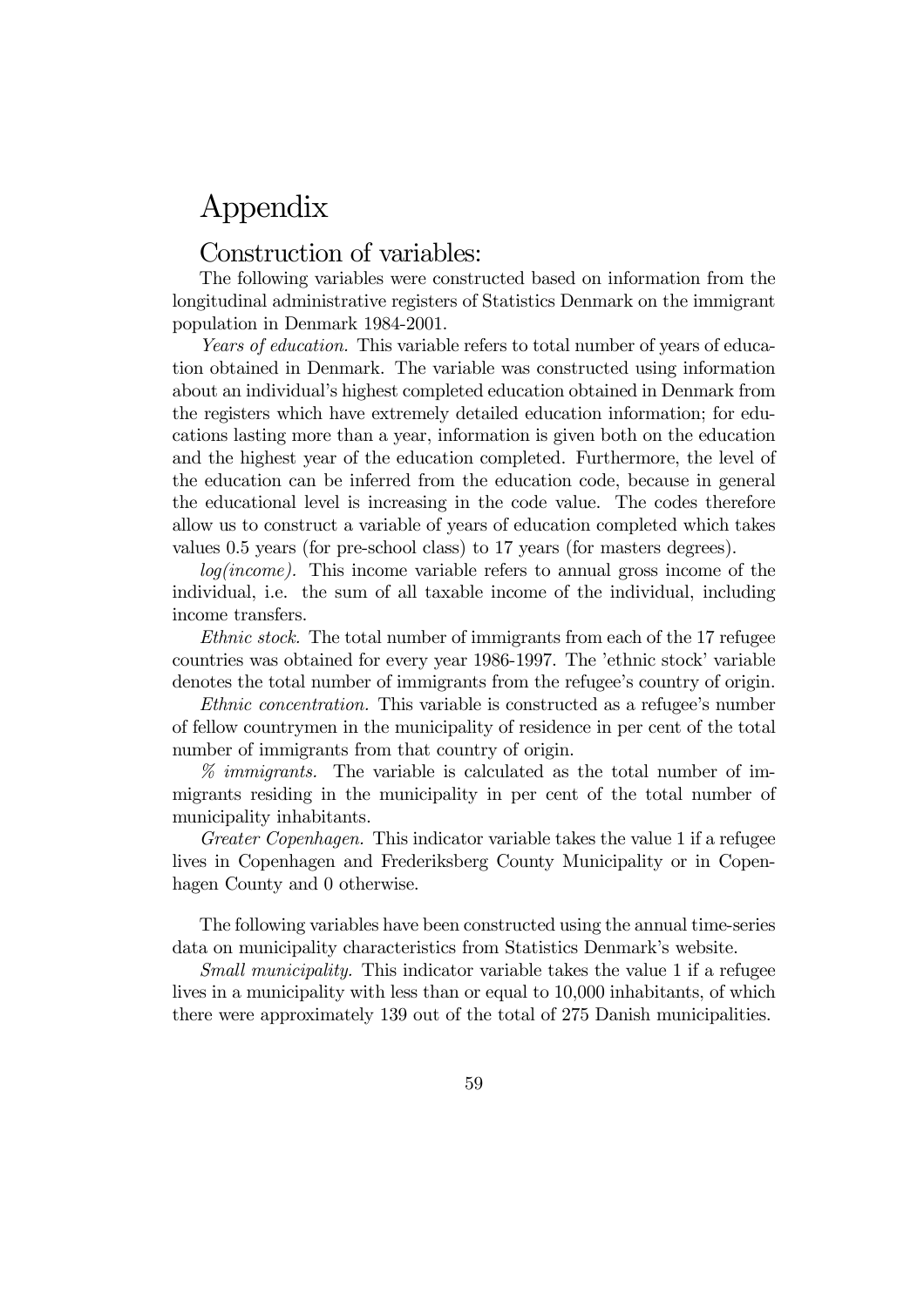# Appendix

## Construction of variables:

The following variables were constructed based on information from the longitudinal administrative registers of Statistics Denmark on the immigrant population in Denmark 1984-2001.

*Years of education.* This variable refers to total number of years of education obtained in Denmark. The variable was constructed using information about an individual's highest completed education obtained in Denmark from the registers which have extremely detailed education information; for educations lasting more than a year, information is given both on the education and the highest year of the education completed. Furthermore, the level of the education can be inferred from the education code, because in general the educational level is increasing in the code value. The codes therefore allow us to construct a variable of years of education completed which takes values 0.5 years (for pre-school class) to 17 years (for masters degrees).

*log(income).* This income variable refers to annual gross income of the individual, i.e. the sum of all taxable income of the individual, including income transfers.

*Ethnic stock.* The total number of immigrants from each of the 17 refugee countries was obtained for every year 1986-1997. The 'ethnic stock' variable denotes the total number of immigrants from the refugee's country of origin.

*Ethnic concentration.* This variable is constructed as a refugee's number of fellow countrymen in the municipality of residence in per cent of the total number of immigrants from that country of origin.

*% immigrants.* The variable is calculated as the total number of immigrants residing in the municipality in per cent of the total number of municipality inhabitants.

*Greater Copenhagen.* This indicator variable takes the value 1 if a refugee lives in Copenhagen and Frederiksberg County Municipality or in Copenhagen County and 0 otherwise.

The following variables have been constructed using the annual time-series data on municipality characteristics from Statistics Denmark's website.

*Small municipality.* This indicator variable takes the value 1 if a refugee lives in a municipality with less than or equal to 10,000 inhabitants, of which there were approximately 139 out of the total of 275 Danish municipalities.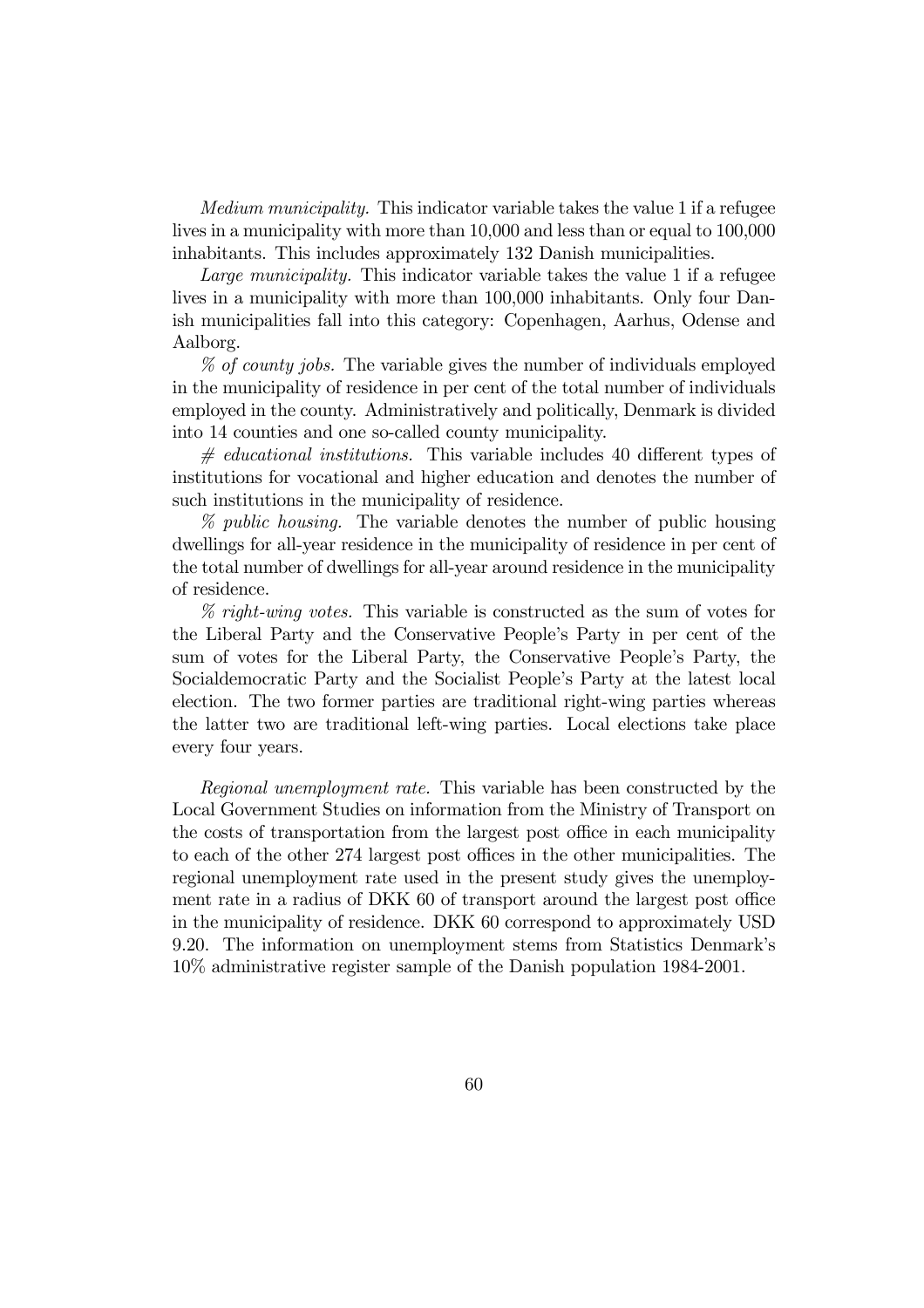*Medium municipality.* This indicator variable takes the value 1 if a refugee lives in a municipality with more than 10,000 and less than or equal to 100,000 inhabitants. This includes approximately 132 Danish municipalities.

*Large municipality.* This indicator variable takes the value 1 if a refugee lives in a municipality with more than 100,000 inhabitants. Only four Danish municipalities fall into this category: Copenhagen, Aarhus, Odense and Aalborg.

*% of county jobs.* The variable gives the number of individuals employed in the municipality of residence in per cent of the total number of individuals employed in the county. Administratively and politically, Denmark is divided into 14 counties and one so-called county municipality.

*# educational institutions.* This variable includes 40 different types of institutions for vocational and higher education and denotes the number of such institutions in the municipality of residence.

*% public housing.* The variable denotes the number of public housing dwellings for all-year residence in the municipality of residence in per cent of the total number of dwellings for all-year around residence in the municipality of residence.

*% right-wing votes.* This variable is constructed as the sum of votes for the Liberal Party and the Conservative People's Party in per cent of the sum of votes for the Liberal Party, the Conservative People's Party, the Socialdemocratic Party and the Socialist People's Party at the latest local election. The two former parties are traditional right-wing parties whereas the latter two are traditional left-wing parties. Local elections take place every four years.

*Regional unemployment rate.* This variable has been constructed by the Local Government Studies on information from the Ministry of Transport on the costs of transportation from the largest post office in each municipality to each of the other 274 largest post offices in the other municipalities. The regional unemployment rate used in the present study gives the unemployment rate in a radius of DKK 60 of transport around the largest post office in the municipality of residence. DKK 60 correspond to approximately USD 9.20. The information on unemployment stems from Statistics Denmark's 10% administrative register sample of the Danish population 1984-2001.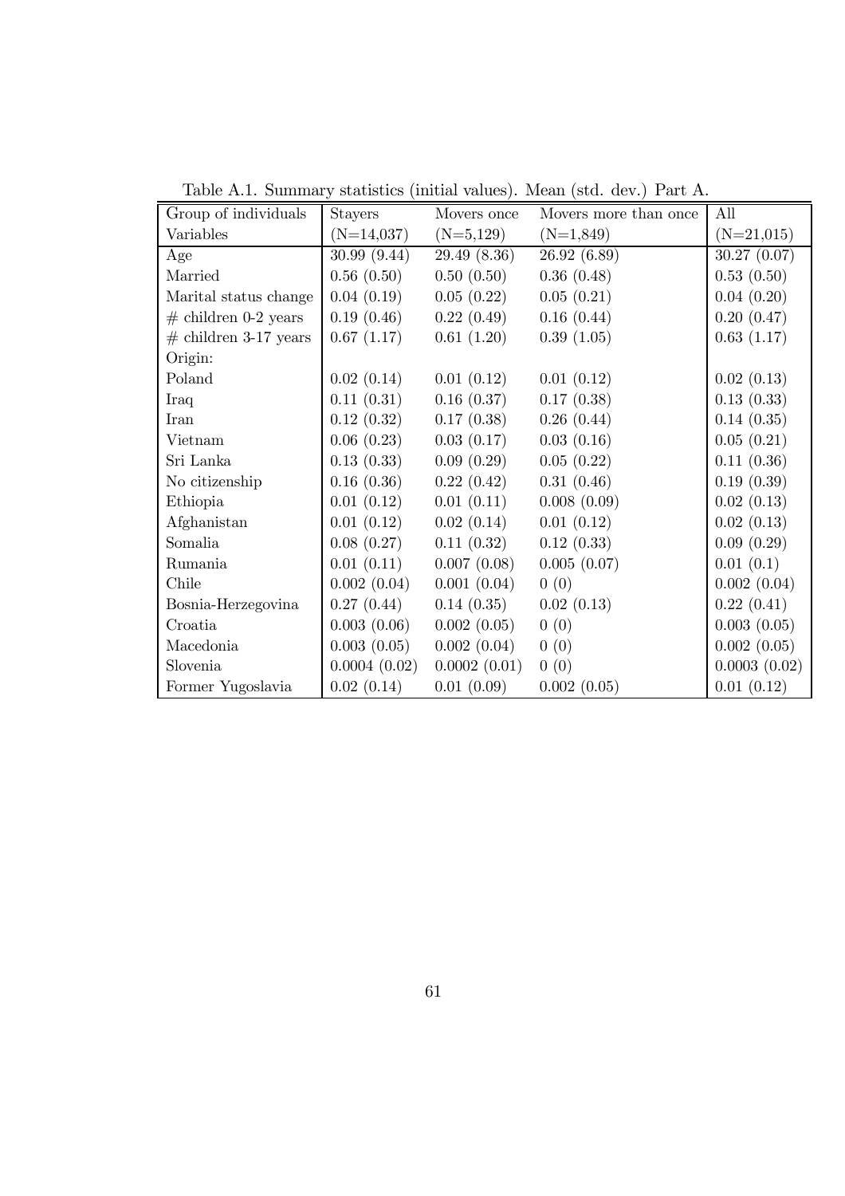Table A.1. Summary statistics (initial values). Mean (std. dev.) Part A.

| Group of individuals | Stayers | Movers once | Movers more than once | All |
|---|---|---|---|---|
| Variables | (N=14,037) | (N=5,129) | (N=1,849) | (N=21,015) |
| Age | 30.99 (9.44) | 29.49 (8.36) | 26.92 (6.89) | 30.27 (0.07) |
| Married | 0.56 (0.50) | 0.50 (0.50) | 0.36 (0.48) | 0.53 (0.50) |
| Marital status change | 0.04 (0.19) | 0.05 (0.22) | 0.05 (0.21) | 0.04 (0.20) |
| # children 0-2 years | 0.19 (0.46) | 0.22 (0.49) | 0.16 (0.44) | 0.20 (0.47) |
| # children 3-17 years | 0.67 (1.17) | 0.61 (1.20) | 0.39 (1.05) | 0.63 (1.17) |
| Origin: | | | | |
| Poland | 0.02 (0.14) | 0.01 (0.12) | 0.01 (0.12) | 0.02 (0.13) |
| Iraq | 0.11 (0.31) | 0.16 (0.37) | 0.17 (0.38) | 0.13 (0.33) |
| Iran | 0.12 (0.32) | 0.17 (0.38) | 0.26 (0.44) | 0.14 (0.35) |
| Vietnam | 0.06 (0.23) | 0.03 (0.17) | 0.03 (0.16) | 0.05 (0.21) |
| Sri Lanka | 0.13 (0.33) | 0.09 (0.29) | 0.05 (0.22) | 0.11 (0.36) |
| No citizenship | 0.16 (0.36) | 0.22 (0.42) | 0.31 (0.46) | 0.19 (0.39) |
| Ethiopia | 0.01 (0.12) | 0.01 (0.11) | 0.008 (0.09) | 0.02 (0.13) |
| Afghanistan | 0.01 (0.12) | 0.02 (0.14) | 0.01 (0.12) | 0.02 (0.13) |
| Somalia | 0.08 (0.27) | 0.11 (0.32) | 0.12 (0.33) | 0.09 (0.29) |
| Rumania | 0.01 (0.11) | 0.007 (0.08) | 0.005 (0.07) | 0.01 (0.1) |
| Chile | 0.002 (0.04) | 0.001 (0.04) | 0 (0) | 0.002 (0.04) |
| Bosnia-Herzegovina | 0.27 (0.44) | 0.14 (0.35) | 0.02 (0.13) | 0.22 (0.41) |
| Croatia | 0.003 (0.06) | 0.002 (0.05) | 0 (0) | 0.003 (0.05) |
| Macedonia | 0.003 (0.05) | 0.002 (0.04) | 0 (0) | 0.002 (0.05) |
| Slovenia | 0.0004 (0.02) | 0.0002 (0.01) | 0 (0) | 0.0003 (0.02) |
| Former Yugoslavia | 0.02 (0.14) | 0.01 (0.09) | 0.002 (0.05) | 0.01 (0.12) |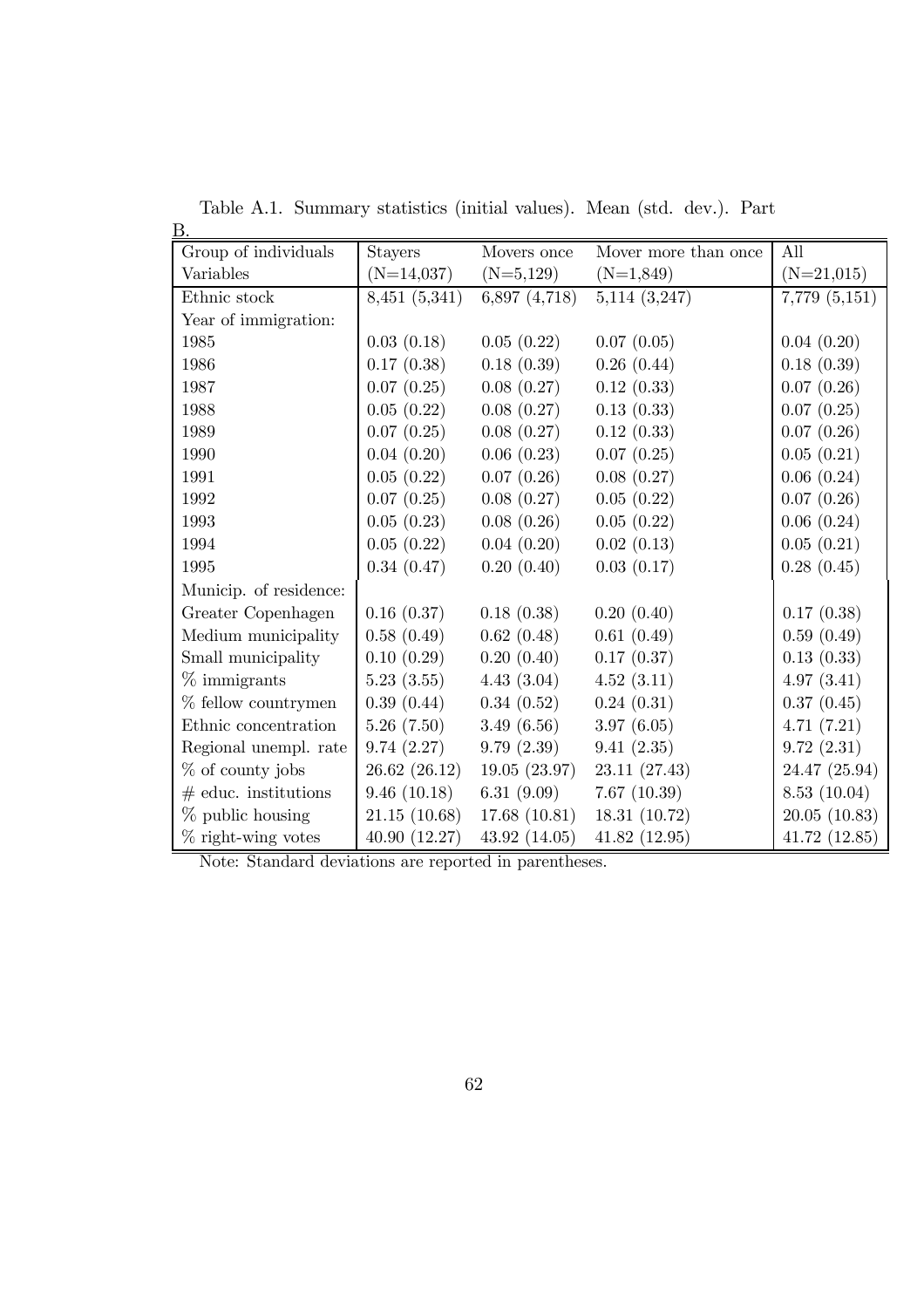Table A.1. Summary statistics (initial values). Mean (std. dev.). Part B.

| Group of individuals | Stayers | Movers once | Mover more than once | All |
|---|---|---|---|---|
| Variables | (N=14,037) | (N=5,129) | (N=1,849) | (N=21,015) |
| Ethnic stock | 8,451 (5,341) | 6,897 (4,718) | 5,114 (3,247) | 7,779 (5,151) |
| Year of immigration: | | | | |
| 1985 | 0.03 (0.18) | 0.05 (0.22) | 0.07 (0.05) | 0.04 (0.20) |
| 1986 | 0.17 (0.38) | 0.18 (0.39) | 0.26 (0.44) | 0.18 (0.39) |
| 1987 | 0.07 (0.25) | 0.08 (0.27) | 0.12 (0.33) | 0.07 (0.26) |
| 1988 | 0.05 (0.22) | 0.08 (0.27) | 0.13 (0.33) | 0.07 (0.25) |
| 1989 | 0.07 (0.25) | 0.08 (0.27) | 0.12 (0.33) | 0.07 (0.26) |
| 1990 | 0.04 (0.20) | 0.06 (0.23) | 0.07 (0.25) | 0.05 (0.21) |
| 1991 | 0.05 (0.22) | 0.07 (0.26) | 0.08 (0.27) | 0.06 (0.24) |
| 1992 | 0.07 (0.25) | 0.08 (0.27) | 0.05 (0.22) | 0.07 (0.26) |
| 1993 | 0.05 (0.23) | 0.08 (0.26) | 0.05 (0.22) | 0.06 (0.24) |
| 1994 | 0.05 (0.22) | 0.04 (0.20) | 0.02 (0.13) | 0.05 (0.21) |
| 1995 | 0.34 (0.47) | 0.20 (0.40) | 0.03 (0.17) | 0.28 (0.45) |
| Municip. of residence: | | | | |
| Greater Copenhagen | 0.16 (0.37) | 0.18 (0.38) | 0.20 (0.40) | 0.17 (0.38) |
| Medium municipality | 0.58 (0.49) | 0.62 (0.48) | 0.61 (0.49) | 0.59 (0.49) |
| Small municipality | 0.10 (0.29) | 0.20 (0.40) | 0.17 (0.37) | 0.13 (0.33) |
| % immigrants | 5.23 (3.55) | 4.43 (3.04) | 4.52 (3.11) | 4.97 (3.41) |
| % fellow countrymen | 0.39 (0.44) | 0.34 (0.52) | 0.24 (0.31) | 0.37 (0.45) |
| Ethnic concentration | 5.26 (7.50) | 3.49 (6.56) | 3.97 (6.05) | 4.71 (7.21) |
| Regional unempl. rate | 9.74 (2.27) | 9.79 (2.39) | 9.41 (2.35) | 9.72 (2.31) |
| % of county jobs | 26.62 (26.12) | 19.05 (23.97) | 23.11 (27.43) | 24.47 (25.94) |
| # educ. institutions | 9.46 (10.18) | 6.31 (9.09) | 7.67 (10.39) | 8.53 (10.04) |
| % public housing | 21.15 (10.68) | 17.68 (10.81) | 18.31 (10.72) | 20.05 (10.83) |
| % right-wing votes | 40.90 (12.27) | 43.92 (14.05) | 41.82 (12.95) | 41.72 (12.85) |

Note: Standard deviations are reported in parentheses.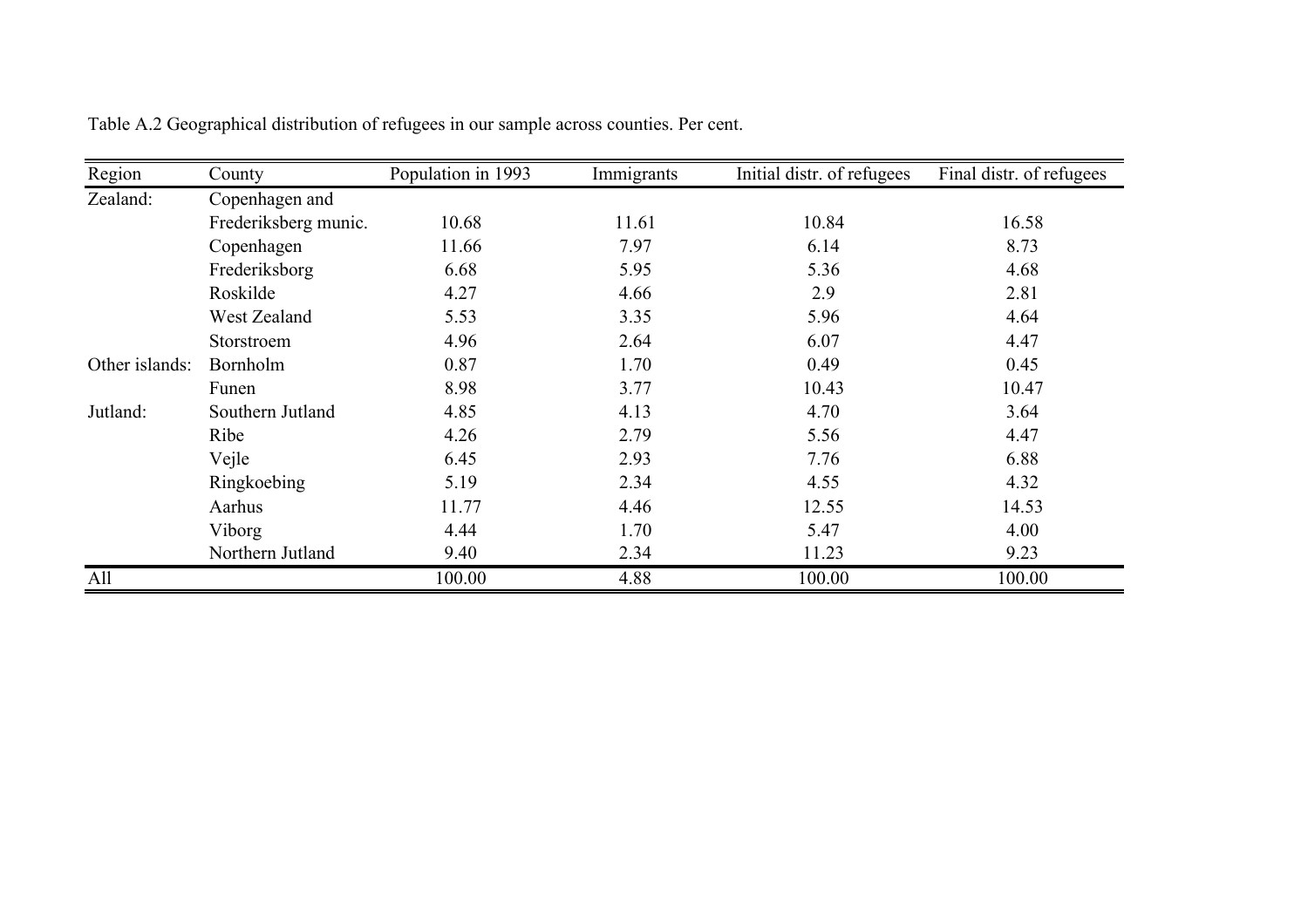Table A.2 Geographical distribution of refugees in our sample across counties. Per cent.

| Region | County | Population in 1993 | Immigrants | Initial distr. of refugees | Final distr. of refugees |
|---|---|---|---|---|---|
| Zealand: | Copenhagen and Frederiksberg munic. | 10.68 | 11.61 | 10.84 | 16.58 |
| | Copenhagen | 11.66 | 7.97 | 6.14 | 8.73 |
| | Frederiksborg | 6.68 | 5.95 | 5.36 | 4.68 |
| | Roskilde | 4.27 | 4.66 | 2.9 | 2.81 |
| | West Zealand | 5.53 | 3.35 | 5.96 | 4.64 |
| | Storstroem | 4.96 | 2.64 | 6.07 | 4.47 |
| Other islands: | Bornholm | 0.87 | 1.70 | 0.49 | 0.45 |
| | Funen | 8.98 | 3.77 | 10.43 | 10.47 |
| Jutland: | Southern Jutland | 4.85 | 4.13 | 4.70 | 3.64 |
| | Ribe | 4.26 | 2.79 | 5.56 | 4.47 |
| | Vejle | 6.45 | 2.93 | 7.76 | 6.88 |
| | Ringkoebing | 5.19 | 2.34 | 4.55 | 4.32 |
| | Aarhus | 11.77 | 4.46 | 12.55 | 14.53 |
| | Viborg | 4.44 | 1.70 | 5.47 | 4.00 |
| | Northern Jutland | 9.40 | 2.34 | 11.23 | 9.23 |
| All | | 100.00 | 4.88 | 100.00 | 100.00 |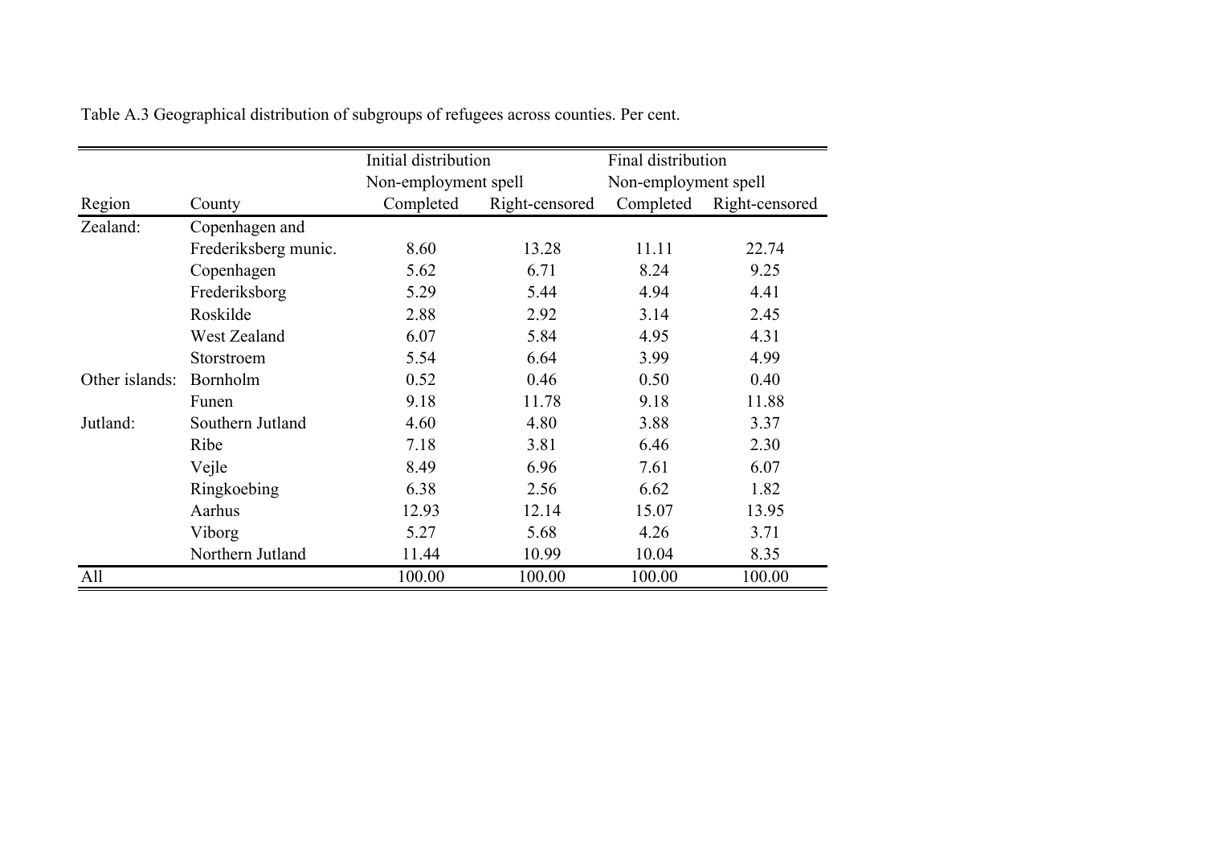Table A.3 Geographical distribution of subgroups of refugees across counties. Per cent.

| Region | County | Initial distribution Non-employment spell Completed | Initial distribution Non-employment spell Right-censored | Final distribution Non-employment spell Completed | Final distribution Non-employment spell Right-censored |
|---|---|---|---|---|---|
| Zealand: | Copenhagen and Frederiksberg munic. | 8.60 | 13.28 | 11.11 | 22.74 |
| | Copenhagen | 5.62 | 6.71 | 8.24 | 9.25 |
| | Frederiksborg | 5.29 | 5.44 | 4.94 | 4.41 |
| | Roskilde | 2.88 | 2.92 | 3.14 | 2.45 |
| | West Zealand | 6.07 | 5.84 | 4.95 | 4.31 |
| | Storstroem | 5.54 | 6.64 | 3.99 | 4.99 |
| Other islands: | Bornholm | 0.52 | 0.46 | 0.50 | 0.40 |
| | Funen | 9.18 | 11.78 | 9.18 | 11.88 |
| Jutland: | Southern Jutland | 4.60 | 4.80 | 3.88 | 3.37 |
| | Ribe | 7.18 | 3.81 | 6.46 | 2.30 |
| | Vejle | 8.49 | 6.96 | 7.61 | 6.07 |
| | Ringkoebing | 6.38 | 2.56 | 6.62 | 1.82 |
| | Aarhus | 12.93 | 12.14 | 15.07 | 13.95 |
| | Viborg | 5.27 | 5.68 | 4.26 | 3.71 |
| | Northern Jutland | 11.44 | 10.99 | 10.04 | 8.35 |
| All | | 100.00 | 100.00 | 100.00 | 100.00 |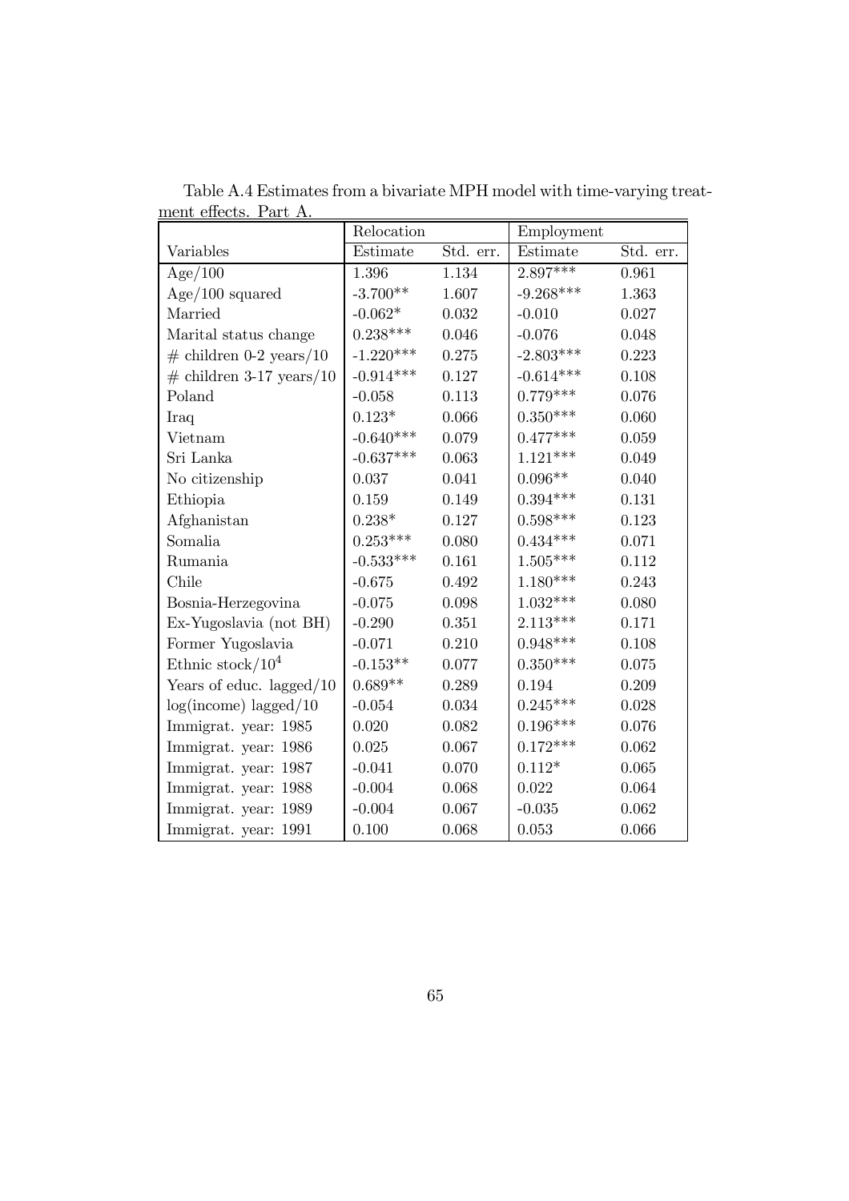Table A.4 Estimates from a bivariate MPH model with time-varying treatment effects. Part A.

| | Relocation | | Employment | |
|---|---|---|---|---|
| Variables | Estimate | Std. err. | Estimate | Std. err. |
| Age/100 | 1.396 | 1.134 | 2.897*** | 0.961 |
| Age/100 squared | -3.700** | 1.607 | -9.268*** | 1.363 |
| Married | -0.062* | 0.032 | -0.010 | 0.027 |
| Marital status change | 0.238*** | 0.046 | -0.076 | 0.048 |
| # children 0-2 years/10 | -1.220*** | 0.275 | -2.803*** | 0.223 |
| # children 3-17 years/10 | -0.914*** | 0.127 | -0.614*** | 0.108 |
| Poland | -0.058 | 0.113 | 0.779*** | 0.076 |
| Iraq | 0.123* | 0.066 | 0.350*** | 0.060 |
| Vietnam | -0.640*** | 0.079 | 0.477*** | 0.059 |
| Sri Lanka | -0.637*** | 0.063 | 1.121*** | 0.049 |
| No citizenship | 0.037 | 0.041 | 0.096** | 0.040 |
| Ethiopia | 0.159 | 0.149 | 0.394*** | 0.131 |
| Afghanistan | 0.238* | 0.127 | 0.598*** | 0.123 |
| Somalia | 0.253*** | 0.080 | 0.434*** | 0.071 |
| Rumania | -0.533*** | 0.161 | 1.505*** | 0.112 |
| Chile | -0.675 | 0.492 | 1.180*** | 0.243 |
| Bosnia-Herzegovina | -0.075 | 0.098 | 1.032*** | 0.080 |
| Ex-Yugoslavia (not BH) | -0.290 | 0.351 | 2.113*** | 0.171 |
| Former Yugoslavia | -0.071 | 0.210 | 0.948*** | 0.108 |
| Ethnic stock/$10^4$ | -0.153** | 0.077 | 0.350*** | 0.075 |
| Years of educ. lagged/10 | 0.689** | 0.289 | 0.194 | 0.209 |
| log(income) lagged/10 | -0.054 | 0.034 | 0.245*** | 0.028 |
| Immigrat. year: 1985 | 0.020 | 0.082 | 0.196*** | 0.076 |
| Immigrat. year: 1986 | 0.025 | 0.067 | 0.172*** | 0.062 |
| Immigrat. year: 1987 | -0.041 | 0.070 | 0.112* | 0.065 |
| Immigrat. year: 1988 | -0.004 | 0.068 | 0.022 | 0.064 |
| Immigrat. year: 1989 | -0.004 | 0.067 | -0.035 | 0.062 |
| Immigrat. year: 1991 | 0.100 | 0.068 | 0.053 | 0.066 |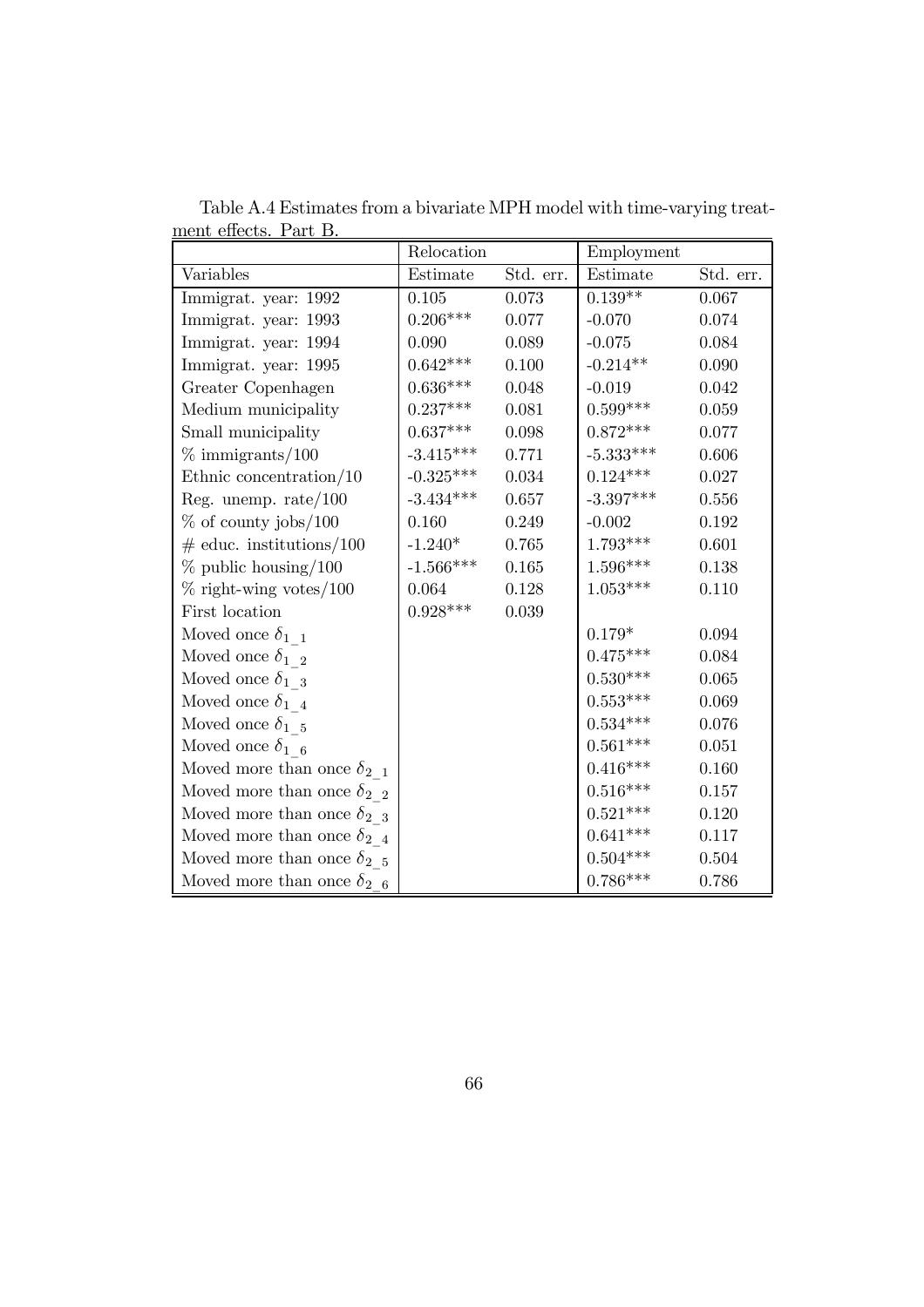Table A.4 Estimates from a bivariate MPH model with time-varying treatment effects. Part B.

| | Relocation | | Employment | |
|---|---|---|---|---|
| Variables | Estimate | Std. err. | Estimate | Std. err. |
| Immigrat. year: 1992 | 0.105 | 0.073 | 0.139** | 0.067 |
| Immigrat. year: 1993 | 0.206*** | 0.077 | -0.070 | 0.074 |
| Immigrat. year: 1994 | 0.090 | 0.089 | -0.075 | 0.084 |
| Immigrat. year: 1995 | 0.642*** | 0.100 | -0.214** | 0.090 |
| Greater Copenhagen | 0.636*** | 0.048 | -0.019 | 0.042 |
| Medium municipality | 0.237*** | 0.081 | 0.599*** | 0.059 |
| Small municipality | 0.637*** | 0.098 | 0.872*** | 0.077 |
| % immigrants/100 | -3.415*** | 0.771 | -5.333*** | 0.606 |
| Ethnic concentration/10 | -0.325*** | 0.034 | 0.124*** | 0.027 |
| Reg. unemp. rate/100 | -3.434*** | 0.657 | -3.397*** | 0.556 |
| % of county jobs/100 | 0.160 | 0.249 | -0.002 | 0.192 |
| # educ. institutions/100 | -1.240* | 0.765 | 1.793*** | 0.601 |
| % public housing/100 | -1.566*** | 0.165 | 1.596*** | 0.138 |
| % right-wing votes/100 | 0.064 | 0.128 | 1.053*** | 0.110 |
| First location | 0.928*** | 0.039 | | |
| Moved once $\delta_{1\_1}$ | | | 0.179* | 0.094 |
| Moved once $\delta_{1\_2}$ | | | 0.475*** | 0.084 |
| Moved once $\delta_{1\_3}$ | | | 0.530*** | 0.065 |
| Moved once $\delta_{1\_4}$ | | | 0.553*** | 0.069 |
| Moved once $\delta_{1\_5}$ | | | 0.534*** | 0.076 |
| Moved once $\delta_{1\_6}$ | | | 0.561*** | 0.051 |
| Moved more than once $\delta_{2\_1}$ | | | 0.416*** | 0.160 |
| Moved more than once $\delta_{2\_2}$ | | | 0.516*** | 0.157 |
| Moved more than once $\delta_{2\_3}$ | | | 0.521*** | 0.120 |
| Moved more than once $\delta_{2\_4}$ | | | 0.641*** | 0.117 |
| Moved more than once $\delta_{2\_5}$ | | | 0.504*** | 0.504 |
| Moved more than once $\delta_{2\_6}$ | | | 0.786*** | 0.786 |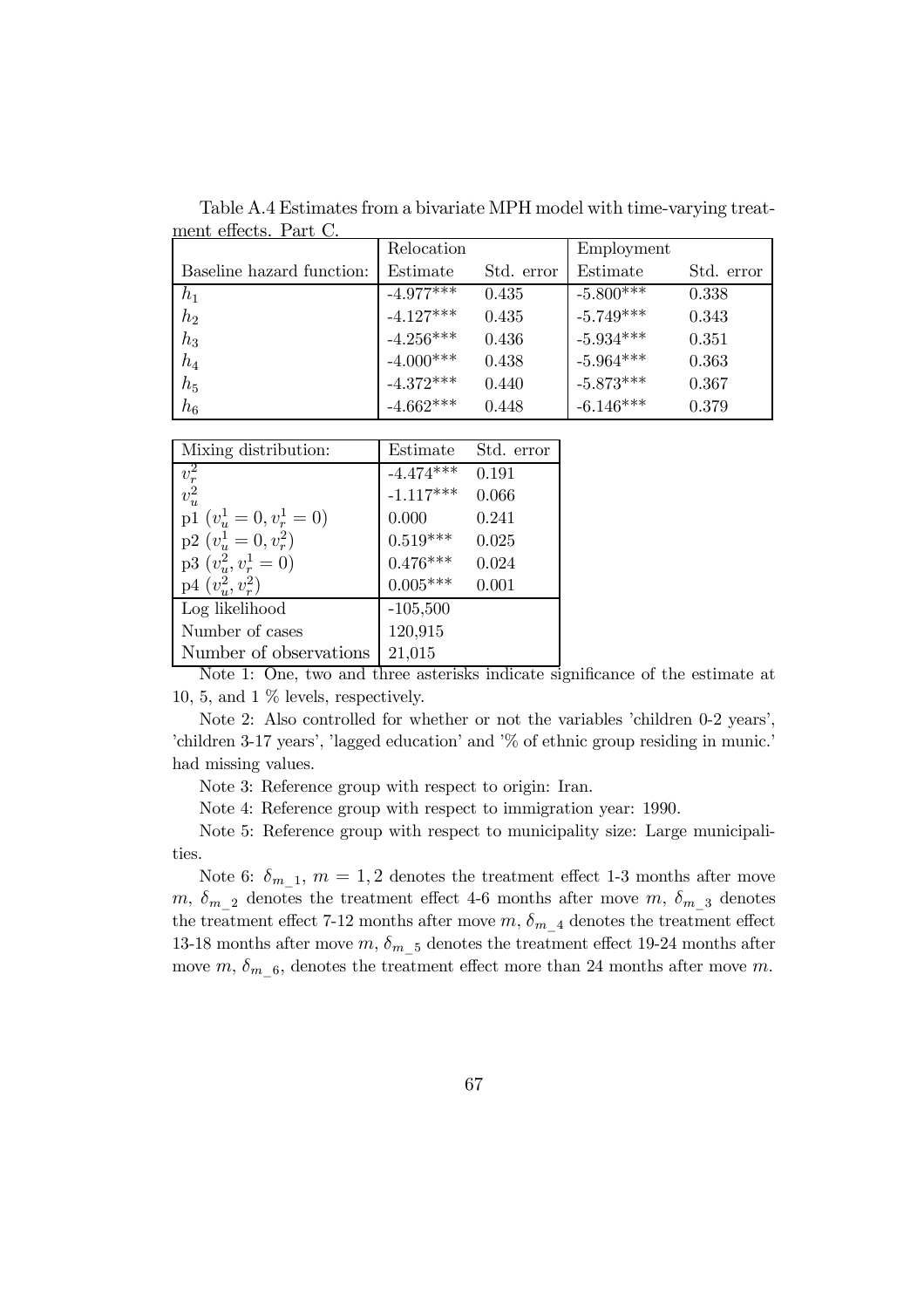Table A.4 Estimates from a bivariate MPH model with time-varying treatment effects. Part C.

| | Relocation | | Employment | |
|---|---|---|---|---|
| Baseline hazard function: | Estimate | Std. error | Estimate | Std. error |
| $h_1$ | -4.977*** | 0.435 | -5.800*** | 0.338 |
| $h_2$ | -4.127*** | 0.435 | -5.749*** | 0.343 |
| $h_3$ | -4.256*** | 0.436 | -5.934*** | 0.351 |
| $h_4$ | -4.000*** | 0.438 | -5.964*** | 0.363 |
| $h_5$ | -4.372*** | 0.440 | -5.873*** | 0.367 |
| $h_6$ | -4.662*** | 0.448 | -6.146*** | 0.379 |

| Mixing distribution: | Estimate | Std. error |
|---|---|---|
| $v_r^2$ | -4.474*** | 0.191 |
| $v_u^2$ | -1.117*** | 0.066 |
| p1 $(v_u^1 = 0, v_r^1 = 0)$ | 0.000 | 0.241 |
| p2 $(v_u^1 = 0, v_r^2)$ | 0.519*** | 0.025 |
| p3 $(v_u^2, v_r^1 = 0)$ | 0.476*** | 0.024 |
| p4 $(v_u^2, v_r^2)$ | 0.005*** | 0.001 |
| Log likelihood | -105,500 | |
| Number of cases | 120,915 | |
| Number of observations | 21,015 | |

Note 1: One, two and three asterisks indicate significance of the estimate at 10, 5, and 1 % levels, respectively.

Note 2: Also controlled for whether or not the variables 'children 0-2 years', 'children 3-17 years', 'lagged education' and '% of ethnic group residing in munic.' had missing values.

Note 3: Reference group with respect to origin: Iran.

Note 4: Reference group with respect to immigration year: 1990.

Note 5: Reference group with respect to municipality size: Large municipalities.

Note 6: $\delta_{m\_1}$, $m = 1, 2$ denotes the treatment effect 1-3 months after move $m$, $\delta_{m\_2}$ denotes the treatment effect 4-6 months after move $m$, $\delta_{m\_3}$ denotes the treatment effect 7-12 months after move $m$, $\delta_{m\_4}$ denotes the treatment effect 13-18 months after move $m$, $\delta_{m\_5}$ denotes the treatment effect 19-24 months after move $m$, $\delta_{m\_6}$, denotes the treatment effect more than 24 months after move $m$.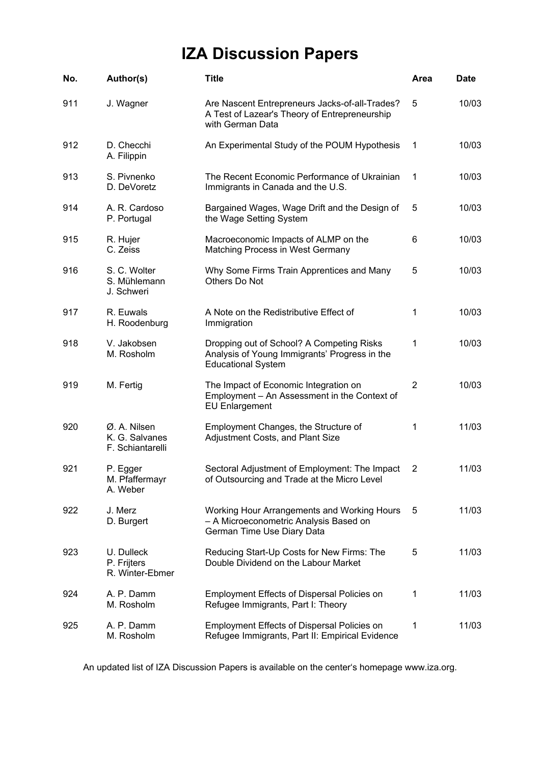# IZA Discussion Papers

| No. | Author(s) | Title | Area | Date |
|---|---|---|---|---|
| 911 | J. Wagner | Are Nascent Entrepreneurs Jacks-of-all-Trades? A Test of Lazear's Theory of Entrepreneurship with German Data | 5 | 10/03 |
| 912 | D. Checchi<br>A. Filippin | An Experimental Study of the POUM Hypothesis | 1 | 10/03 |
| 913 | S. Pivnenko<br>D. DeVoretz | The Recent Economic Performance of Ukrainian Immigrants in Canada and the U.S. | 1 | 10/03 |
| 914 | A. R. Cardoso<br>P. Portugal | Bargained Wages, Wage Drift and the Design of the Wage Setting System | 5 | 10/03 |
| 915 | R. Hujer<br>C. Zeiss | Macroeconomic Impacts of ALMP on the Matching Process in West Germany | 6 | 10/03 |
| 916 | S. C. Wolter<br>S. Mühlemann<br>J. Schweri | Why Some Firms Train Apprentices and Many Others Do Not | 5 | 10/03 |
| 917 | R. Euwals<br>H. Roodenburg | A Note on the Redistributive Effect of Immigration | 1 | 10/03 |
| 918 | V. Jakobsen<br>M. Rosholm | Dropping out of School? A Competing Risks Analysis of Young Immigrants' Progress in the Educational System | 1 | 10/03 |
| 919 | M. Fertig | The Impact of Economic Integration on Employment – An Assessment in the Context of EU Enlargement | 2 | 10/03 |
| 920 | Ø. A. Nilsen<br>K. G. Salvanes<br>F. Schiantarelli | Employment Changes, the Structure of Adjustment Costs, and Plant Size | 1 | 11/03 |
| 921 | P. Egger<br>M. Pfaffermayr<br>A. Weber | Sectoral Adjustment of Employment: The Impact of Outsourcing and Trade at the Micro Level | 2 | 11/03 |
| 922 | J. Merz<br>D. Burgert | Working Hour Arrangements and Working Hours – A Microeconometric Analysis Based on German Time Use Diary Data | 5 | 11/03 |
| 923 | U. Dulleck<br>P. Frijters<br>R. Winter-Ebmer | Reducing Start-Up Costs for New Firms: The Double Dividend on the Labour Market | 5 | 11/03 |
| 924 | A. P. Damm<br>M. Rosholm | Employment Effects of Dispersal Policies on Refugee Immigrants, Part I: Theory | 1 | 11/03 |
| 925 | A. P. Damm<br>M. Rosholm | Employment Effects of Dispersal Policies on Refugee Immigrants, Part II: Empirical Evidence | 1 | 11/03 |

An updated list of IZA Discussion Papers is available on the center's homepage www.iza.org.